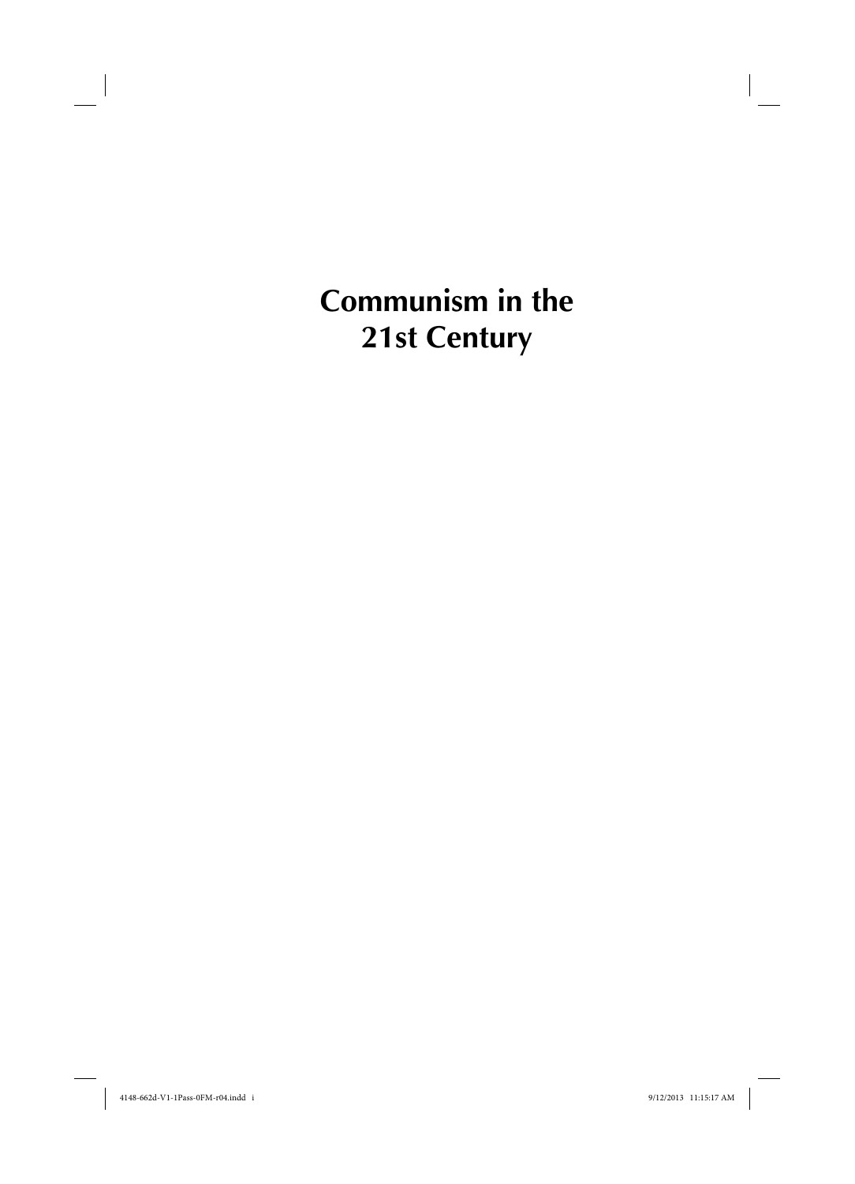# Communism in the 21st Century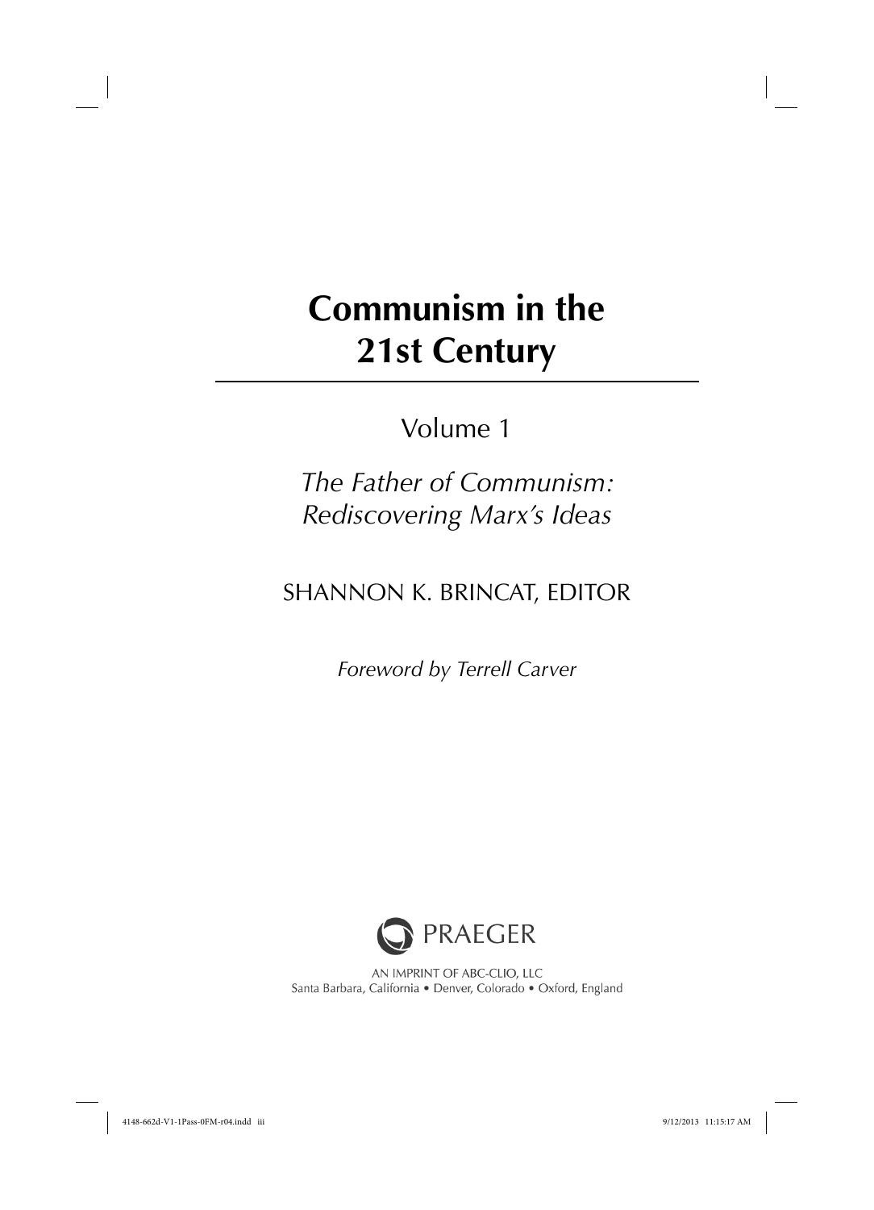# Communism in the 21st Century

Volume 1

*The Father of Communism: Rediscovering Marx's Ideas*

SHANNON K. BRINCAT, EDITOR

*Foreword by Terrell Carver*

PRAEGER

AN IMPRINT OF ABC-CLIO, LLC
Santa Barbara, California • Denver, Colorado • Oxford, England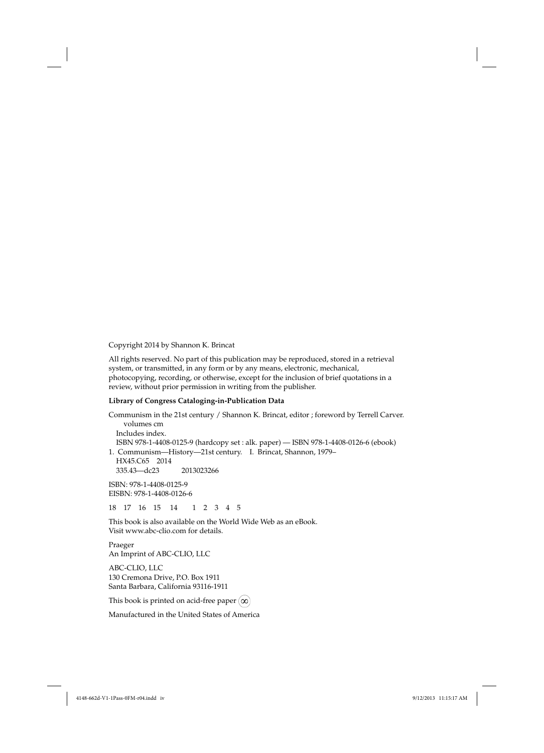Copyright 2014 by Shannon K. Brincat

All rights reserved. No part of this publication may be reproduced, stored in a retrieval system, or transmitted, in any form or by any means, electronic, mechanical, photocopying, recording, or otherwise, except for the inclusion of brief quotations in a review, without prior permission in writing from the publisher.

**Library of Congress Cataloging-in-Publication Data**

Communism in the 21st century / Shannon K. Brincat, editor ; foreword by Terrell Carver.
volumes cm
Includes index.
ISBN 978-1-4408-0125-9 (hardcopy set : alk. paper) — ISBN 978-1-4408-0126-6 (ebook)
1. Communism—History—21st century. I. Brincat, Shannon, 1979–
HX45.C65 2014
335.43—dc23 2013023266

ISBN: 978-1-4408-0125-9
EISBN: 978-1-4408-0126-6

18 17 16 15 14 1 2 3 4 5

This book is also available on the World Wide Web as an eBook.
Visit www.abc-clio.com for details.

Praeger
An Imprint of ABC-CLIO, LLC

ABC-CLIO, LLC
130 Cremona Drive, P.O. Box 1911
Santa Barbara, California 93116-1911

This book is printed on acid-free paper ♾

Manufactured in the United States of America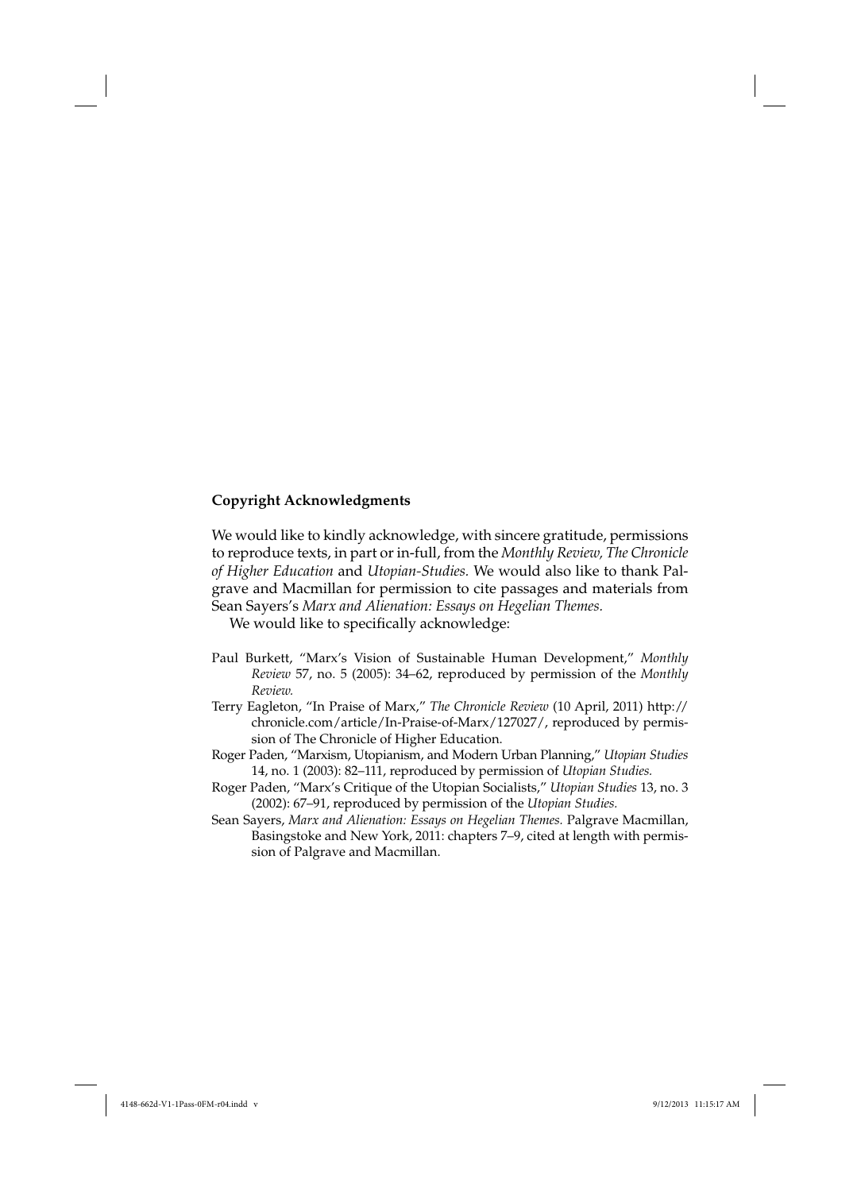## Copyright Acknowledgments

We would like to kindly acknowledge, with sincere gratitude, permissions to reproduce texts, in part or in-full, from the *Monthly Review, The Chronicle of Higher Education* and *Utopian-Studies.* We would also like to thank Palgrave and Macmillan for permission to cite passages and materials from Sean Sayers's *Marx and Alienation: Essays on Hegelian Themes.*

We would like to specifically acknowledge:

Paul Burkett, "Marx's Vision of Sustainable Human Development," *Monthly Review* 57, no. 5 (2005): 34–62, reproduced by permission of the *Monthly Review.*

Terry Eagleton, "In Praise of Marx," *The Chronicle Review* (10 April, 2011) http://chronicle.com/article/In-Praise-of-Marx/127027/, reproduced by permission of The Chronicle of Higher Education.

Roger Paden, "Marxism, Utopianism, and Modern Urban Planning," *Utopian Studies* 14, no. 1 (2003): 82–111, reproduced by permission of *Utopian Studies.*

Roger Paden, "Marx's Critique of the Utopian Socialists," *Utopian Studies* 13, no. 3 (2002): 67–91, reproduced by permission of the *Utopian Studies.*

Sean Sayers, *Marx and Alienation: Essays on Hegelian Themes.* Palgrave Macmillan, Basingstoke and New York, 2011: chapters 7–9, cited at length with permission of Palgrave and Macmillan.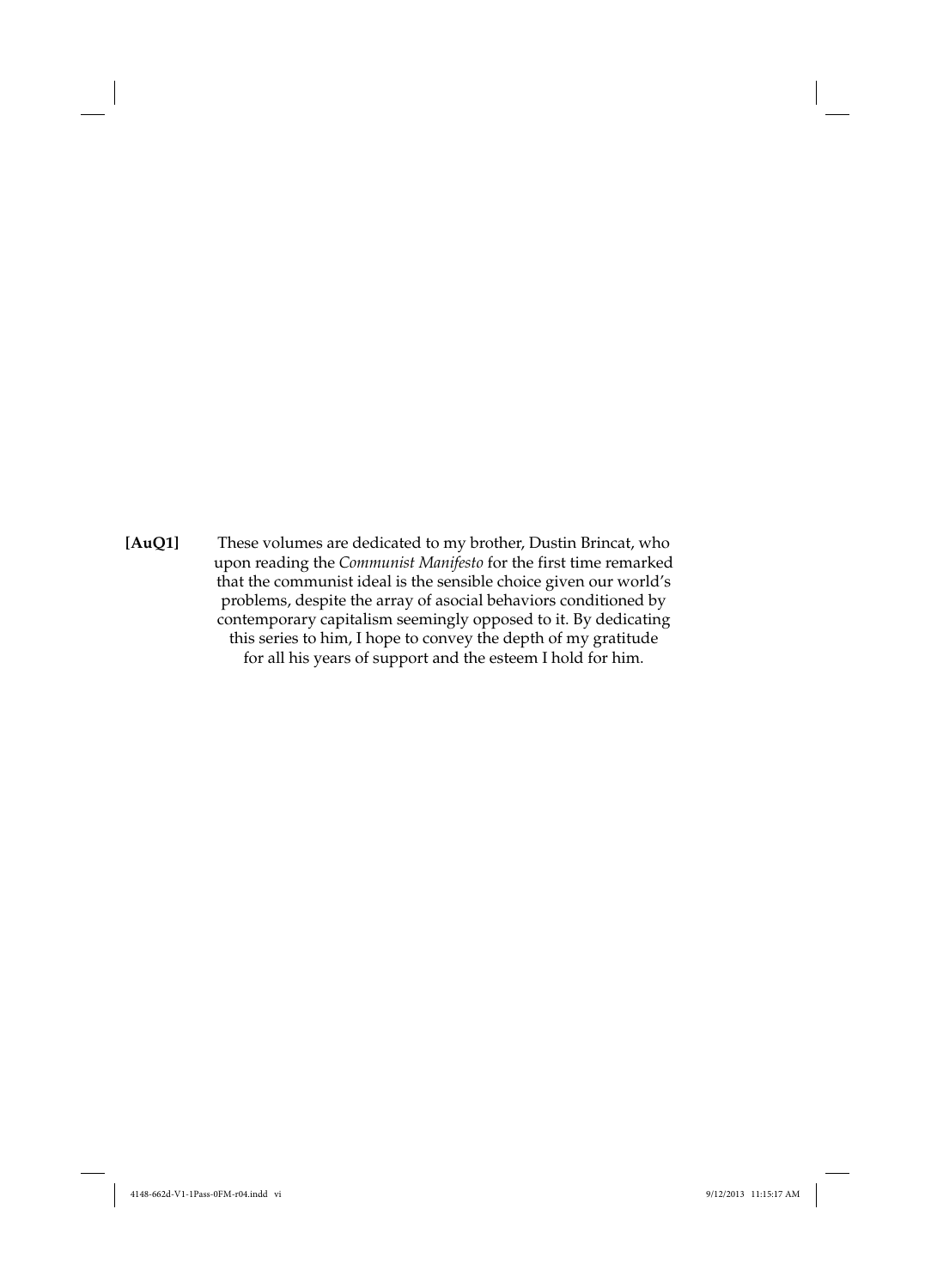[AuQ1] These volumes are dedicated to my brother, Dustin Brincat, who upon reading the *Communist Manifesto* for the first time remarked that the communist ideal is the sensible choice given our world's problems, despite the array of asocial behaviors conditioned by contemporary capitalism seemingly opposed to it. By dedicating this series to him, I hope to convey the depth of my gratitude for all his years of support and the esteem I hold for him.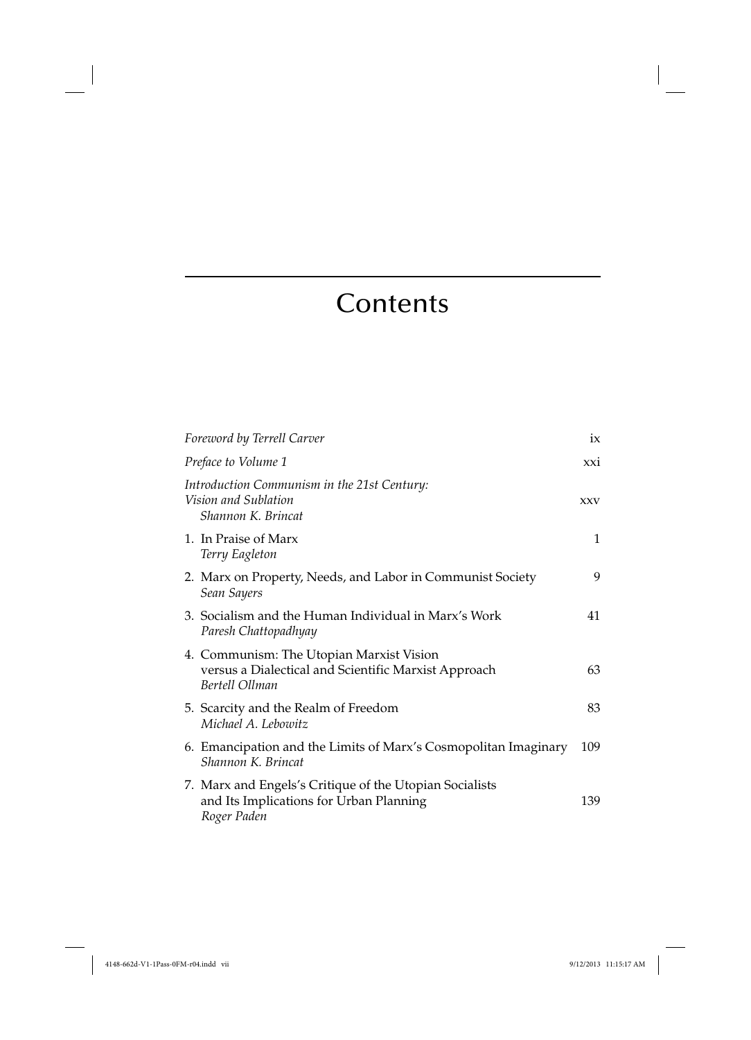# Contents

*Foreword by Terrell Carver* ix

*Preface to Volume 1* xxi

*Introduction Communism in the 21st Century: Vision and Sublation* xxv
*Shannon K. Brincat*

1. In Praise of Marx 1
   *Terry Eagleton*
2. Marx on Property, Needs, and Labor in Communist Society 9
   *Sean Sayers*
3. Socialism and the Human Individual in Marx's Work 41
   *Paresh Chattopadhyay*
4. Communism: The Utopian Marxist Vision versus a Dialectical and Scientific Marxist Approach 63
   *Bertell Ollman*
5. Scarcity and the Realm of Freedom 83
   *Michael A. Lebowitz*
6. Emancipation and the Limits of Marx's Cosmopolitan Imaginary 109
   *Shannon K. Brincat*
7. Marx and Engels's Critique of the Utopian Socialists and Its Implications for Urban Planning 139
   *Roger Paden*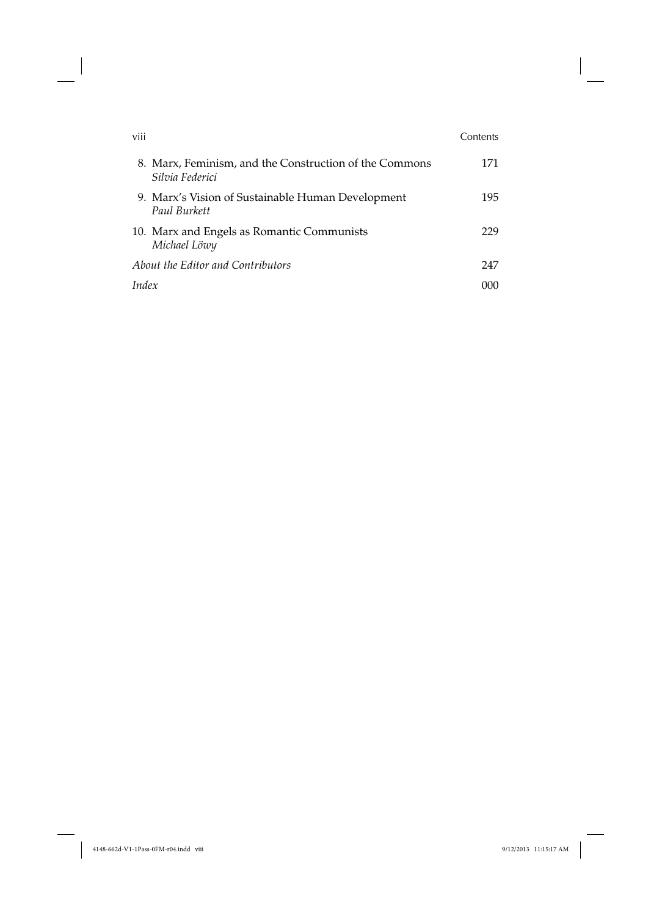8. Marx, Feminism, and the Construction of the Commons — 171
*Silvia Federici*

9. Marx's Vision of Sustainable Human Development — 195
*Paul Burkett*

10. Marx and Engels as Romantic Communists — 229
*Michael Löwy*

*About the Editor and Contributors* — 247

*Index* — 000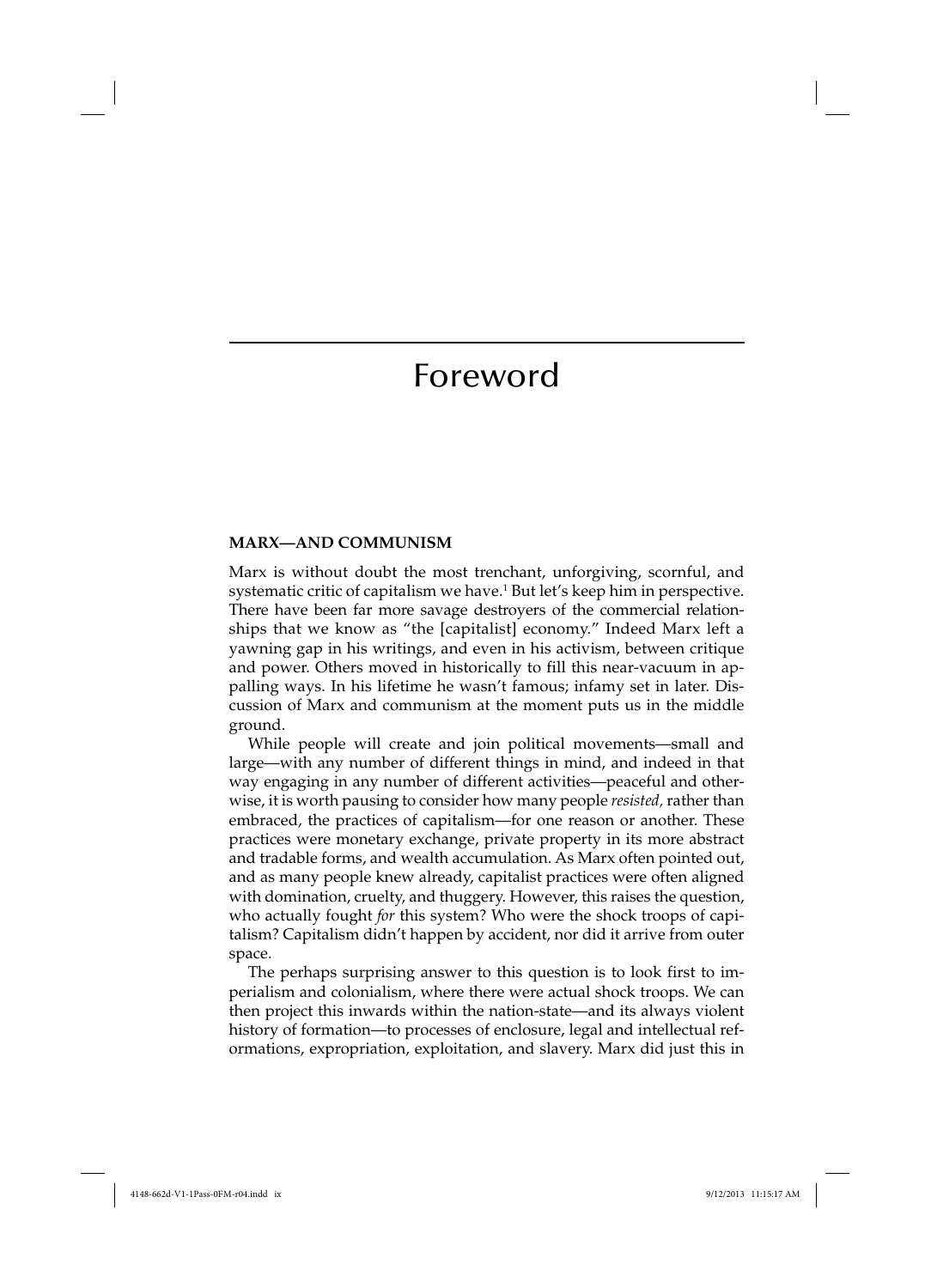# Foreword

## MARX—AND COMMUNISM

Marx is without doubt the most trenchant, unforgiving, scornful, and systematic critic of capitalism we have.[1] But let's keep him in perspective. There have been far more savage destroyers of the commercial relationships that we know as "the [capitalist] economy." Indeed Marx left a yawning gap in his writings, and even in his activism, between critique and power. Others moved in historically to fill this near-vacuum in appalling ways. In his lifetime he wasn't famous; infamy set in later. Discussion of Marx and communism at the moment puts us in the middle ground.

While people will create and join political movements—small and large—with any number of different things in mind, and indeed in that way engaging in any number of different activities—peaceful and otherwise, it is worth pausing to consider how many people *resisted,* rather than embraced, the practices of capitalism—for one reason or another. These practices were monetary exchange, private property in its more abstract and tradable forms, and wealth accumulation. As Marx often pointed out, and as many people knew already, capitalist practices were often aligned with domination, cruelty, and thuggery. However, this raises the question, who actually fought *for* this system? Who were the shock troops of capitalism? Capitalism didn't happen by accident, nor did it arrive from outer space.

The perhaps surprising answer to this question is to look first to imperialism and colonialism, where there were actual shock troops. We can then project this inwards within the nation-state—and its always violent history of formation—to processes of enclosure, legal and intellectual reformations, expropriation, exploitation, and slavery. Marx did just this in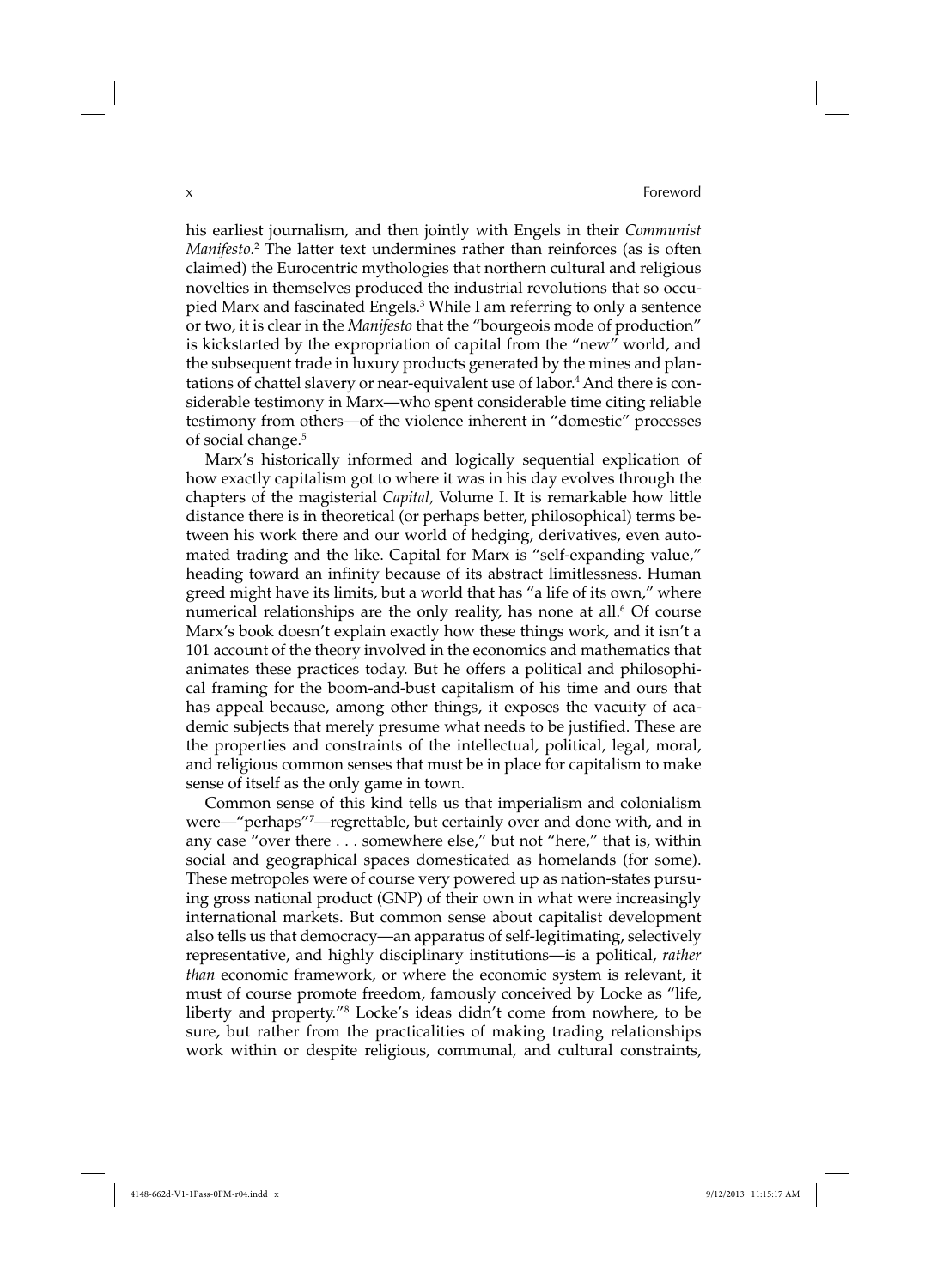his earliest journalism, and then jointly with Engels in their *Communist Manifesto*.[2] The latter text undermines rather than reinforces (as is often claimed) the Eurocentric mythologies that northern cultural and religious novelties in themselves produced the industrial revolutions that so occupied Marx and fascinated Engels.[3] While I am referring to only a sentence or two, it is clear in the *Manifesto* that the "bourgeois mode of production" is kickstarted by the expropriation of capital from the "new" world, and the subsequent trade in luxury products generated by the mines and plantations of chattel slavery or near-equivalent use of labor.[4] And there is considerable testimony in Marx—who spent considerable time citing reliable testimony from others—of the violence inherent in "domestic" processes of social change.[5]

Marx's historically informed and logically sequential explication of how exactly capitalism got to where it was in his day evolves through the chapters of the magisterial *Capital,* Volume I. It is remarkable how little distance there is in theoretical (or perhaps better, philosophical) terms between his work there and our world of hedging, derivatives, even automated trading and the like. Capital for Marx is "self-expanding value," heading toward an infinity because of its abstract limitlessness. Human greed might have its limits, but a world that has "a life of its own," where numerical relationships are the only reality, has none at all.[6] Of course Marx's book doesn't explain exactly how these things work, and it isn't a 101 account of the theory involved in the economics and mathematics that animates these practices today. But he offers a political and philosophical framing for the boom-and-bust capitalism of his time and ours that has appeal because, among other things, it exposes the vacuity of academic subjects that merely presume what needs to be justified. These are the properties and constraints of the intellectual, political, legal, moral, and religious common senses that must be in place for capitalism to make sense of itself as the only game in town.

Common sense of this kind tells us that imperialism and colonialism were—"perhaps"[7]—regrettable, but certainly over and done with, and in any case "over there . . . somewhere else," but not "here," that is, within social and geographical spaces domesticated as homelands (for some). These metropoles were of course very powered up as nation-states pursuing gross national product (GNP) of their own in what were increasingly international markets. But common sense about capitalist development also tells us that democracy—an apparatus of self-legitimating, selectively representative, and highly disciplinary institutions—is a political, *rather than* economic framework, or where the economic system is relevant, it must of course promote freedom, famously conceived by Locke as "life, liberty and property."[8] Locke's ideas didn't come from nowhere, to be sure, but rather from the practicalities of making trading relationships work within or despite religious, communal, and cultural constraints,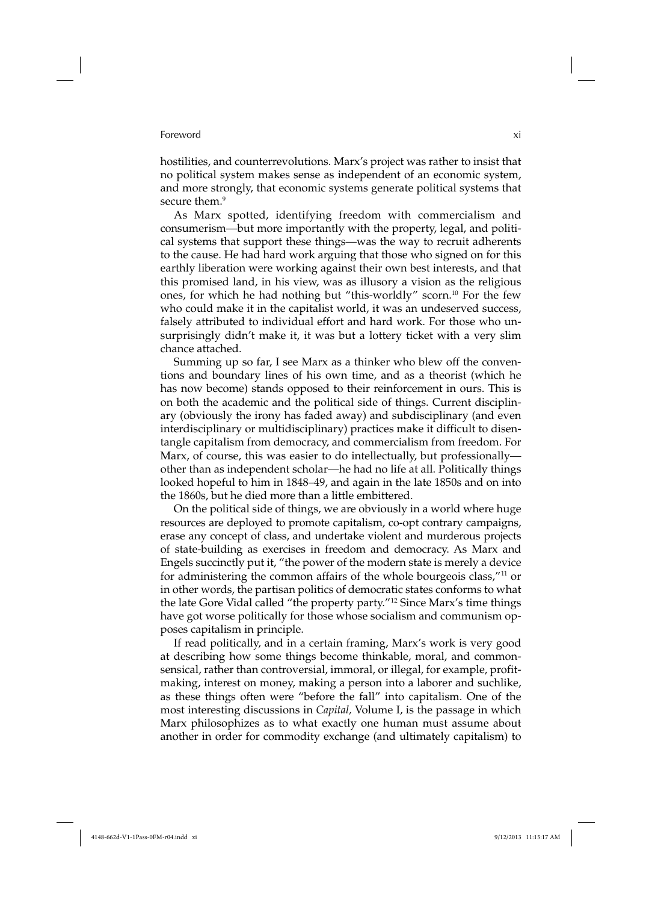hostilities, and counterrevolutions. Marx's project was rather to insist that no political system makes sense as independent of an economic system, and more strongly, that economic systems generate political systems that secure them.[9]

As Marx spotted, identifying freedom with commercialism and consumerism—but more importantly with the property, legal, and political systems that support these things—was the way to recruit adherents to the cause. He had hard work arguing that those who signed on for this earthly liberation were working against their own best interests, and that this promised land, in his view, was as illusory a vision as the religious ones, for which he had nothing but "this-worldly" scorn.[10] For the few who could make it in the capitalist world, it was an undeserved success, falsely attributed to individual effort and hard work. For those who unsurprisingly didn't make it, it was but a lottery ticket with a very slim chance attached.

Summing up so far, I see Marx as a thinker who blew off the conventions and boundary lines of his own time, and as a theorist (which he has now become) stands opposed to their reinforcement in ours. This is on both the academic and the political side of things. Current disciplinary (obviously the irony has faded away) and subdisciplinary (and even interdisciplinary or multidisciplinary) practices make it difficult to disentangle capitalism from democracy, and commercialism from freedom. For Marx, of course, this was easier to do intellectually, but professionally—other than as independent scholar—he had no life at all. Politically things looked hopeful to him in 1848–49, and again in the late 1850s and on into the 1860s, but he died more than a little embittered.

On the political side of things, we are obviously in a world where huge resources are deployed to promote capitalism, co-opt contrary campaigns, erase any concept of class, and undertake violent and murderous projects of state-building as exercises in freedom and democracy. As Marx and Engels succinctly put it, "the power of the modern state is merely a device for administering the common affairs of the whole bourgeois class,"[11] or in other words, the partisan politics of democratic states conforms to what the late Gore Vidal called "the property party."[12] Since Marx's time things have got worse politically for those whose socialism and communism opposes capitalism in principle.

If read politically, and in a certain framing, Marx's work is very good at describing how some things become thinkable, moral, and commonsensical, rather than controversial, immoral, or illegal, for example, profit-making, interest on money, making a person into a laborer and suchlike, as these things often were "before the fall" into capitalism. One of the most interesting discussions in *Capital,* Volume I, is the passage in which Marx philosophizes as to what exactly one human must assume about another in order for commodity exchange (and ultimately capitalism) to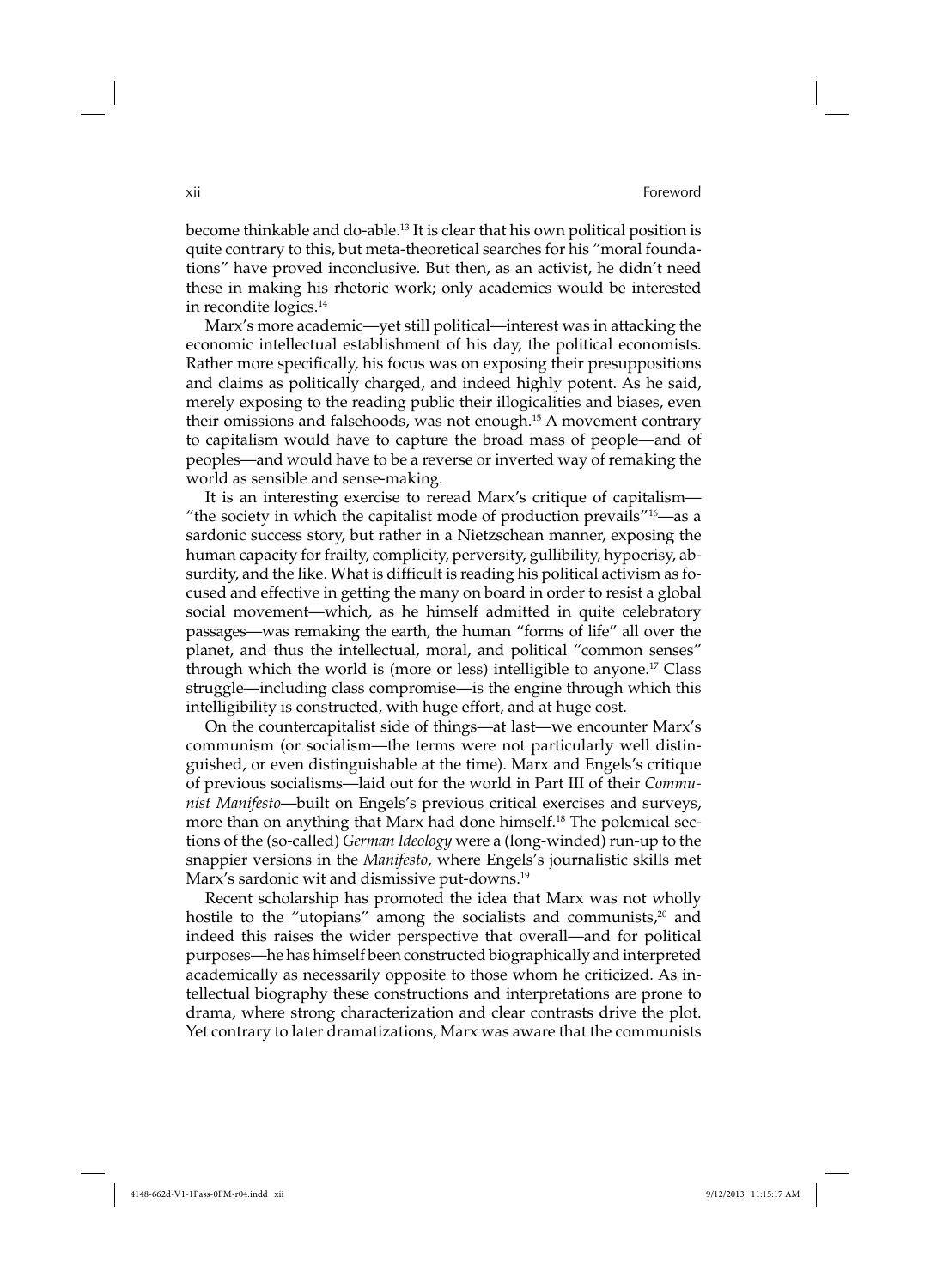become thinkable and do-able.[13] It is clear that his own political position is quite contrary to this, but meta-theoretical searches for his "moral foundations" have proved inconclusive. But then, as an activist, he didn't need these in making his rhetoric work; only academics would be interested in recondite logics.[14]

Marx's more academic—yet still political—interest was in attacking the economic intellectual establishment of his day, the political economists. Rather more specifically, his focus was on exposing their presuppositions and claims as politically charged, and indeed highly potent. As he said, merely exposing to the reading public their illogicalities and biases, even their omissions and falsehoods, was not enough.[15] A movement contrary to capitalism would have to capture the broad mass of people—and of peoples—and would have to be a reverse or inverted way of remaking the world as sensible and sense-making.

It is an interesting exercise to reread Marx's critique of capitalism—"the society in which the capitalist mode of production prevails"[16]—as a sardonic success story, but rather in a Nietzschean manner, exposing the human capacity for frailty, complicity, perversity, gullibility, hypocrisy, absurdity, and the like. What is difficult is reading his political activism as focused and effective in getting the many on board in order to resist a global social movement—which, as he himself admitted in quite celebratory passages—was remaking the earth, the human "forms of life" all over the planet, and thus the intellectual, moral, and political "common senses" through which the world is (more or less) intelligible to anyone.[17] Class struggle—including class compromise—is the engine through which this intelligibility is constructed, with huge effort, and at huge cost.

On the countercapitalist side of things—at last—we encounter Marx's communism (or socialism—the terms were not particularly well distinguished, or even distinguishable at the time). Marx and Engels's critique of previous socialisms—laid out for the world in Part III of their *Communist Manifesto*—built on Engels's previous critical exercises and surveys, more than on anything that Marx had done himself.[18] The polemical sections of the (so-called) *German Ideology* were a (long-winded) run-up to the snappier versions in the *Manifesto,* where Engels's journalistic skills met Marx's sardonic wit and dismissive put-downs.[19]

Recent scholarship has promoted the idea that Marx was not wholly hostile to the "utopians" among the socialists and communists,[20] and indeed this raises the wider perspective that overall—and for political purposes—he has himself been constructed biographically and interpreted academically as necessarily opposite to those whom he criticized. As intellectual biography these constructions and interpretations are prone to drama, where strong characterization and clear contrasts drive the plot. Yet contrary to later dramatizations, Marx was aware that the communists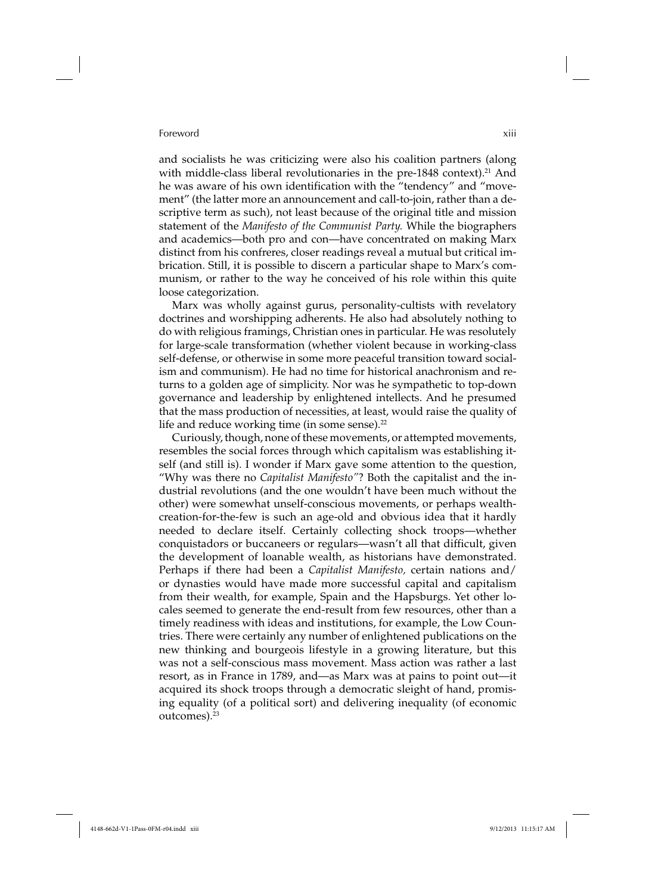and socialists he was criticizing were also his coalition partners (along with middle-class liberal revolutionaries in the pre-1848 context).[21] And he was aware of his own identification with the "tendency" and "movement" (the latter more an announcement and call-to-join, rather than a descriptive term as such), not least because of the original title and mission statement of the *Manifesto of the Communist Party.* While the biographers and academics—both pro and con—have concentrated on making Marx distinct from his confreres, closer readings reveal a mutual but critical imbrication. Still, it is possible to discern a particular shape to Marx's communism, or rather to the way he conceived of his role within this quite loose categorization.

Marx was wholly against gurus, personality-cultists with revelatory doctrines and worshipping adherents. He also had absolutely nothing to do with religious framings, Christian ones in particular. He was resolutely for large-scale transformation (whether violent because in working-class self-defense, or otherwise in some more peaceful transition toward socialism and communism). He had no time for historical anachronism and returns to a golden age of simplicity. Nor was he sympathetic to top-down governance and leadership by enlightened intellects. And he presumed that the mass production of necessities, at least, would raise the quality of life and reduce working time (in some sense).[22]

Curiously, though, none of these movements, or attempted movements, resembles the social forces through which capitalism was establishing itself (and still is). I wonder if Marx gave some attention to the question, "Why was there no *Capitalist Manifesto*"? Both the capitalist and the industrial revolutions (and the one wouldn't have been much without the other) were somewhat unself-conscious movements, or perhaps wealth-creation-for-the-few is such an age-old and obvious idea that it hardly needed to declare itself. Certainly collecting shock troops—whether conquistadors or buccaneers or regulars—wasn't all that difficult, given the development of loanable wealth, as historians have demonstrated. Perhaps if there had been a *Capitalist Manifesto,* certain nations and/or dynasties would have made more successful capital and capitalism from their wealth, for example, Spain and the Hapsburgs. Yet other locales seemed to generate the end-result from few resources, other than a timely readiness with ideas and institutions, for example, the Low Countries. There were certainly any number of enlightened publications on the new thinking and bourgeois lifestyle in a growing literature, but this was not a self-conscious mass movement. Mass action was rather a last resort, as in France in 1789, and—as Marx was at pains to point out—it acquired its shock troops through a democratic sleight of hand, promising equality (of a political sort) and delivering inequality (of economic outcomes).[23]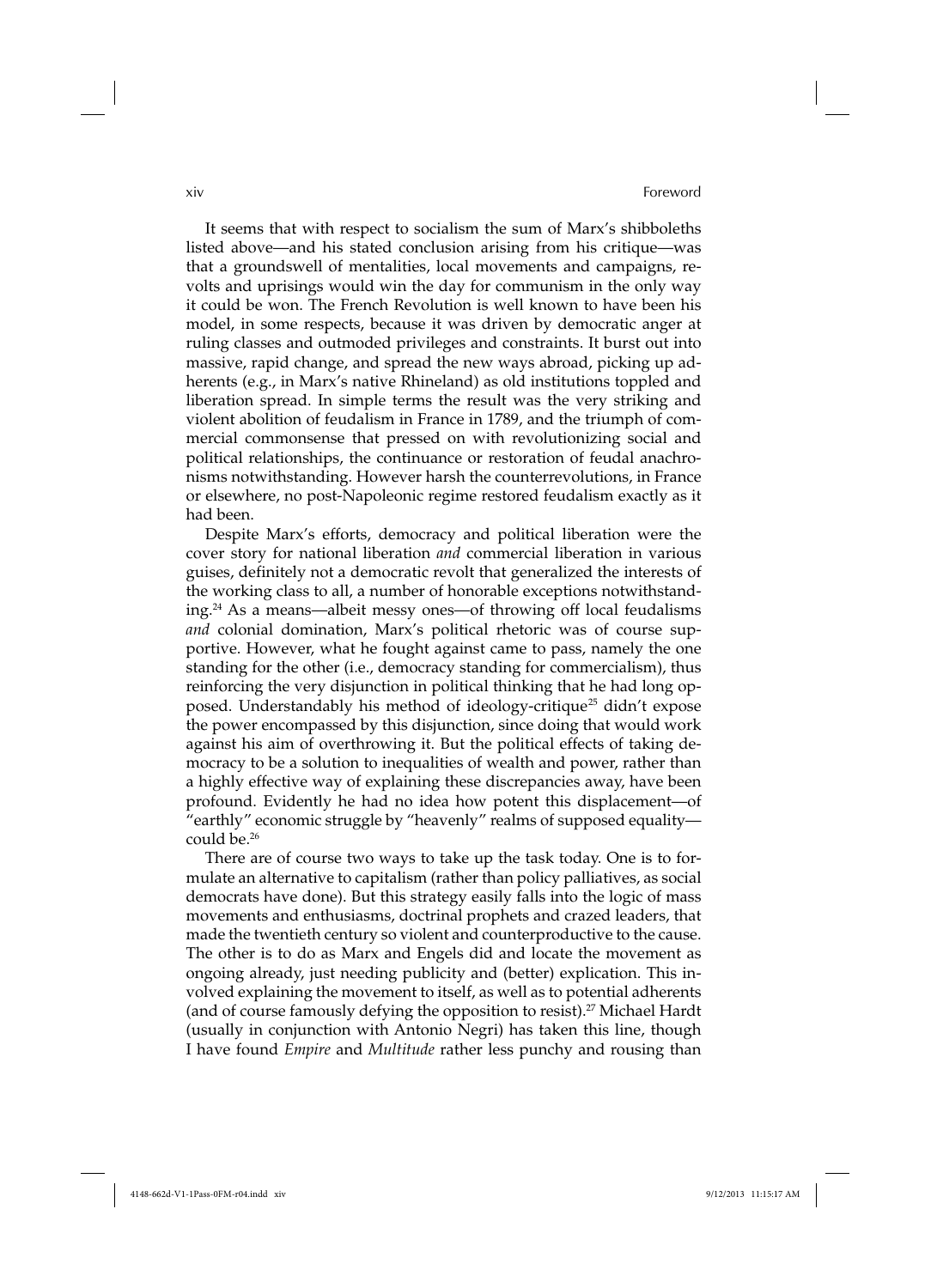It seems that with respect to socialism the sum of Marx's shibboleths listed above—and his stated conclusion arising from his critique—was that a groundswell of mentalities, local movements and campaigns, revolts and uprisings would win the day for communism in the only way it could be won. The French Revolution is well known to have been his model, in some respects, because it was driven by democratic anger at ruling classes and outmoded privileges and constraints. It burst out into massive, rapid change, and spread the new ways abroad, picking up adherents (e.g., in Marx's native Rhineland) as old institutions toppled and liberation spread. In simple terms the result was the very striking and violent abolition of feudalism in France in 1789, and the triumph of commercial commonsense that pressed on with revolutionizing social and political relationships, the continuance or restoration of feudal anachronisms notwithstanding. However harsh the counterrevolutions, in France or elsewhere, no post-Napoleonic regime restored feudalism exactly as it had been.

Despite Marx's efforts, democracy and political liberation were the cover story for national liberation *and* commercial liberation in various guises, definitely not a democratic revolt that generalized the interests of the working class to all, a number of honorable exceptions notwithstanding.[24] As a means—albeit messy ones—of throwing off local feudalisms *and* colonial domination, Marx's political rhetoric was of course supportive. However, what he fought against came to pass, namely the one standing for the other (i.e., democracy standing for commercialism), thus reinforcing the very disjunction in political thinking that he had long opposed. Understandably his method of ideology-critique[25] didn't expose the power encompassed by this disjunction, since doing that would work against his aim of overthrowing it. But the political effects of taking democracy to be a solution to inequalities of wealth and power, rather than a highly effective way of explaining these discrepancies away, have been profound. Evidently he had no idea how potent this displacement—of "earthly" economic struggle by "heavenly" realms of supposed equality—could be.[26]

There are of course two ways to take up the task today. One is to formulate an alternative to capitalism (rather than policy palliatives, as social democrats have done). But this strategy easily falls into the logic of mass movements and enthusiasms, doctrinal prophets and crazed leaders, that made the twentieth century so violent and counterproductive to the cause. The other is to do as Marx and Engels did and locate the movement as ongoing already, just needing publicity and (better) explication. This involved explaining the movement to itself, as well as to potential adherents (and of course famously defying the opposition to resist).[27] Michael Hardt (usually in conjunction with Antonio Negri) has taken this line, though I have found *Empire* and *Multitude* rather less punchy and rousing than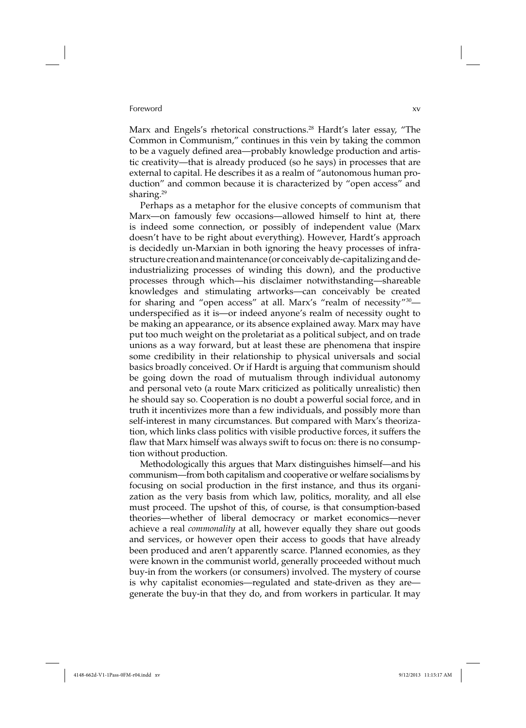Marx and Engels's rhetorical constructions.[28] Hardt's later essay, "The Common in Communism," continues in this vein by taking the common to be a vaguely defined area—probably knowledge production and artistic creativity—that is already produced (so he says) in processes that are external to capital. He describes it as a realm of "autonomous human production" and common because it is characterized by "open access" and sharing.[29]

Perhaps as a metaphor for the elusive concepts of communism that Marx—on famously few occasions—allowed himself to hint at, there is indeed some connection, or possibly of independent value (Marx doesn't have to be right about everything). However, Hardt's approach is decidedly un-Marxian in both ignoring the heavy processes of infrastructure creation and maintenance (or conceivably de-capitalizing and de-industrializing processes of winding this down), and the productive processes through which—his disclaimer notwithstanding—shareable knowledges and stimulating artworks—can conceivably be created for sharing and "open access" at all. Marx's "realm of necessity"[30]—underspecified as it is—or indeed anyone's realm of necessity ought to be making an appearance, or its absence explained away. Marx may have put too much weight on the proletariat as a political subject, and on trade unions as a way forward, but at least these are phenomena that inspire some credibility in their relationship to physical universals and social basics broadly conceived. Or if Hardt is arguing that communism should be going down the road of mutualism through individual autonomy and personal veto (a route Marx criticized as politically unrealistic) then he should say so. Cooperation is no doubt a powerful social force, and in truth it incentivizes more than a few individuals, and possibly more than self-interest in many circumstances. But compared with Marx's theorization, which links class politics with visible productive forces, it suffers the flaw that Marx himself was always swift to focus on: there is no consumption without production.

Methodologically this argues that Marx distinguishes himself—and his communism—from both capitalism and cooperative or welfare socialisms by focusing on social production in the first instance, and thus its organization as the very basis from which law, politics, morality, and all else must proceed. The upshot of this, of course, is that consumption-based theories—whether of liberal democracy or market economics—never achieve a real *commonality* at all, however equally they share out goods and services, or however open their access to goods that have already been produced and aren't apparently scarce. Planned economies, as they were known in the communist world, generally proceeded without much buy-in from the workers (or consumers) involved. The mystery of course is why capitalist economies—regulated and state-driven as they are—generate the buy-in that they do, and from workers in particular. It may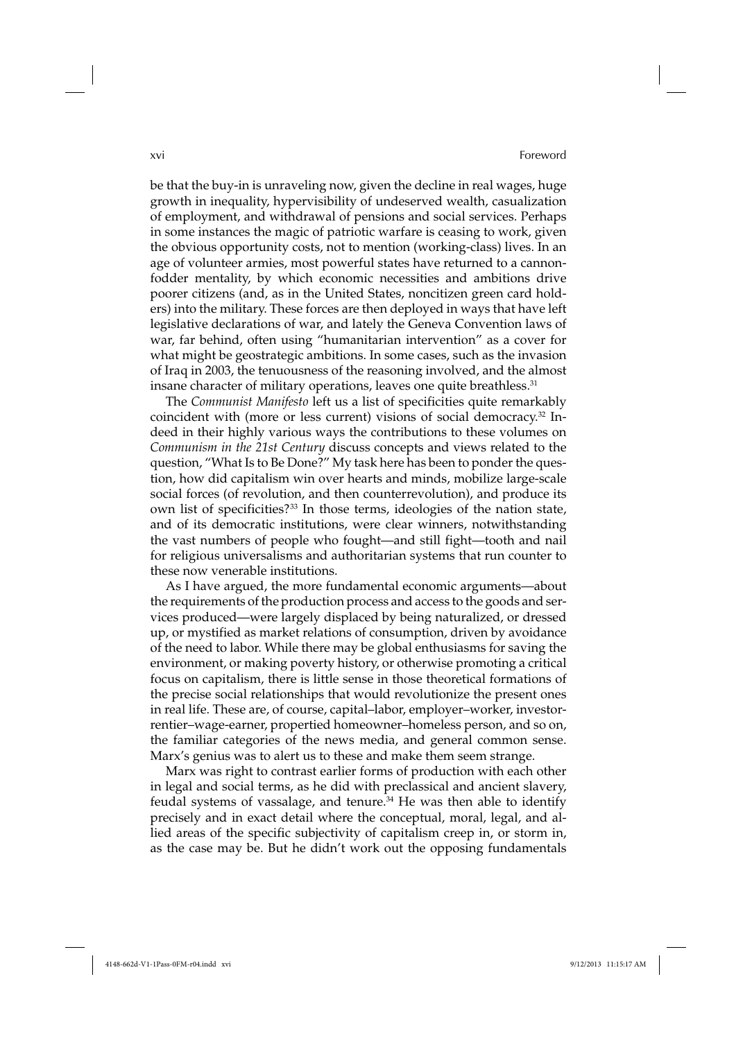be that the buy-in is unraveling now, given the decline in real wages, huge growth in inequality, hypervisibility of undeserved wealth, casualization of employment, and withdrawal of pensions and social services. Perhaps in some instances the magic of patriotic warfare is ceasing to work, given the obvious opportunity costs, not to mention (working-class) lives. In an age of volunteer armies, most powerful states have returned to a cannon-fodder mentality, by which economic necessities and ambitions drive poorer citizens (and, as in the United States, noncitizen green card holders) into the military. These forces are then deployed in ways that have left legislative declarations of war, and lately the Geneva Convention laws of war, far behind, often using "humanitarian intervention" as a cover for what might be geostrategic ambitions. In some cases, such as the invasion of Iraq in 2003, the tenuousness of the reasoning involved, and the almost insane character of military operations, leaves one quite breathless.[31]

The *Communist Manifesto* left us a list of specificities quite remarkably coincident with (more or less current) visions of social democracy.[32] Indeed in their highly various ways the contributions to these volumes on *Communism in the 21st Century* discuss concepts and views related to the question, "What Is to Be Done?" My task here has been to ponder the question, how did capitalism win over hearts and minds, mobilize large-scale social forces (of revolution, and then counterrevolution), and produce its own list of specificities?[33] In those terms, ideologies of the nation state, and of its democratic institutions, were clear winners, notwithstanding the vast numbers of people who fought—and still fight—tooth and nail for religious universalisms and authoritarian systems that run counter to these now venerable institutions.

As I have argued, the more fundamental economic arguments—about the requirements of the production process and access to the goods and services produced—were largely displaced by being naturalized, or dressed up, or mystified as market relations of consumption, driven by avoidance of the need to labor. While there may be global enthusiasms for saving the environment, or making poverty history, or otherwise promoting a critical focus on capitalism, there is little sense in those theoretical formations of the precise social relationships that would revolutionize the present ones in real life. These are, of course, capital–labor, employer–worker, investor-rentier–wage-earner, propertied homeowner–homeless person, and so on, the familiar categories of the news media, and general common sense. Marx's genius was to alert us to these and make them seem strange.

Marx was right to contrast earlier forms of production with each other in legal and social terms, as he did with preclassical and ancient slavery, feudal systems of vassalage, and tenure.[34] He was then able to identify precisely and in exact detail where the conceptual, moral, legal, and allied areas of the specific subjectivity of capitalism creep in, or storm in, as the case may be. But he didn't work out the opposing fundamentals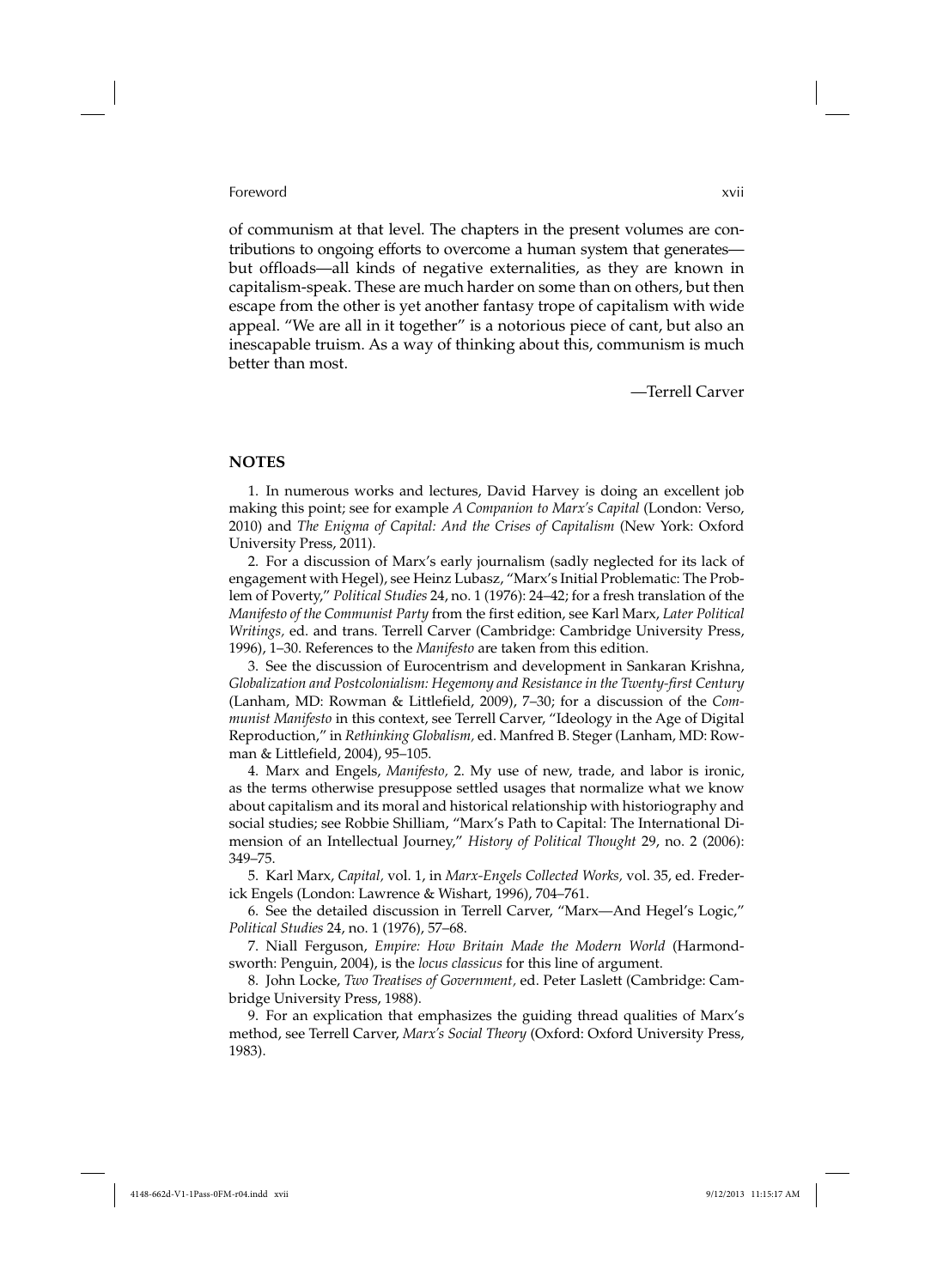of communism at that level. The chapters in the present volumes are contributions to ongoing efforts to overcome a human system that generates—but offloads—all kinds of negative externalities, as they are known in capitalism-speak. These are much harder on some than on others, but then escape from the other is yet another fantasy trope of capitalism with wide appeal. "We are all in it together" is a notorious piece of cant, but also an inescapable truism. As a way of thinking about this, communism is much better than most.

—Terrell Carver

## NOTES

1. In numerous works and lectures, David Harvey is doing an excellent job making this point; see for example *A Companion to Marx's Capital* (London: Verso, 2010) and *The Enigma of Capital: And the Crises of Capitalism* (New York: Oxford University Press, 2011).

2. For a discussion of Marx's early journalism (sadly neglected for its lack of engagement with Hegel), see Heinz Lubasz, "Marx's Initial Problematic: The Problem of Poverty," *Political Studies* 24, no. 1 (1976): 24–42; for a fresh translation of the *Manifesto of the Communist Party* from the first edition, see Karl Marx, *Later Political Writings,* ed. and trans. Terrell Carver (Cambridge: Cambridge University Press, 1996), 1–30. References to the *Manifesto* are taken from this edition.

3. See the discussion of Eurocentrism and development in Sankaran Krishna, *Globalization and Postcolonialism: Hegemony and Resistance in the Twenty-first Century* (Lanham, MD: Rowman & Littlefield, 2009), 7–30; for a discussion of the *Communist Manifesto* in this context, see Terrell Carver, "Ideology in the Age of Digital Reproduction," in *Rethinking Globalism,* ed. Manfred B. Steger (Lanham, MD: Rowman & Littlefield, 2004), 95–105.

4. Marx and Engels, *Manifesto,* 2. My use of new, trade, and labor is ironic, as the terms otherwise presuppose settled usages that normalize what we know about capitalism and its moral and historical relationship with historiography and social studies; see Robbie Shilliam, "Marx's Path to Capital: The International Dimension of an Intellectual Journey," *History of Political Thought* 29, no. 2 (2006): 349–75.

5. Karl Marx, *Capital,* vol. 1, in *Marx-Engels Collected Works,* vol. 35, ed. Frederick Engels (London: Lawrence & Wishart, 1996), 704–761.

6. See the detailed discussion in Terrell Carver, "Marx—And Hegel's Logic," *Political Studies* 24, no. 1 (1976), 57–68.

7. Niall Ferguson, *Empire: How Britain Made the Modern World* (Harmondsworth: Penguin, 2004), is the *locus classicus* for this line of argument.

8. John Locke, *Two Treatises of Government,* ed. Peter Laslett (Cambridge: Cambridge University Press, 1988).

9. For an explication that emphasizes the guiding thread qualities of Marx's method, see Terrell Carver, *Marx's Social Theory* (Oxford: Oxford University Press, 1983).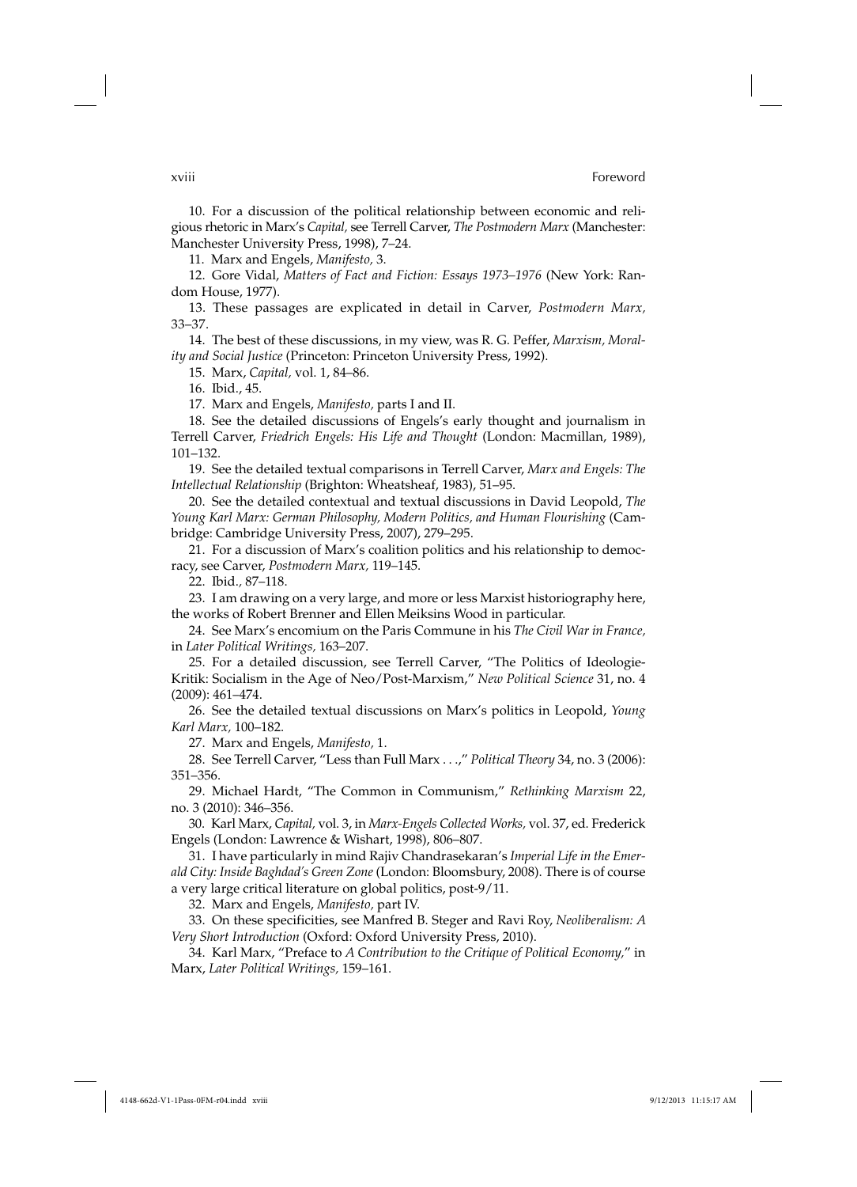10. For a discussion of the political relationship between economic and religious rhetoric in Marx's *Capital,* see Terrell Carver, *The Postmodern Marx* (Manchester: Manchester University Press, 1998), 7–24.

11. Marx and Engels, *Manifesto,* 3.

12. Gore Vidal, *Matters of Fact and Fiction: Essays 1973–1976* (New York: Random House, 1977).

13. These passages are explicated in detail in Carver, *Postmodern Marx,* 33–37.

14. The best of these discussions, in my view, was R. G. Peffer, *Marxism, Morality and Social Justice* (Princeton: Princeton University Press, 1992).

15. Marx, *Capital,* vol. 1, 84–86.

16. Ibid., 45.

17. Marx and Engels, *Manifesto,* parts I and II.

18. See the detailed discussions of Engels's early thought and journalism in Terrell Carver, *Friedrich Engels: His Life and Thought* (London: Macmillan, 1989), 101–132.

19. See the detailed textual comparisons in Terrell Carver, *Marx and Engels: The Intellectual Relationship* (Brighton: Wheatsheaf, 1983), 51–95.

20. See the detailed contextual and textual discussions in David Leopold, *The Young Karl Marx: German Philosophy, Modern Politics, and Human Flourishing* (Cambridge: Cambridge University Press, 2007), 279–295.

21. For a discussion of Marx's coalition politics and his relationship to democracy, see Carver, *Postmodern Marx,* 119–145.

22. Ibid., 87–118.

23. I am drawing on a very large, and more or less Marxist historiography here, the works of Robert Brenner and Ellen Meiksins Wood in particular.

24. See Marx's encomium on the Paris Commune in his *The Civil War in France,* in *Later Political Writings,* 163–207.

25. For a detailed discussion, see Terrell Carver, "The Politics of Ideologie-Kritik: Socialism in the Age of Neo/Post-Marxism," *New Political Science* 31, no. 4 (2009): 461–474.

26. See the detailed textual discussions on Marx's politics in Leopold, *Young Karl Marx,* 100–182.

27. Marx and Engels, *Manifesto,* 1.

28. See Terrell Carver, "Less than Full Marx . . .," *Political Theory* 34, no. 3 (2006): 351–356.

29. Michael Hardt, "The Common in Communism," *Rethinking Marxism* 22, no. 3 (2010): 346–356.

30. Karl Marx, *Capital,* vol. 3, in *Marx-Engels Collected Works,* vol. 37, ed. Frederick Engels (London: Lawrence & Wishart, 1998), 806–807.

31. I have particularly in mind Rajiv Chandrasekaran's *Imperial Life in the Emerald City: Inside Baghdad's Green Zone* (London: Bloomsbury, 2008). There is of course a very large critical literature on global politics, post-9/11.

32. Marx and Engels, *Manifesto,* part IV.

33. On these specificities, see Manfred B. Steger and Ravi Roy, *Neoliberalism: A Very Short Introduction* (Oxford: Oxford University Press, 2010).

34. Karl Marx, "Preface to *A Contribution to the Critique of Political Economy,*" in Marx, *Later Political Writings,* 159–161.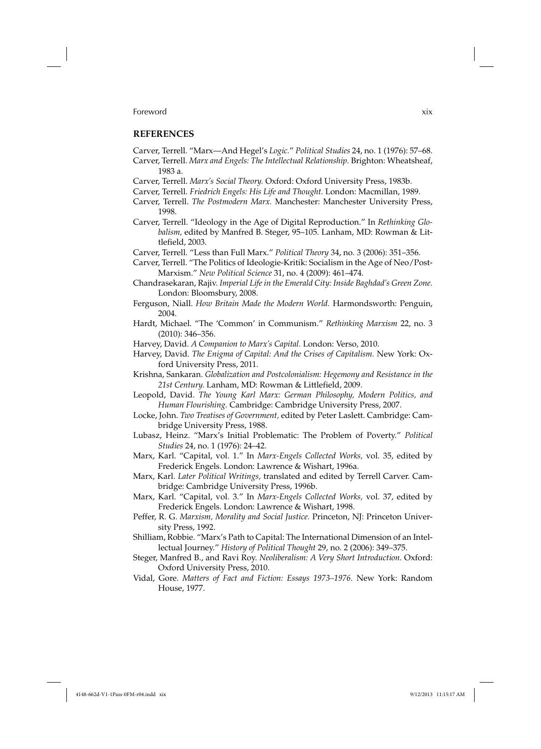## REFERENCES

Carver, Terrell. "Marx—And Hegel's *Logic*." *Political Studies* 24, no. 1 (1976): 57–68.

Carver, Terrell. *Marx and Engels: The Intellectual Relationship.* Brighton: Wheatsheaf, 1983 a.

Carver, Terrell. *Marx's Social Theory.* Oxford: Oxford University Press, 1983b.

Carver, Terrell. *Friedrich Engels: His Life and Thought.* London: Macmillan, 1989.

Carver, Terrell. *The Postmodern Marx.* Manchester: Manchester University Press, 1998.

Carver, Terrell. "Ideology in the Age of Digital Reproduction." In *Rethinking Globalism,* edited by Manfred B. Steger, 95–105. Lanham, MD: Rowman & Littlefield, 2003.

Carver, Terrell. "Less than Full Marx." *Political Theory* 34, no. 3 (2006): 351–356.

Carver, Terrell. "The Politics of Ideologie-Kritik: Socialism in the Age of Neo/Post-Marxism." *New Political Science* 31, no. 4 (2009): 461–474.

Chandrasekaran, Rajiv. *Imperial Life in the Emerald City: Inside Baghdad's Green Zone.* London: Bloomsbury, 2008.

Ferguson, Niall. *How Britain Made the Modern World.* Harmondsworth: Penguin, 2004.

Hardt, Michael. "The 'Common' in Communism." *Rethinking Marxism* 22, no. 3 (2010): 346–356.

Harvey, David. *A Companion to Marx's Capital.* London: Verso, 2010.

Harvey, David. *The Enigma of Capital: And the Crises of Capitalism.* New York: Oxford University Press, 2011.

Krishna, Sankaran. *Globalization and Postcolonialism: Hegemony and Resistance in the 21st Century.* Lanham, MD: Rowman & Littlefield, 2009.

Leopold, David. *The Young Karl Marx: German Philosophy, Modern Politics, and Human Flourishing.* Cambridge: Cambridge University Press, 2007.

Locke, John. *Two Treatises of Government,* edited by Peter Laslett. Cambridge: Cambridge University Press, 1988.

Lubasz, Heinz. "Marx's Initial Problematic: The Problem of Poverty." *Political Studies* 24, no. 1 (1976): 24–42.

Marx, Karl. "Capital, vol. 1." In *Marx-Engels Collected Works,* vol. 35, edited by Frederick Engels. London: Lawrence & Wishart, 1996a.

Marx, Karl. *Later Political Writings,* translated and edited by Terrell Carver. Cambridge: Cambridge University Press, 1996b.

Marx, Karl. "Capital, vol. 3." In *Marx-Engels Collected Works,* vol. 37, edited by Frederick Engels. London: Lawrence & Wishart, 1998.

Peffer, R. G. *Marxism, Morality and Social Justice.* Princeton, NJ: Princeton University Press, 1992.

Shilliam, Robbie. "Marx's Path to Capital: The International Dimension of an Intellectual Journey." *History of Political Thought* 29, no. 2 (2006): 349–375.

Steger, Manfred B., and Ravi Roy. *Neoliberalism: A Very Short Introduction.* Oxford: Oxford University Press, 2010.

Vidal, Gore. *Matters of Fact and Fiction: Essays 1973–1976.* New York: Random House, 1977.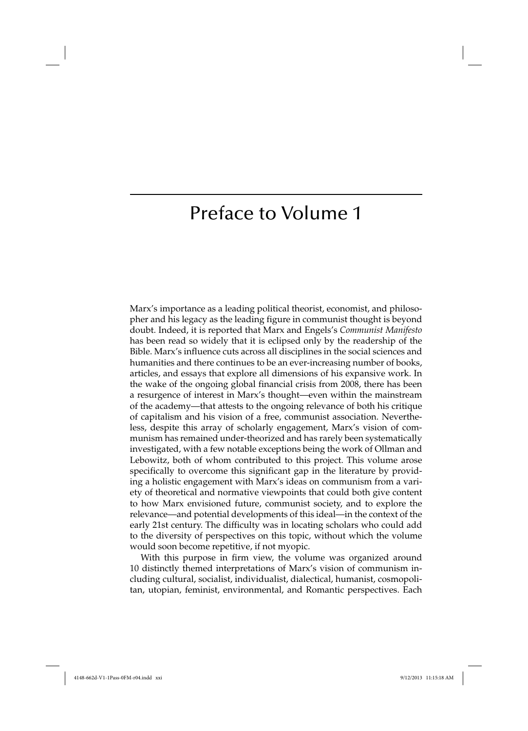# Preface to Volume 1

Marx's importance as a leading political theorist, economist, and philosopher and his legacy as the leading figure in communist thought is beyond doubt. Indeed, it is reported that Marx and Engels's *Communist Manifesto* has been read so widely that it is eclipsed only by the readership of the Bible. Marx's influence cuts across all disciplines in the social sciences and humanities and there continues to be an ever-increasing number of books, articles, and essays that explore all dimensions of his expansive work. In the wake of the ongoing global financial crisis from 2008, there has been a resurgence of interest in Marx's thought—even within the mainstream of the academy—that attests to the ongoing relevance of both his critique of capitalism and his vision of a free, communist association. Nevertheless, despite this array of scholarly engagement, Marx's vision of communism has remained under-theorized and has rarely been systematically investigated, with a few notable exceptions being the work of Ollman and Lebowitz, both of whom contributed to this project. This volume arose specifically to overcome this significant gap in the literature by providing a holistic engagement with Marx's ideas on communism from a variety of theoretical and normative viewpoints that could both give content to how Marx envisioned future, communist society, and to explore the relevance—and potential developments of this ideal—in the context of the early 21st century. The difficulty was in locating scholars who could add to the diversity of perspectives on this topic, without which the volume would soon become repetitive, if not myopic.

With this purpose in firm view, the volume was organized around 10 distinctly themed interpretations of Marx's vision of communism including cultural, socialist, individualist, dialectical, humanist, cosmopolitan, utopian, feminist, environmental, and Romantic perspectives. Each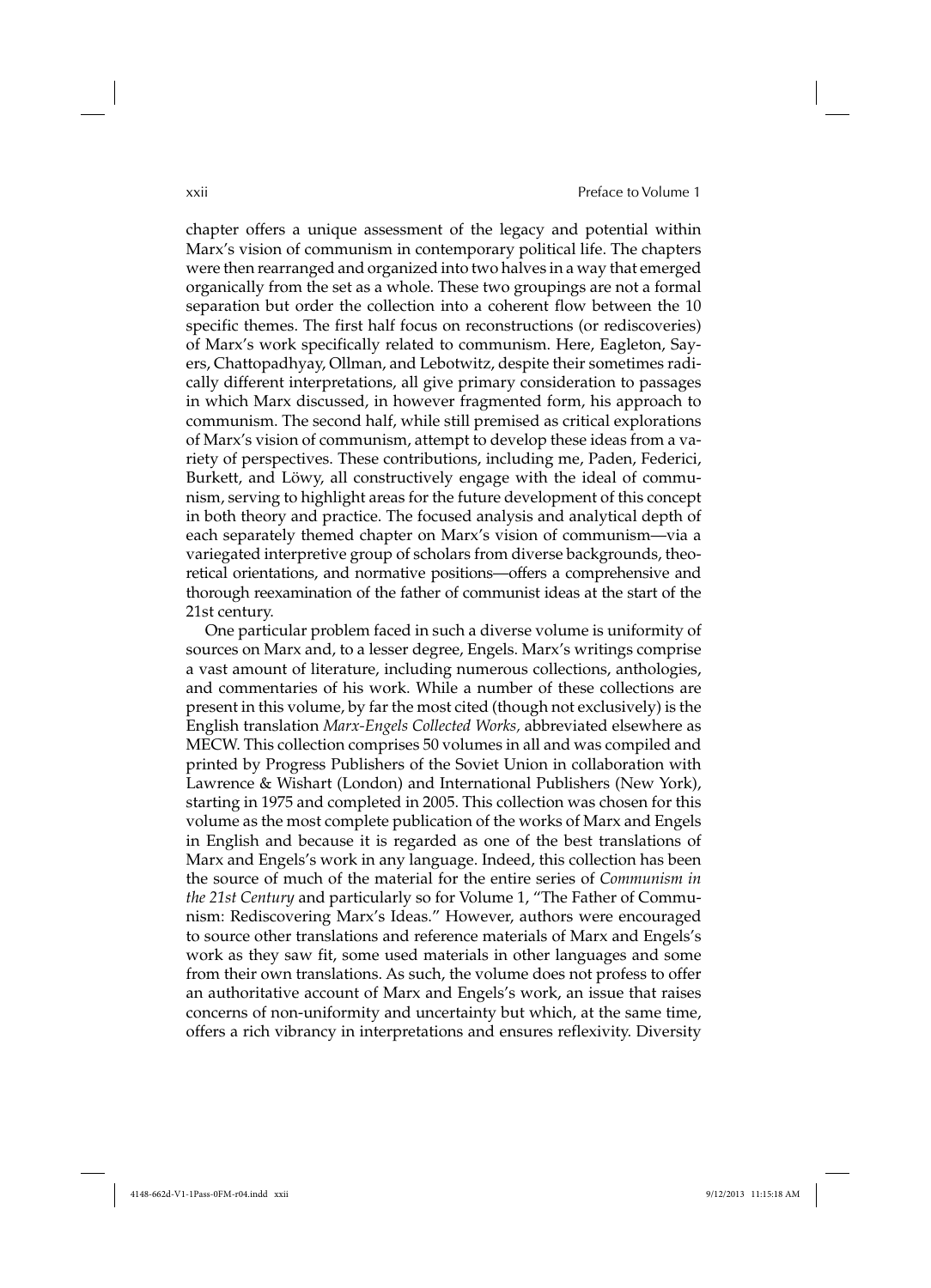chapter offers a unique assessment of the legacy and potential within Marx's vision of communism in contemporary political life. The chapters were then rearranged and organized into two halves in a way that emerged organically from the set as a whole. These two groupings are not a formal separation but order the collection into a coherent flow between the 10 specific themes. The first half focus on reconstructions (or rediscoveries) of Marx's work specifically related to communism. Here, Eagleton, Sayers, Chattopadhyay, Ollman, and Lebotwitz, despite their sometimes radically different interpretations, all give primary consideration to passages in which Marx discussed, in however fragmented form, his approach to communism. The second half, while still premised as critical explorations of Marx's vision of communism, attempt to develop these ideas from a variety of perspectives. These contributions, including me, Paden, Federici, Burkett, and Löwy, all constructively engage with the ideal of communism, serving to highlight areas for the future development of this concept in both theory and practice. The focused analysis and analytical depth of each separately themed chapter on Marx's vision of communism—via a variegated interpretive group of scholars from diverse backgrounds, theoretical orientations, and normative positions—offers a comprehensive and thorough reexamination of the father of communist ideas at the start of the 21st century.

One particular problem faced in such a diverse volume is uniformity of sources on Marx and, to a lesser degree, Engels. Marx's writings comprise a vast amount of literature, including numerous collections, anthologies, and commentaries of his work. While a number of these collections are present in this volume, by far the most cited (though not exclusively) is the English translation *Marx-Engels Collected Works,* abbreviated elsewhere as MECW. This collection comprises 50 volumes in all and was compiled and printed by Progress Publishers of the Soviet Union in collaboration with Lawrence & Wishart (London) and International Publishers (New York), starting in 1975 and completed in 2005. This collection was chosen for this volume as the most complete publication of the works of Marx and Engels in English and because it is regarded as one of the best translations of Marx and Engels's work in any language. Indeed, this collection has been the source of much of the material for the entire series of *Communism in the 21st Century* and particularly so for Volume 1, "The Father of Communism: Rediscovering Marx's Ideas." However, authors were encouraged to source other translations and reference materials of Marx and Engels's work as they saw fit, some used materials in other languages and some from their own translations. As such, the volume does not profess to offer an authoritative account of Marx and Engels's work, an issue that raises concerns of non-uniformity and uncertainty but which, at the same time, offers a rich vibrancy in interpretations and ensures reflexivity. Diversity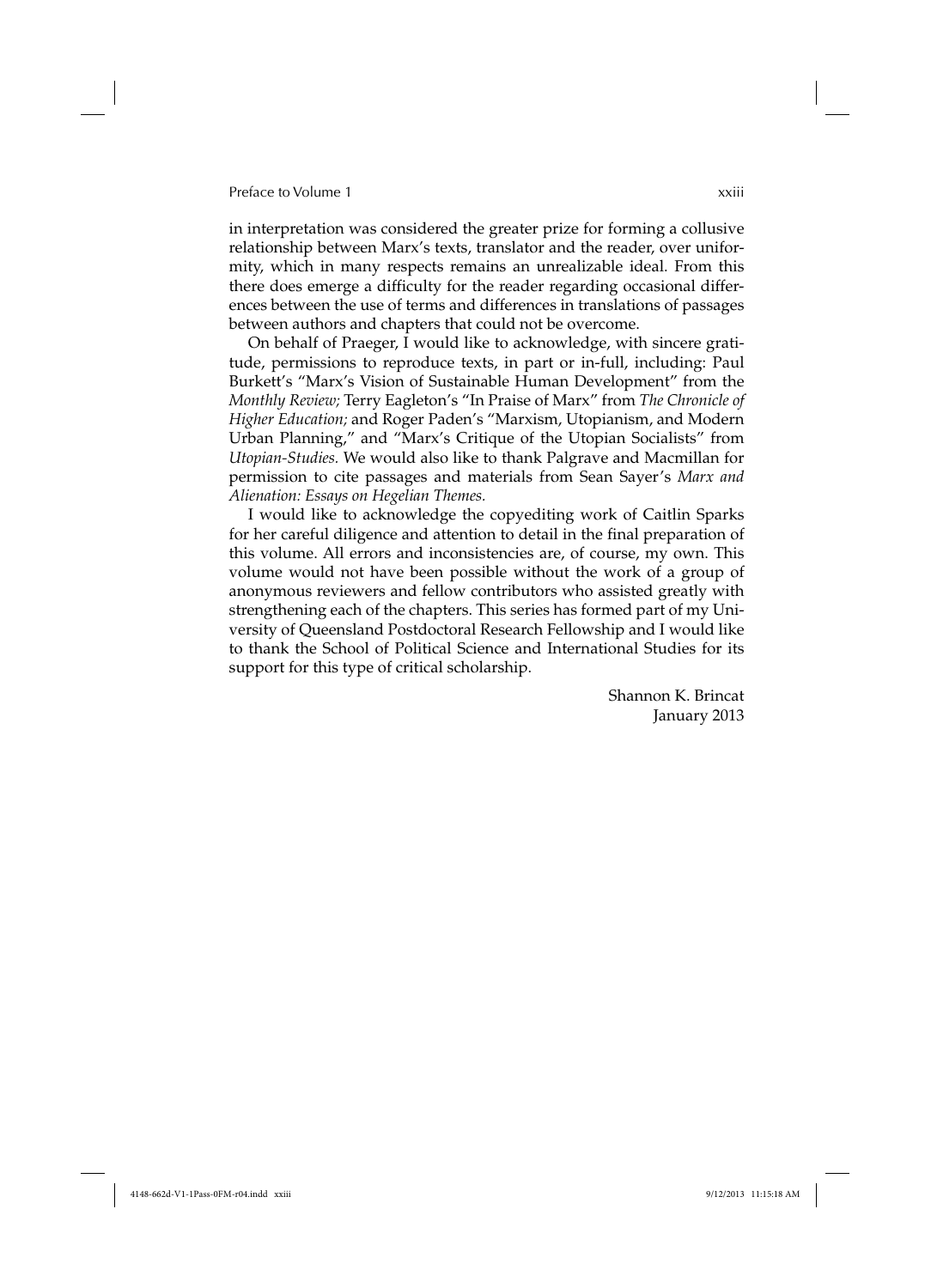in interpretation was considered the greater prize for forming a collusive relationship between Marx's texts, translator and the reader, over uniformity, which in many respects remains an unrealizable ideal. From this there does emerge a difficulty for the reader regarding occasional differences between the use of terms and differences in translations of passages between authors and chapters that could not be overcome.

On behalf of Praeger, I would like to acknowledge, with sincere gratitude, permissions to reproduce texts, in part or in-full, including: Paul Burkett's "Marx's Vision of Sustainable Human Development" from the *Monthly Review;* Terry Eagleton's "In Praise of Marx" from *The Chronicle of Higher Education;* and Roger Paden's "Marxism, Utopianism, and Modern Urban Planning," and "Marx's Critique of the Utopian Socialists" from *Utopian-Studies.* We would also like to thank Palgrave and Macmillan for permission to cite passages and materials from Sean Sayer's *Marx and Alienation: Essays on Hegelian Themes.*

I would like to acknowledge the copyediting work of Caitlin Sparks for her careful diligence and attention to detail in the final preparation of this volume. All errors and inconsistencies are, of course, my own. This volume would not have been possible without the work of a group of anonymous reviewers and fellow contributors who assisted greatly with strengthening each of the chapters. This series has formed part of my University of Queensland Postdoctoral Research Fellowship and I would like to thank the School of Political Science and International Studies for its support for this type of critical scholarship.

Shannon K. Brincat
January 2013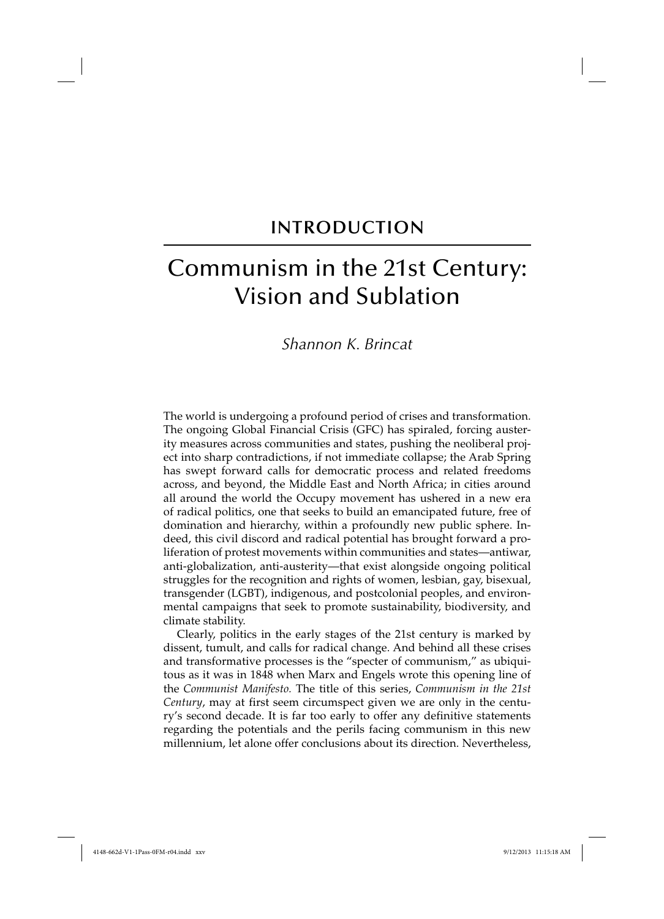## INTRODUCTION

# Communism in the 21st Century: Vision and Sublation

*Shannon K. Brincat*

The world is undergoing a profound period of crises and transformation. The ongoing Global Financial Crisis (GFC) has spiraled, forcing austerity measures across communities and states, pushing the neoliberal project into sharp contradictions, if not immediate collapse; the Arab Spring has swept forward calls for democratic process and related freedoms across, and beyond, the Middle East and North Africa; in cities around all around the world the Occupy movement has ushered in a new era of radical politics, one that seeks to build an emancipated future, free of domination and hierarchy, within a profoundly new public sphere. Indeed, this civil discord and radical potential has brought forward a proliferation of protest movements within communities and states—antiwar, anti-globalization, anti-austerity—that exist alongside ongoing political struggles for the recognition and rights of women, lesbian, gay, bisexual, transgender (LGBT), indigenous, and postcolonial peoples, and environmental campaigns that seek to promote sustainability, biodiversity, and climate stability.

Clearly, politics in the early stages of the 21st century is marked by dissent, tumult, and calls for radical change. And behind all these crises and transformative processes is the "specter of communism," as ubiquitous as it was in 1848 when Marx and Engels wrote this opening line of the *Communist Manifesto.* The title of this series, *Communism in the 21st Century*, may at first seem circumspect given we are only in the century's second decade. It is far too early to offer any definitive statements regarding the potentials and the perils facing communism in this new millennium, let alone offer conclusions about its direction. Nevertheless,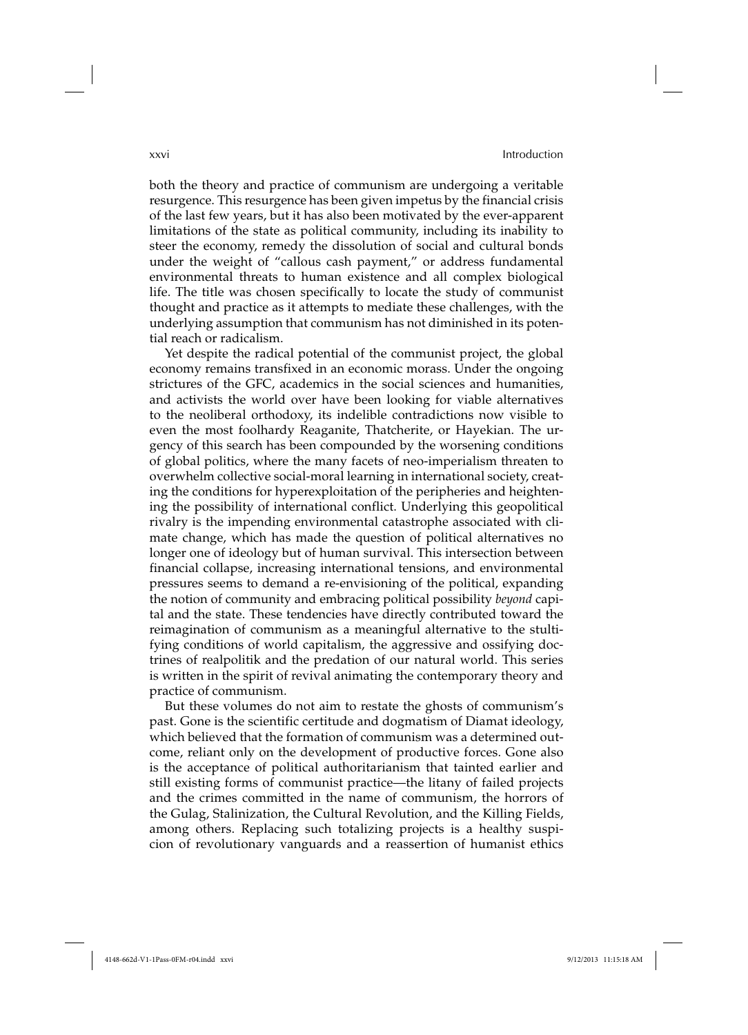both the theory and practice of communism are undergoing a veritable resurgence. This resurgence has been given impetus by the financial crisis of the last few years, but it has also been motivated by the ever-apparent limitations of the state as political community, including its inability to steer the economy, remedy the dissolution of social and cultural bonds under the weight of "callous cash payment," or address fundamental environmental threats to human existence and all complex biological life. The title was chosen specifically to locate the study of communist thought and practice as it attempts to mediate these challenges, with the underlying assumption that communism has not diminished in its potential reach or radicalism.

Yet despite the radical potential of the communist project, the global economy remains transfixed in an economic morass. Under the ongoing strictures of the GFC, academics in the social sciences and humanities, and activists the world over have been looking for viable alternatives to the neoliberal orthodoxy, its indelible contradictions now visible to even the most foolhardy Reaganite, Thatcherite, or Hayekian. The urgency of this search has been compounded by the worsening conditions of global politics, where the many facets of neo-imperialism threaten to overwhelm collective social-moral learning in international society, creating the conditions for hyperexploitation of the peripheries and heightening the possibility of international conflict. Underlying this geopolitical rivalry is the impending environmental catastrophe associated with climate change, which has made the question of political alternatives no longer one of ideology but of human survival. This intersection between financial collapse, increasing international tensions, and environmental pressures seems to demand a re-envisioning of the political, expanding the notion of community and embracing political possibility *beyond* capital and the state. These tendencies have directly contributed toward the reimagination of communism as a meaningful alternative to the stultifying conditions of world capitalism, the aggressive and ossifying doctrines of realpolitik and the predation of our natural world. This series is written in the spirit of revival animating the contemporary theory and practice of communism.

But these volumes do not aim to restate the ghosts of communism's past. Gone is the scientific certitude and dogmatism of Diamat ideology, which believed that the formation of communism was a determined outcome, reliant only on the development of productive forces. Gone also is the acceptance of political authoritarianism that tainted earlier and still existing forms of communist practice—the litany of failed projects and the crimes committed in the name of communism, the horrors of the Gulag, Stalinization, the Cultural Revolution, and the Killing Fields, among others. Replacing such totalizing projects is a healthy suspicion of revolutionary vanguards and a reassertion of humanist ethics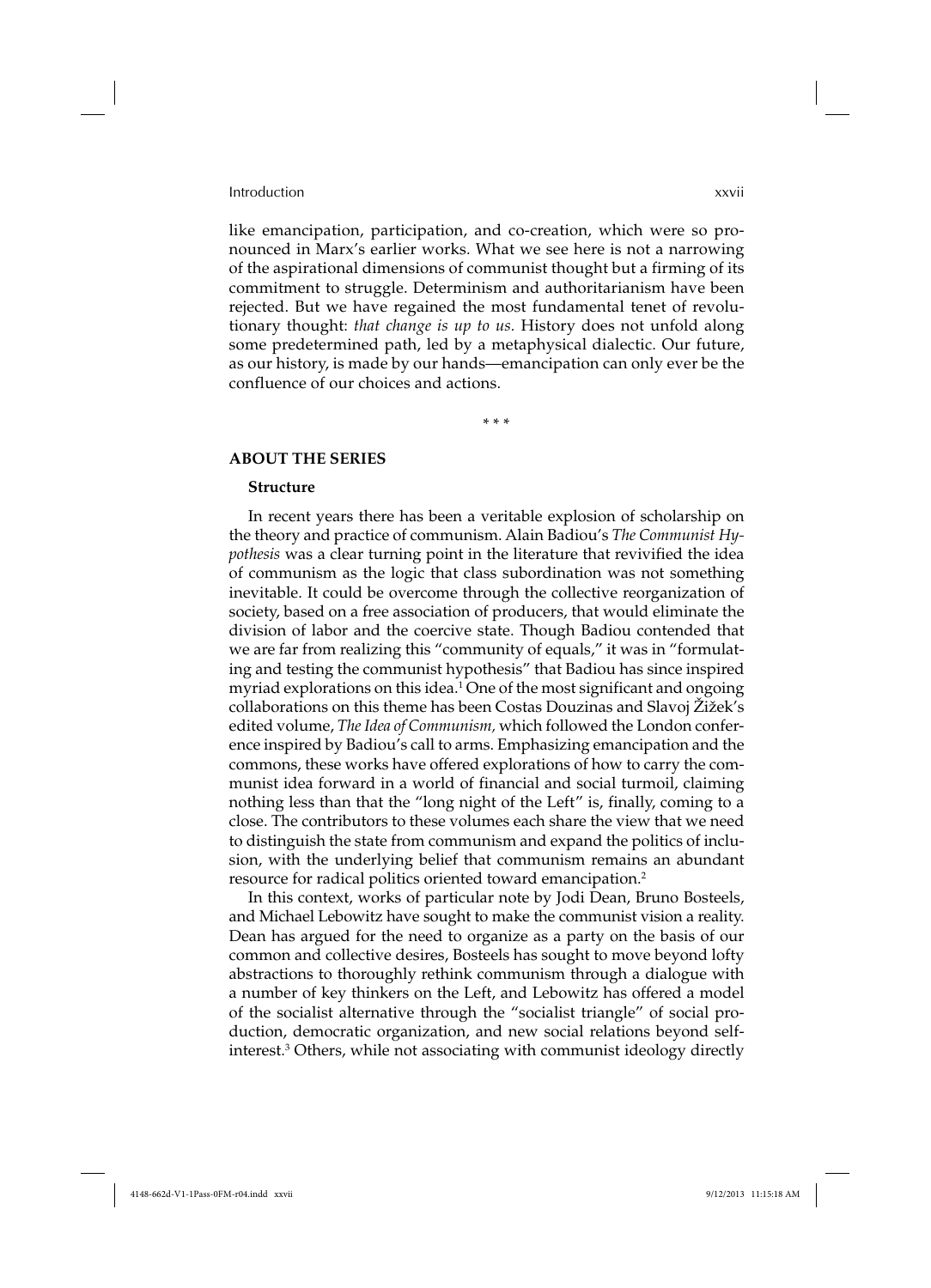like emancipation, participation, and co-creation, which were so pronounced in Marx's earlier works. What we see here is not a narrowing of the aspirational dimensions of communist thought but a firming of its commitment to struggle. Determinism and authoritarianism have been rejected. But we have regained the most fundamental tenet of revolutionary thought: *that change is up to us.* History does not unfold along some predetermined path, led by a metaphysical dialectic. Our future, as our history, is made by our hands—emancipation can only ever be the confluence of our choices and actions.

\* \* \*

## ABOUT THE SERIES

### Structure

In recent years there has been a veritable explosion of scholarship on the theory and practice of communism. Alain Badiou's *The Communist Hypothesis* was a clear turning point in the literature that revivified the idea of communism as the logic that class subordination was not something inevitable. It could be overcome through the collective reorganization of society, based on a free association of producers, that would eliminate the division of labor and the coercive state. Though Badiou contended that we are far from realizing this "community of equals," it was in "formulating and testing the communist hypothesis" that Badiou has since inspired myriad explorations on this idea.[1] One of the most significant and ongoing collaborations on this theme has been Costas Douzinas and Slavoj Žižek's edited volume, *The Idea of Communism,* which followed the London conference inspired by Badiou's call to arms. Emphasizing emancipation and the commons, these works have offered explorations of how to carry the communist idea forward in a world of financial and social turmoil, claiming nothing less than that the "long night of the Left" is, finally, coming to a close. The contributors to these volumes each share the view that we need to distinguish the state from communism and expand the politics of inclusion, with the underlying belief that communism remains an abundant resource for radical politics oriented toward emancipation.[2]

In this context, works of particular note by Jodi Dean, Bruno Bosteels, and Michael Lebowitz have sought to make the communist vision a reality. Dean has argued for the need to organize as a party on the basis of our common and collective desires, Bosteels has sought to move beyond lofty abstractions to thoroughly rethink communism through a dialogue with a number of key thinkers on the Left, and Lebowitz has offered a model of the socialist alternative through the "socialist triangle" of social production, democratic organization, and new social relations beyond self-interest.[3] Others, while not associating with communist ideology directly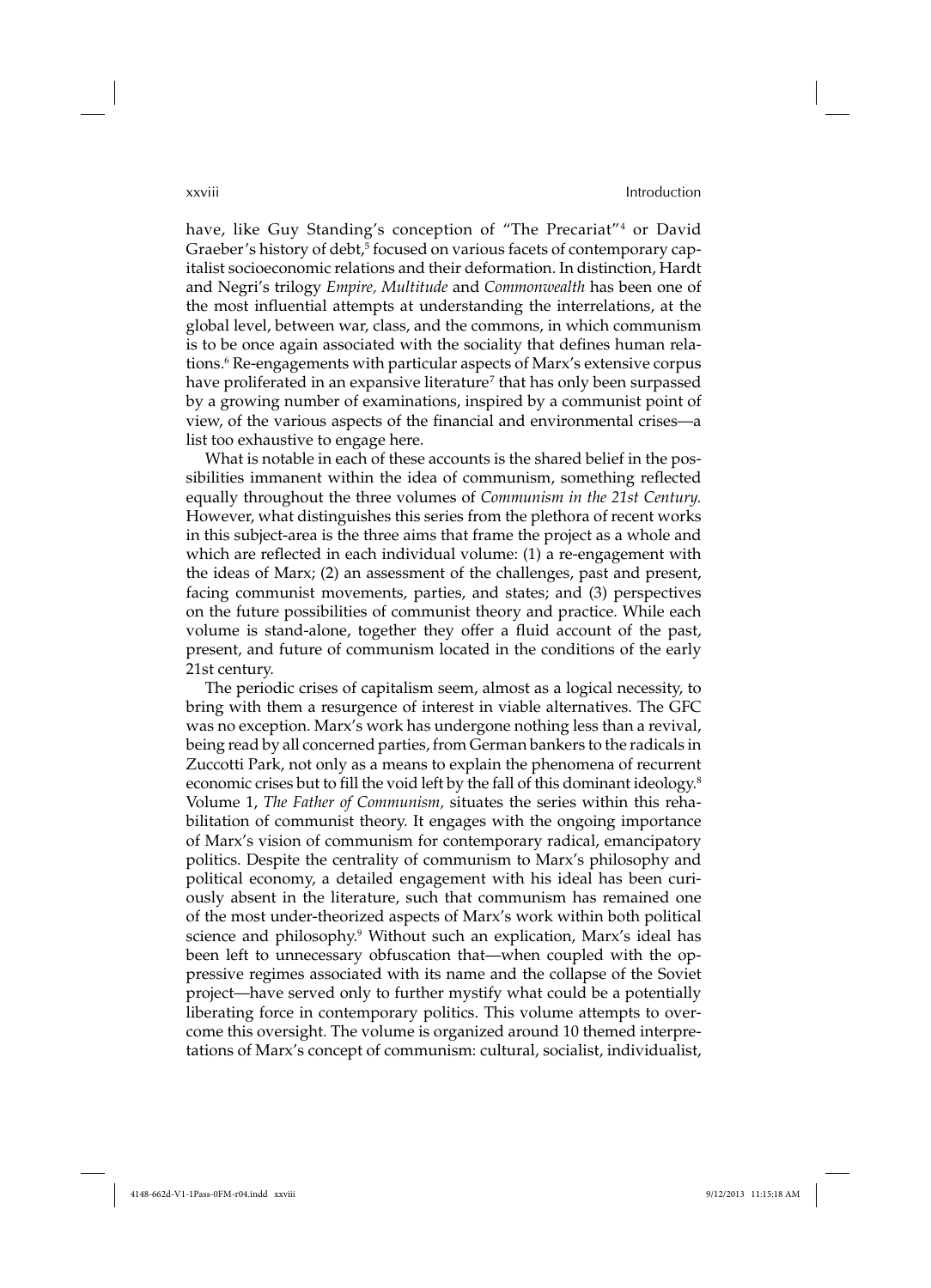have, like Guy Standing's conception of "The Precariat"[4] or David Graeber's history of debt,[5] focused on various facets of contemporary capitalist socioeconomic relations and their deformation. In distinction, Hardt and Negri's trilogy *Empire, Multitude* and *Commonwealth* has been one of the most influential attempts at understanding the interrelations, at the global level, between war, class, and the commons, in which communism is to be once again associated with the sociality that defines human relations.[6] Re-engagements with particular aspects of Marx's extensive corpus have proliferated in an expansive literature[7] that has only been surpassed by a growing number of examinations, inspired by a communist point of view, of the various aspects of the financial and environmental crises—a list too exhaustive to engage here.

What is notable in each of these accounts is the shared belief in the possibilities immanent within the idea of communism, something reflected equally throughout the three volumes of *Communism in the 21st Century.* However, what distinguishes this series from the plethora of recent works in this subject-area is the three aims that frame the project as a whole and which are reflected in each individual volume: (1) a re-engagement with the ideas of Marx; (2) an assessment of the challenges, past and present, facing communist movements, parties, and states; and (3) perspectives on the future possibilities of communist theory and practice. While each volume is stand-alone, together they offer a fluid account of the past, present, and future of communism located in the conditions of the early 21st century.

The periodic crises of capitalism seem, almost as a logical necessity, to bring with them a resurgence of interest in viable alternatives. The GFC was no exception. Marx's work has undergone nothing less than a revival, being read by all concerned parties, from German bankers to the radicals in Zuccotti Park, not only as a means to explain the phenomena of recurrent economic crises but to fill the void left by the fall of this dominant ideology.[8] Volume 1, *The Father of Communism,* situates the series within this rehabilitation of communist theory. It engages with the ongoing importance of Marx's vision of communism for contemporary radical, emancipatory politics. Despite the centrality of communism to Marx's philosophy and political economy, a detailed engagement with his ideal has been curiously absent in the literature, such that communism has remained one of the most under-theorized aspects of Marx's work within both political science and philosophy.[9] Without such an explication, Marx's ideal has been left to unnecessary obfuscation that—when coupled with the oppressive regimes associated with its name and the collapse of the Soviet project—have served only to further mystify what could be a potentially liberating force in contemporary politics. This volume attempts to overcome this oversight. The volume is organized around 10 themed interpretations of Marx's concept of communism: cultural, socialist, individualist,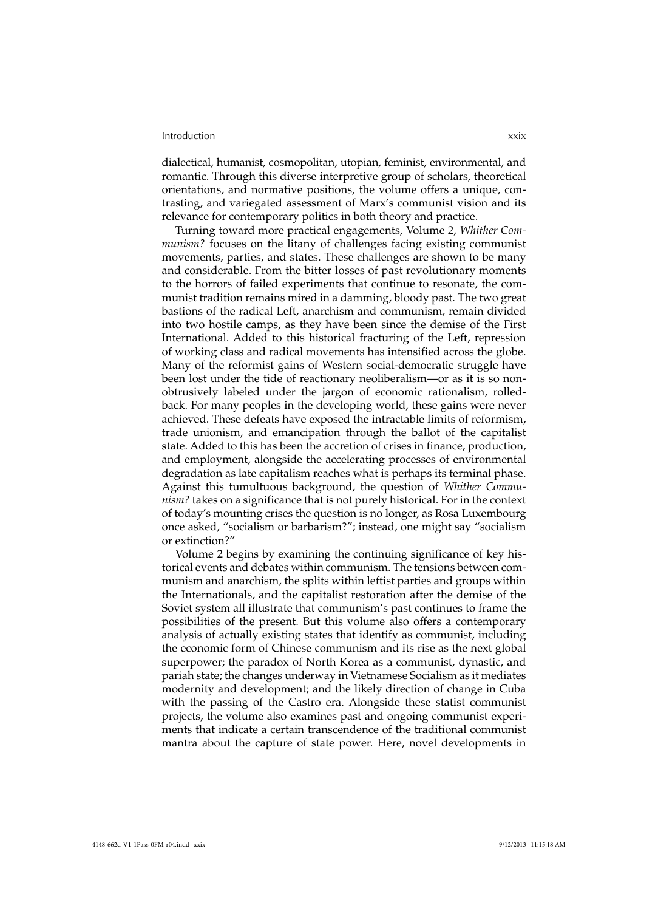dialectical, humanist, cosmopolitan, utopian, feminist, environmental, and romantic. Through this diverse interpretive group of scholars, theoretical orientations, and normative positions, the volume offers a unique, contrasting, and variegated assessment of Marx's communist vision and its relevance for contemporary politics in both theory and practice.

Turning toward more practical engagements, Volume 2, *Whither Communism?* focuses on the litany of challenges facing existing communist movements, parties, and states. These challenges are shown to be many and considerable. From the bitter losses of past revolutionary moments to the horrors of failed experiments that continue to resonate, the communist tradition remains mired in a damming, bloody past. The two great bastions of the radical Left, anarchism and communism, remain divided into two hostile camps, as they have been since the demise of the First International. Added to this historical fracturing of the Left, repression of working class and radical movements has intensified across the globe. Many of the reformist gains of Western social-democratic struggle have been lost under the tide of reactionary neoliberalism—or as it is so non-obtrusively labeled under the jargon of economic rationalism, rolled-back. For many peoples in the developing world, these gains were never achieved. These defeats have exposed the intractable limits of reformism, trade unionism, and emancipation through the ballot of the capitalist state. Added to this has been the accretion of crises in finance, production, and employment, alongside the accelerating processes of environmental degradation as late capitalism reaches what is perhaps its terminal phase. Against this tumultuous background, the question of *Whither Communism?* takes on a significance that is not purely historical. For in the context of today's mounting crises the question is no longer, as Rosa Luxembourg once asked, "socialism or barbarism?"; instead, one might say "socialism or extinction?"

Volume 2 begins by examining the continuing significance of key historical events and debates within communism. The tensions between communism and anarchism, the splits within leftist parties and groups within the Internationals, and the capitalist restoration after the demise of the Soviet system all illustrate that communism's past continues to frame the possibilities of the present. But this volume also offers a contemporary analysis of actually existing states that identify as communist, including the economic form of Chinese communism and its rise as the next global superpower; the paradox of North Korea as a communist, dynastic, and pariah state; the changes underway in Vietnamese Socialism as it mediates modernity and development; and the likely direction of change in Cuba with the passing of the Castro era. Alongside these statist communist projects, the volume also examines past and ongoing communist experiments that indicate a certain transcendence of the traditional communist mantra about the capture of state power. Here, novel developments in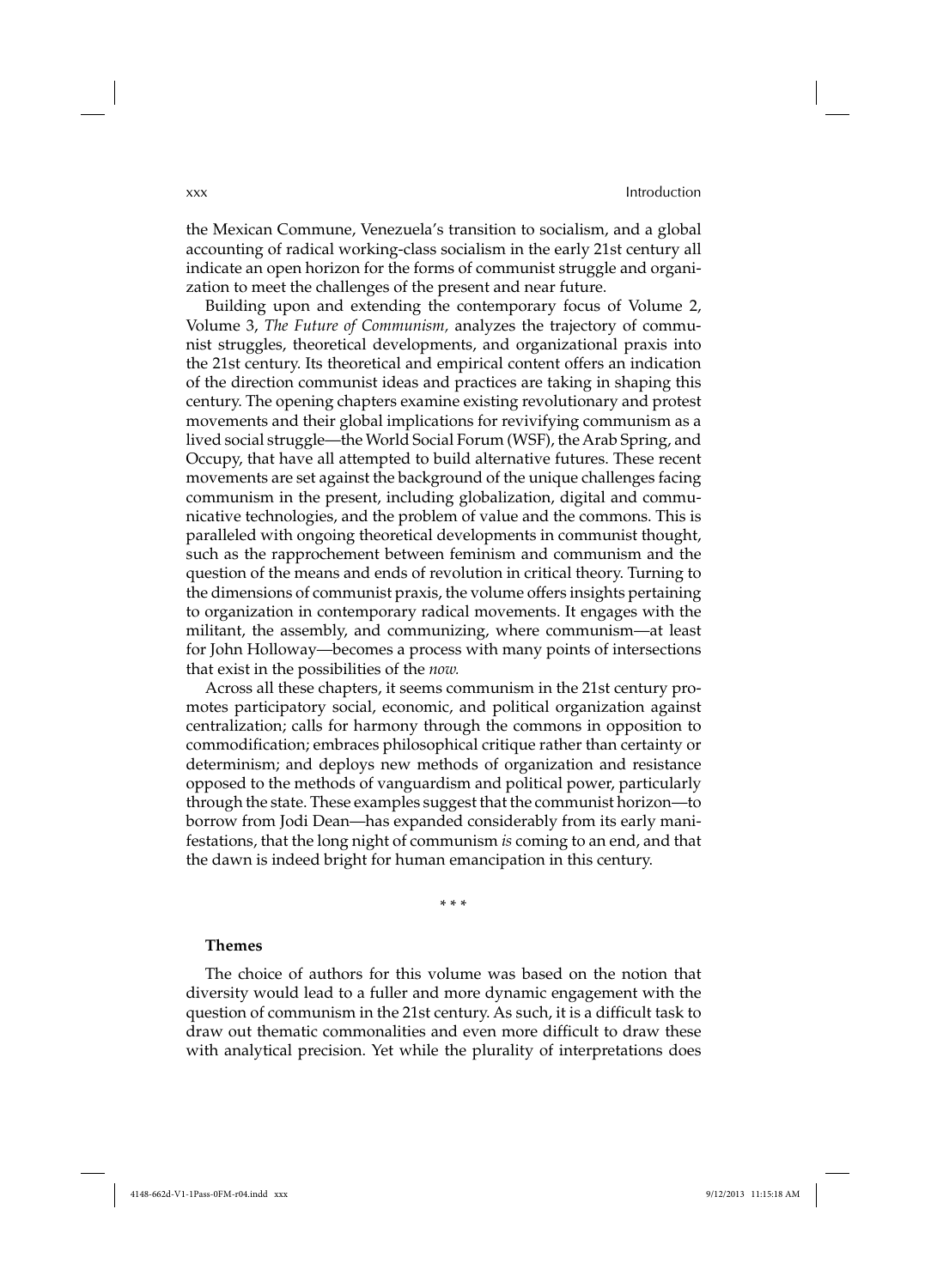the Mexican Commune, Venezuela's transition to socialism, and a global accounting of radical working-class socialism in the early 21st century all indicate an open horizon for the forms of communist struggle and organization to meet the challenges of the present and near future.

Building upon and extending the contemporary focus of Volume 2, Volume 3, *The Future of Communism,* analyzes the trajectory of communist struggles, theoretical developments, and organizational praxis into the 21st century. Its theoretical and empirical content offers an indication of the direction communist ideas and practices are taking in shaping this century. The opening chapters examine existing revolutionary and protest movements and their global implications for revivifying communism as a lived social struggle—the World Social Forum (WSF), the Arab Spring, and Occupy, that have all attempted to build alternative futures. These recent movements are set against the background of the unique challenges facing communism in the present, including globalization, digital and communicative technologies, and the problem of value and the commons. This is paralleled with ongoing theoretical developments in communist thought, such as the rapprochement between feminism and communism and the question of the means and ends of revolution in critical theory. Turning to the dimensions of communist praxis, the volume offers insights pertaining to organization in contemporary radical movements. It engages with the militant, the assembly, and communizing, where communism—at least for John Holloway—becomes a process with many points of intersections that exist in the possibilities of the *now.*

Across all these chapters, it seems communism in the 21st century promotes participatory social, economic, and political organization against centralization; calls for harmony through the commons in opposition to commodification; embraces philosophical critique rather than certainty or determinism; and deploys new methods of organization and resistance opposed to the methods of vanguardism and political power, particularly through the state. These examples suggest that the communist horizon—to borrow from Jodi Dean—has expanded considerably from its early manifestations, that the long night of communism *is* coming to an end, and that the dawn is indeed bright for human emancipation in this century.

\* \* \*

## Themes

The choice of authors for this volume was based on the notion that diversity would lead to a fuller and more dynamic engagement with the question of communism in the 21st century. As such, it is a difficult task to draw out thematic commonalities and even more difficult to draw these with analytical precision. Yet while the plurality of interpretations does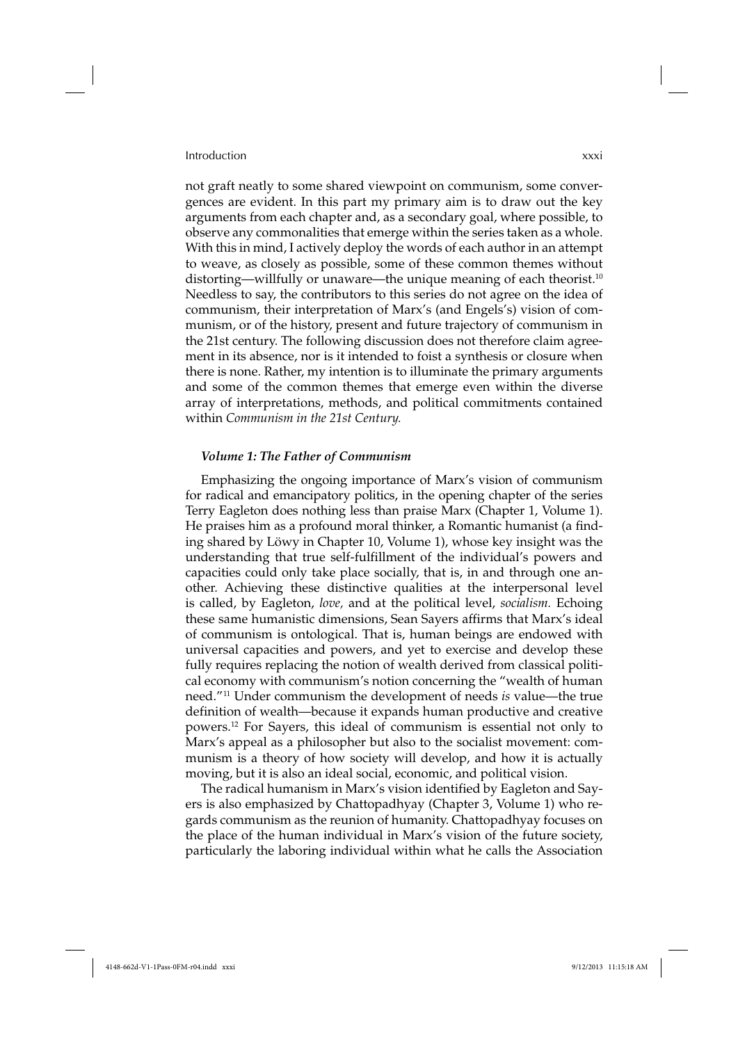not graft neatly to some shared viewpoint on communism, some convergences are evident. In this part my primary aim is to draw out the key arguments from each chapter and, as a secondary goal, where possible, to observe any commonalities that emerge within the series taken as a whole. With this in mind, I actively deploy the words of each author in an attempt to weave, as closely as possible, some of these common themes without distorting—willfully or unaware—the unique meaning of each theorist.[10] Needless to say, the contributors to this series do not agree on the idea of communism, their interpretation of Marx's (and Engels's) vision of communism, or of the history, present and future trajectory of communism in the 21st century. The following discussion does not therefore claim agreement in its absence, nor is it intended to foist a synthesis or closure when there is none. Rather, my intention is to illuminate the primary arguments and some of the common themes that emerge even within the diverse array of interpretations, methods, and political commitments contained within *Communism in the 21st Century.*

### *Volume 1: The Father of Communism*

Emphasizing the ongoing importance of Marx's vision of communism for radical and emancipatory politics, in the opening chapter of the series Terry Eagleton does nothing less than praise Marx (Chapter 1, Volume 1). He praises him as a profound moral thinker, a Romantic humanist (a finding shared by Löwy in Chapter 10, Volume 1), whose key insight was the understanding that true self-fulfillment of the individual's powers and capacities could only take place socially, that is, in and through one another. Achieving these distinctive qualities at the interpersonal level is called, by Eagleton, *love,* and at the political level, *socialism.* Echoing these same humanistic dimensions, Sean Sayers affirms that Marx's ideal of communism is ontological. That is, human beings are endowed with universal capacities and powers, and yet to exercise and develop these fully requires replacing the notion of wealth derived from classical political economy with communism's notion concerning the "wealth of human need."[11] Under communism the development of needs *is* value—the true definition of wealth—because it expands human productive and creative powers.[12] For Sayers, this ideal of communism is essential not only to Marx's appeal as a philosopher but also to the socialist movement: communism is a theory of how society will develop, and how it is actually moving, but it is also an ideal social, economic, and political vision.

The radical humanism in Marx's vision identified by Eagleton and Sayers is also emphasized by Chattopadhyay (Chapter 3, Volume 1) who regards communism as the reunion of humanity. Chattopadhyay focuses on the place of the human individual in Marx's vision of the future society, particularly the laboring individual within what he calls the Association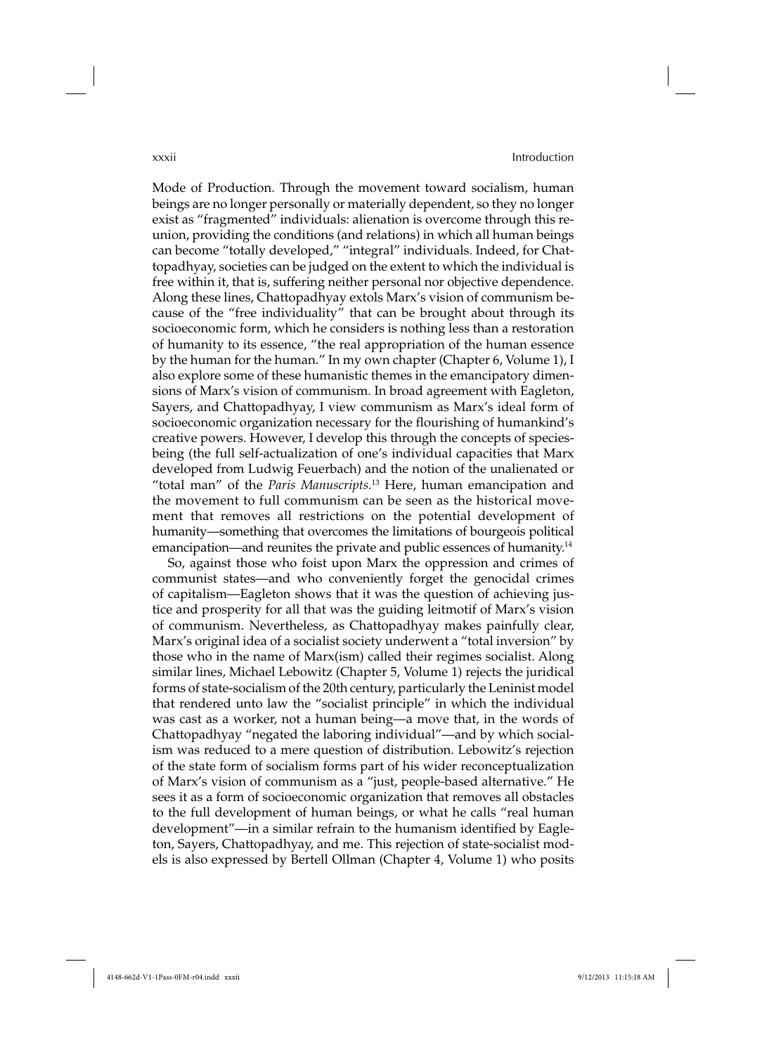Mode of Production. Through the movement toward socialism, human beings are no longer personally or materially dependent, so they no longer exist as "fragmented" individuals: alienation is overcome through this reunion, providing the conditions (and relations) in which all human beings can become "totally developed," "integral" individuals. Indeed, for Chattopadhyay, societies can be judged on the extent to which the individual is free within it, that is, suffering neither personal nor objective dependence. Along these lines, Chattopadhyay extols Marx's vision of communism because of the "free individuality" that can be brought about through its socioeconomic form, which he considers is nothing less than a restoration of humanity to its essence, "the real appropriation of the human essence by the human for the human." In my own chapter (Chapter 6, Volume 1), I also explore some of these humanistic themes in the emancipatory dimensions of Marx's vision of communism. In broad agreement with Eagleton, Sayers, and Chattopadhyay, I view communism as Marx's ideal form of socioeconomic organization necessary for the flourishing of humankind's creative powers. However, I develop this through the concepts of species-being (the full self-actualization of one's individual capacities that Marx developed from Ludwig Feuerbach) and the notion of the unalienated or "total man" of the *Paris Manuscripts.*[13] Here, human emancipation and the movement to full communism can be seen as the historical movement that removes all restrictions on the potential development of humanity—something that overcomes the limitations of bourgeois political emancipation—and reunites the private and public essences of humanity.[14]

So, against those who foist upon Marx the oppression and crimes of communist states—and who conveniently forget the genocidal crimes of capitalism—Eagleton shows that it was the question of achieving justice and prosperity for all that was the guiding leitmotif of Marx's vision of communism. Nevertheless, as Chattopadhyay makes painfully clear, Marx's original idea of a socialist society underwent a "total inversion" by those who in the name of Marx(ism) called their regimes socialist. Along similar lines, Michael Lebowitz (Chapter 5, Volume 1) rejects the juridical forms of state-socialism of the 20th century, particularly the Leninist model that rendered unto law the "socialist principle" in which the individual was cast as a worker, not a human being—a move that, in the words of Chattopadhyay "negated the laboring individual"—and by which socialism was reduced to a mere question of distribution. Lebowitz's rejection of the state form of socialism forms part of his wider reconceptualization of Marx's vision of communism as a "just, people-based alternative." He sees it as a form of socioeconomic organization that removes all obstacles to the full development of human beings, or what he calls "real human development"—in a similar refrain to the humanism identified by Eagleton, Sayers, Chattopadhyay, and me. This rejection of state-socialist models is also expressed by Bertell Ollman (Chapter 4, Volume 1) who posits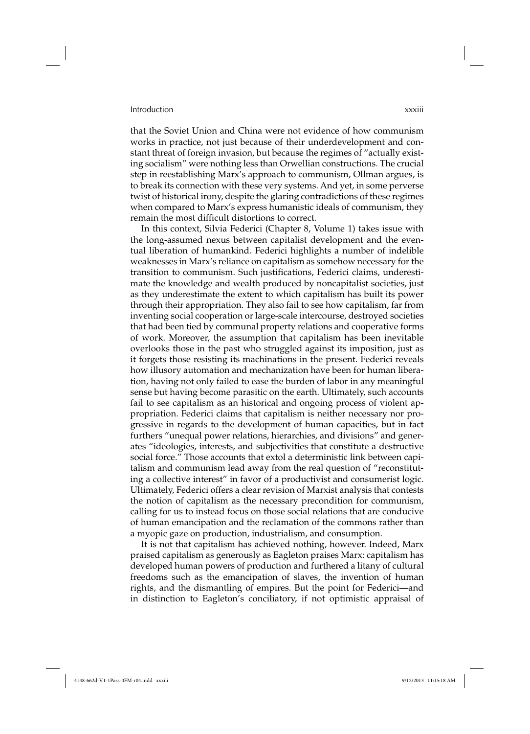that the Soviet Union and China were not evidence of how communism works in practice, not just because of their underdevelopment and constant threat of foreign invasion, but because the regimes of "actually existing socialism" were nothing less than Orwellian constructions. The crucial step in reestablishing Marx's approach to communism, Ollman argues, is to break its connection with these very systems. And yet, in some perverse twist of historical irony, despite the glaring contradictions of these regimes when compared to Marx's express humanistic ideals of communism, they remain the most difficult distortions to correct.

In this context, Silvia Federici (Chapter 8, Volume 1) takes issue with the long-assumed nexus between capitalist development and the eventual liberation of humankind. Federici highlights a number of indelible weaknesses in Marx's reliance on capitalism as somehow necessary for the transition to communism. Such justifications, Federici claims, underestimate the knowledge and wealth produced by noncapitalist societies, just as they underestimate the extent to which capitalism has built its power through their appropriation. They also fail to see how capitalism, far from inventing social cooperation or large-scale intercourse, destroyed societies that had been tied by communal property relations and cooperative forms of work. Moreover, the assumption that capitalism has been inevitable overlooks those in the past who struggled against its imposition, just as it forgets those resisting its machinations in the present. Federici reveals how illusory automation and mechanization have been for human liberation, having not only failed to ease the burden of labor in any meaningful sense but having become parasitic on the earth. Ultimately, such accounts fail to see capitalism as an historical and ongoing process of violent appropriation. Federici claims that capitalism is neither necessary nor progressive in regards to the development of human capacities, but in fact furthers "unequal power relations, hierarchies, and divisions" and generates "ideologies, interests, and subjectivities that constitute a destructive social force." Those accounts that extol a deterministic link between capitalism and communism lead away from the real question of "reconstituting a collective interest" in favor of a productivist and consumerist logic. Ultimately, Federici offers a clear revision of Marxist analysis that contests the notion of capitalism as the necessary precondition for communism, calling for us to instead focus on those social relations that are conducive of human emancipation and the reclamation of the commons rather than a myopic gaze on production, industrialism, and consumption.

It is not that capitalism has achieved nothing, however. Indeed, Marx praised capitalism as generously as Eagleton praises Marx: capitalism has developed human powers of production and furthered a litany of cultural freedoms such as the emancipation of slaves, the invention of human rights, and the dismantling of empires. But the point for Federici—and in distinction to Eagleton's conciliatory, if not optimistic appraisal of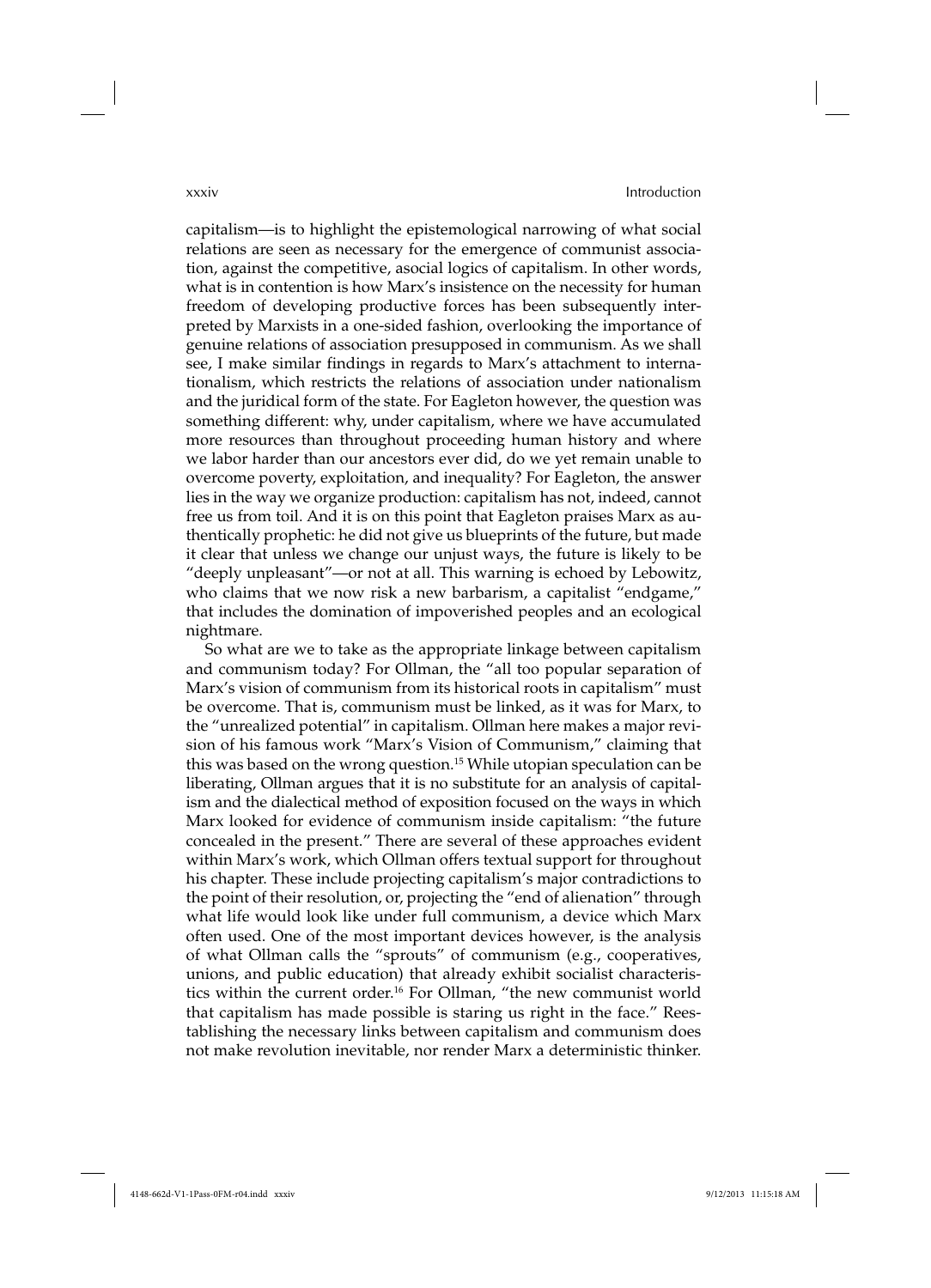capitalism—is to highlight the epistemological narrowing of what social relations are seen as necessary for the emergence of communist association, against the competitive, asocial logics of capitalism. In other words, what is in contention is how Marx's insistence on the necessity for human freedom of developing productive forces has been subsequently interpreted by Marxists in a one-sided fashion, overlooking the importance of genuine relations of association presupposed in communism. As we shall see, I make similar findings in regards to Marx's attachment to internationalism, which restricts the relations of association under nationalism and the juridical form of the state. For Eagleton however, the question was something different: why, under capitalism, where we have accumulated more resources than throughout proceeding human history and where we labor harder than our ancestors ever did, do we yet remain unable to overcome poverty, exploitation, and inequality? For Eagleton, the answer lies in the way we organize production: capitalism has not, indeed, cannot free us from toil. And it is on this point that Eagleton praises Marx as authentically prophetic: he did not give us blueprints of the future, but made it clear that unless we change our unjust ways, the future is likely to be "deeply unpleasant"—or not at all. This warning is echoed by Lebowitz, who claims that we now risk a new barbarism, a capitalist "endgame," that includes the domination of impoverished peoples and an ecological nightmare.

So what are we to take as the appropriate linkage between capitalism and communism today? For Ollman, the "all too popular separation of Marx's vision of communism from its historical roots in capitalism" must be overcome. That is, communism must be linked, as it was for Marx, to the "unrealized potential" in capitalism. Ollman here makes a major revision of his famous work "Marx's Vision of Communism," claiming that this was based on the wrong question.[15] While utopian speculation can be liberating, Ollman argues that it is no substitute for an analysis of capitalism and the dialectical method of exposition focused on the ways in which Marx looked for evidence of communism inside capitalism: "the future concealed in the present." There are several of these approaches evident within Marx's work, which Ollman offers textual support for throughout his chapter. These include projecting capitalism's major contradictions to the point of their resolution, or, projecting the "end of alienation" through what life would look like under full communism, a device which Marx often used. One of the most important devices however, is the analysis of what Ollman calls the "sprouts" of communism (e.g., cooperatives, unions, and public education) that already exhibit socialist characteristics within the current order.[16] For Ollman, "the new communist world that capitalism has made possible is staring us right in the face." Reestablishing the necessary links between capitalism and communism does not make revolution inevitable, nor render Marx a deterministic thinker.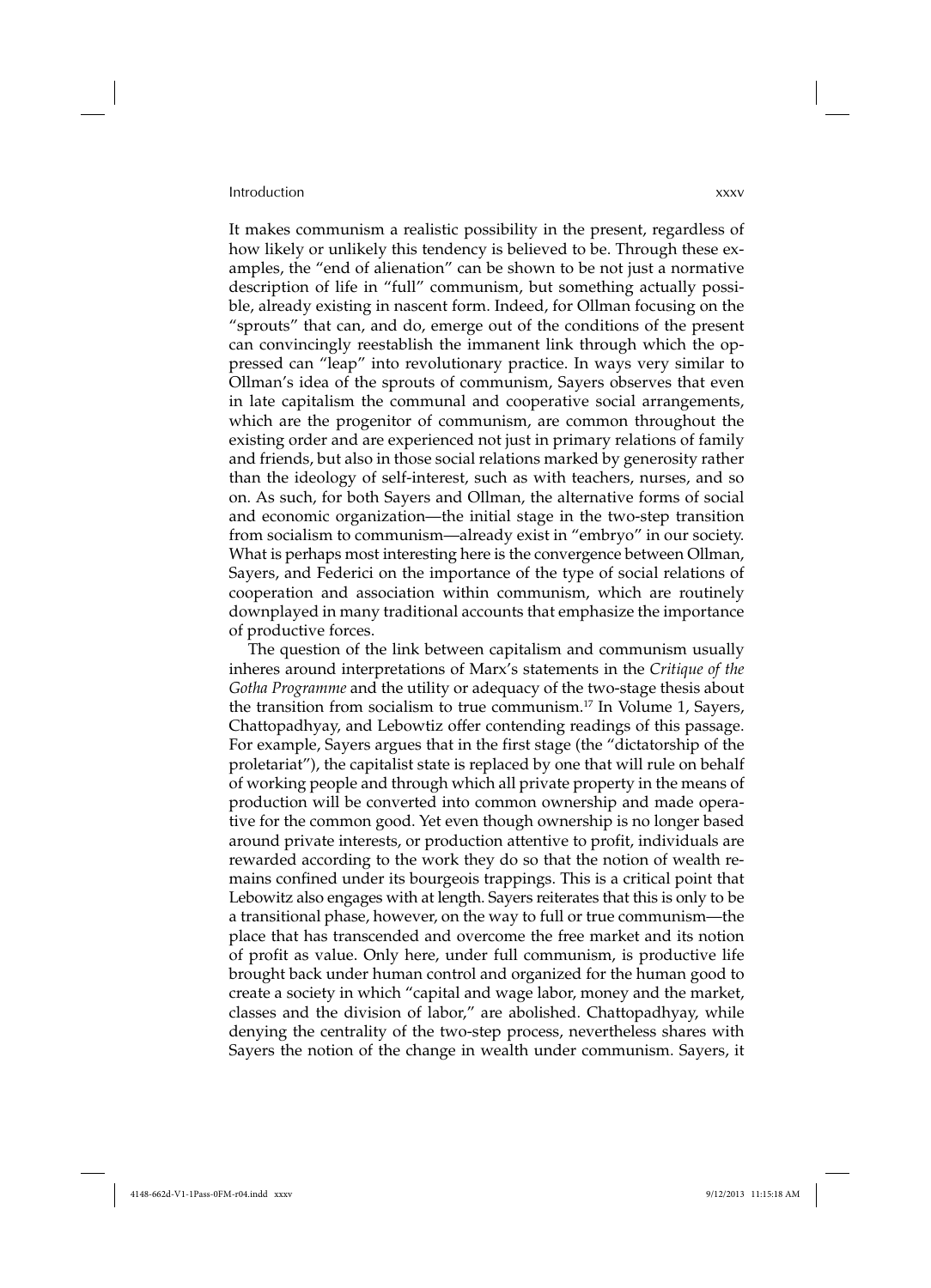It makes communism a realistic possibility in the present, regardless of how likely or unlikely this tendency is believed to be. Through these examples, the "end of alienation" can be shown to be not just a normative description of life in "full" communism, but something actually possible, already existing in nascent form. Indeed, for Ollman focusing on the "sprouts" that can, and do, emerge out of the conditions of the present can convincingly reestablish the immanent link through which the oppressed can "leap" into revolutionary practice. In ways very similar to Ollman's idea of the sprouts of communism, Sayers observes that even in late capitalism the communal and cooperative social arrangements, which are the progenitor of communism, are common throughout the existing order and are experienced not just in primary relations of family and friends, but also in those social relations marked by generosity rather than the ideology of self-interest, such as with teachers, nurses, and so on. As such, for both Sayers and Ollman, the alternative forms of social and economic organization—the initial stage in the two-step transition from socialism to communism—already exist in "embryo" in our society. What is perhaps most interesting here is the convergence between Ollman, Sayers, and Federici on the importance of the type of social relations of cooperation and association within communism, which are routinely downplayed in many traditional accounts that emphasize the importance of productive forces.

The question of the link between capitalism and communism usually inheres around interpretations of Marx's statements in the *Critique of the Gotha Programme* and the utility or adequacy of the two-stage thesis about the transition from socialism to true communism.[17] In Volume 1, Sayers, Chattopadhyay, and Lebowtiz offer contending readings of this passage. For example, Sayers argues that in the first stage (the "dictatorship of the proletariat"), the capitalist state is replaced by one that will rule on behalf of working people and through which all private property in the means of production will be converted into common ownership and made operative for the common good. Yet even though ownership is no longer based around private interests, or production attentive to profit, individuals are rewarded according to the work they do so that the notion of wealth remains confined under its bourgeois trappings. This is a critical point that Lebowitz also engages with at length. Sayers reiterates that this is only to be a transitional phase, however, on the way to full or true communism—the place that has transcended and overcome the free market and its notion of profit as value. Only here, under full communism, is productive life brought back under human control and organized for the human good to create a society in which "capital and wage labor, money and the market, classes and the division of labor," are abolished. Chattopadhyay, while denying the centrality of the two-step process, nevertheless shares with Sayers the notion of the change in wealth under communism. Sayers, it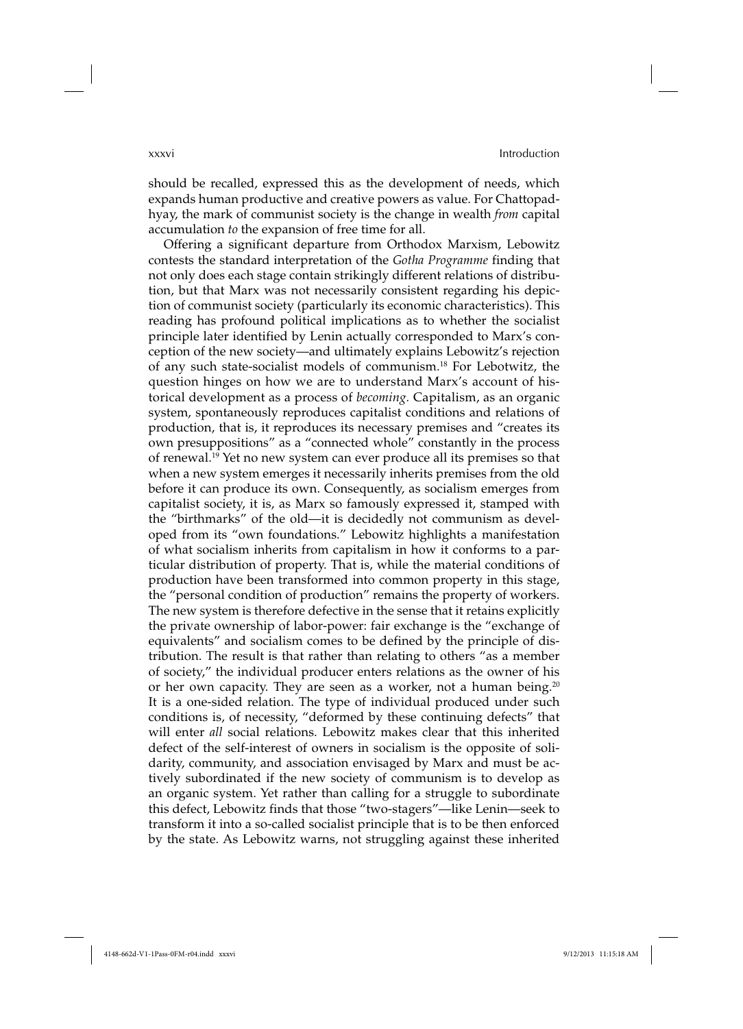should be recalled, expressed this as the development of needs, which expands human productive and creative powers as value. For Chattopadhyay, the mark of communist society is the change in wealth *from* capital accumulation *to* the expansion of free time for all.

Offering a significant departure from Orthodox Marxism, Lebowitz contests the standard interpretation of the *Gotha Programme* finding that not only does each stage contain strikingly different relations of distribution, but that Marx was not necessarily consistent regarding his depiction of communist society (particularly its economic characteristics). This reading has profound political implications as to whether the socialist principle later identified by Lenin actually corresponded to Marx's conception of the new society—and ultimately explains Lebowitz's rejection of any such state-socialist models of communism.[18] For Lebotwitz, the question hinges on how we are to understand Marx's account of historical development as a process of *becoming.* Capitalism, as an organic system, spontaneously reproduces capitalist conditions and relations of production, that is, it reproduces its necessary premises and "creates its own presuppositions" as a "connected whole" constantly in the process of renewal.[19] Yet no new system can ever produce all its premises so that when a new system emerges it necessarily inherits premises from the old before it can produce its own. Consequently, as socialism emerges from capitalist society, it is, as Marx so famously expressed it, stamped with the "birthmarks" of the old—it is decidedly not communism as developed from its "own foundations." Lebowitz highlights a manifestation of what socialism inherits from capitalism in how it conforms to a particular distribution of property. That is, while the material conditions of production have been transformed into common property in this stage, the "personal condition of production" remains the property of workers. The new system is therefore defective in the sense that it retains explicitly the private ownership of labor-power: fair exchange is the "exchange of equivalents" and socialism comes to be defined by the principle of distribution. The result is that rather than relating to others "as a member of society," the individual producer enters relations as the owner of his or her own capacity. They are seen as a worker, not a human being.[20] It is a one-sided relation. The type of individual produced under such conditions is, of necessity, "deformed by these continuing defects" that will enter *all* social relations. Lebowitz makes clear that this inherited defect of the self-interest of owners in socialism is the opposite of solidarity, community, and association envisaged by Marx and must be actively subordinated if the new society of communism is to develop as an organic system. Yet rather than calling for a struggle to subordinate this defect, Lebowitz finds that those "two-stagers"—like Lenin—seek to transform it into a so-called socialist principle that is to be then enforced by the state. As Lebowitz warns, not struggling against these inherited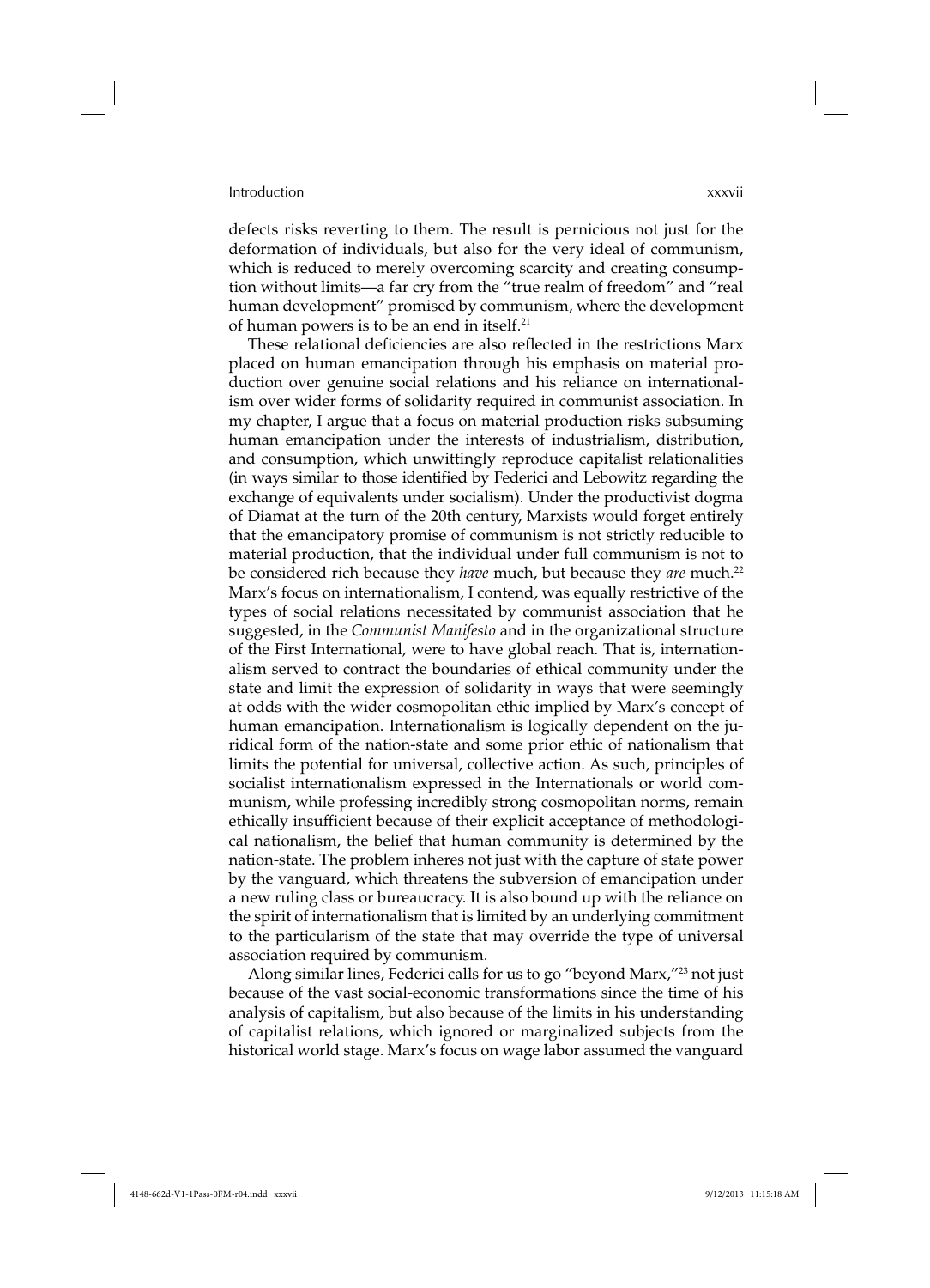defects risks reverting to them. The result is pernicious not just for the deformation of individuals, but also for the very ideal of communism, which is reduced to merely overcoming scarcity and creating consumption without limits—a far cry from the "true realm of freedom" and "real human development" promised by communism, where the development of human powers is to be an end in itself.[21]

These relational deficiencies are also reflected in the restrictions Marx placed on human emancipation through his emphasis on material production over genuine social relations and his reliance on internationalism over wider forms of solidarity required in communist association. In my chapter, I argue that a focus on material production risks subsuming human emancipation under the interests of industrialism, distribution, and consumption, which unwittingly reproduce capitalist relationalities (in ways similar to those identified by Federici and Lebowitz regarding the exchange of equivalents under socialism). Under the productivist dogma of Diamat at the turn of the 20th century, Marxists would forget entirely that the emancipatory promise of communism is not strictly reducible to material production, that the individual under full communism is not to be considered rich because they *have* much, but because they *are* much.[22] Marx's focus on internationalism, I contend, was equally restrictive of the types of social relations necessitated by communist association that he suggested, in the *Communist Manifesto* and in the organizational structure of the First International, were to have global reach. That is, internationalism served to contract the boundaries of ethical community under the state and limit the expression of solidarity in ways that were seemingly at odds with the wider cosmopolitan ethic implied by Marx's concept of human emancipation. Internationalism is logically dependent on the juridical form of the nation-state and some prior ethic of nationalism that limits the potential for universal, collective action. As such, principles of socialist internationalism expressed in the Internationals or world communism, while professing incredibly strong cosmopolitan norms, remain ethically insufficient because of their explicit acceptance of methodological nationalism, the belief that human community is determined by the nation-state. The problem inheres not just with the capture of state power by the vanguard, which threatens the subversion of emancipation under a new ruling class or bureaucracy. It is also bound up with the reliance on the spirit of internationalism that is limited by an underlying commitment to the particularism of the state that may override the type of universal association required by communism.

Along similar lines, Federici calls for us to go "beyond Marx,"[23] not just because of the vast social-economic transformations since the time of his analysis of capitalism, but also because of the limits in his understanding of capitalist relations, which ignored or marginalized subjects from the historical world stage. Marx's focus on wage labor assumed the vanguard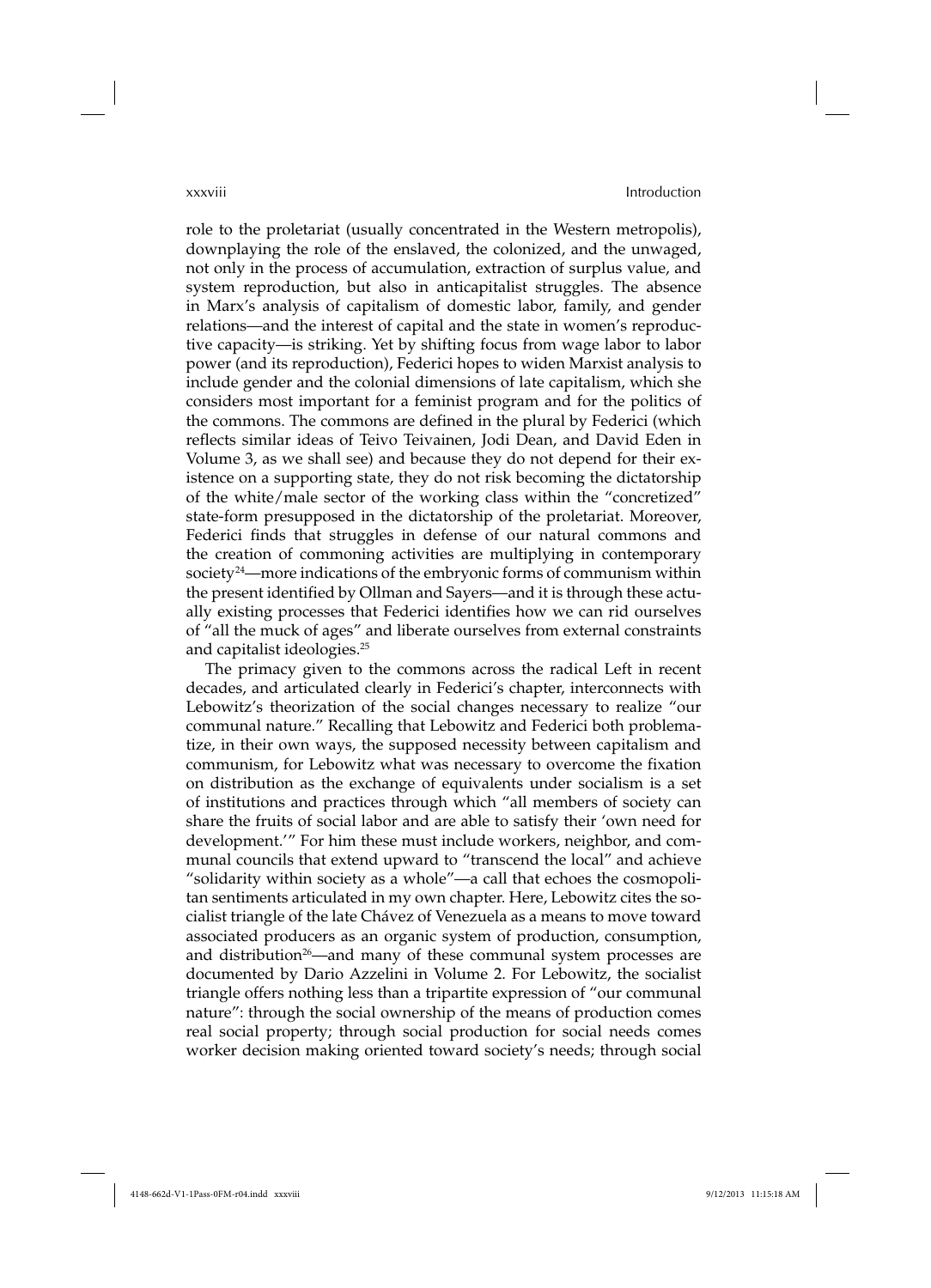role to the proletariat (usually concentrated in the Western metropolis), downplaying the role of the enslaved, the colonized, and the unwaged, not only in the process of accumulation, extraction of surplus value, and system reproduction, but also in anticapitalist struggles. The absence in Marx's analysis of capitalism of domestic labor, family, and gender relations—and the interest of capital and the state in women's reproductive capacity—is striking. Yet by shifting focus from wage labor to labor power (and its reproduction), Federici hopes to widen Marxist analysis to include gender and the colonial dimensions of late capitalism, which she considers most important for a feminist program and for the politics of the commons. The commons are defined in the plural by Federici (which reflects similar ideas of Teivo Teivainen, Jodi Dean, and David Eden in Volume 3, as we shall see) and because they do not depend for their existence on a supporting state, they do not risk becoming the dictatorship of the white/male sector of the working class within the "concretized" state-form presupposed in the dictatorship of the proletariat. Moreover, Federici finds that struggles in defense of our natural commons and the creation of commoning activities are multiplying in contemporary society[24]—more indications of the embryonic forms of communism within the present identified by Ollman and Sayers—and it is through these actually existing processes that Federici identifies how we can rid ourselves of "all the muck of ages" and liberate ourselves from external constraints and capitalist ideologies.[25]

The primacy given to the commons across the radical Left in recent decades, and articulated clearly in Federici's chapter, interconnects with Lebowitz's theorization of the social changes necessary to realize "our communal nature." Recalling that Lebowitz and Federici both problematize, in their own ways, the supposed necessity between capitalism and communism, for Lebowitz what was necessary to overcome the fixation on distribution as the exchange of equivalents under socialism is a set of institutions and practices through which "all members of society can share the fruits of social labor and are able to satisfy their 'own need for development.'" For him these must include workers, neighbor, and communal councils that extend upward to "transcend the local" and achieve "solidarity within society as a whole"—a call that echoes the cosmopolitan sentiments articulated in my own chapter. Here, Lebowitz cites the socialist triangle of the late Chávez of Venezuela as a means to move toward associated producers as an organic system of production, consumption, and distribution[26]—and many of these communal system processes are documented by Dario Azzelini in Volume 2. For Lebowitz, the socialist triangle offers nothing less than a tripartite expression of "our communal nature": through the social ownership of the means of production comes real social property; through social production for social needs comes worker decision making oriented toward society's needs; through social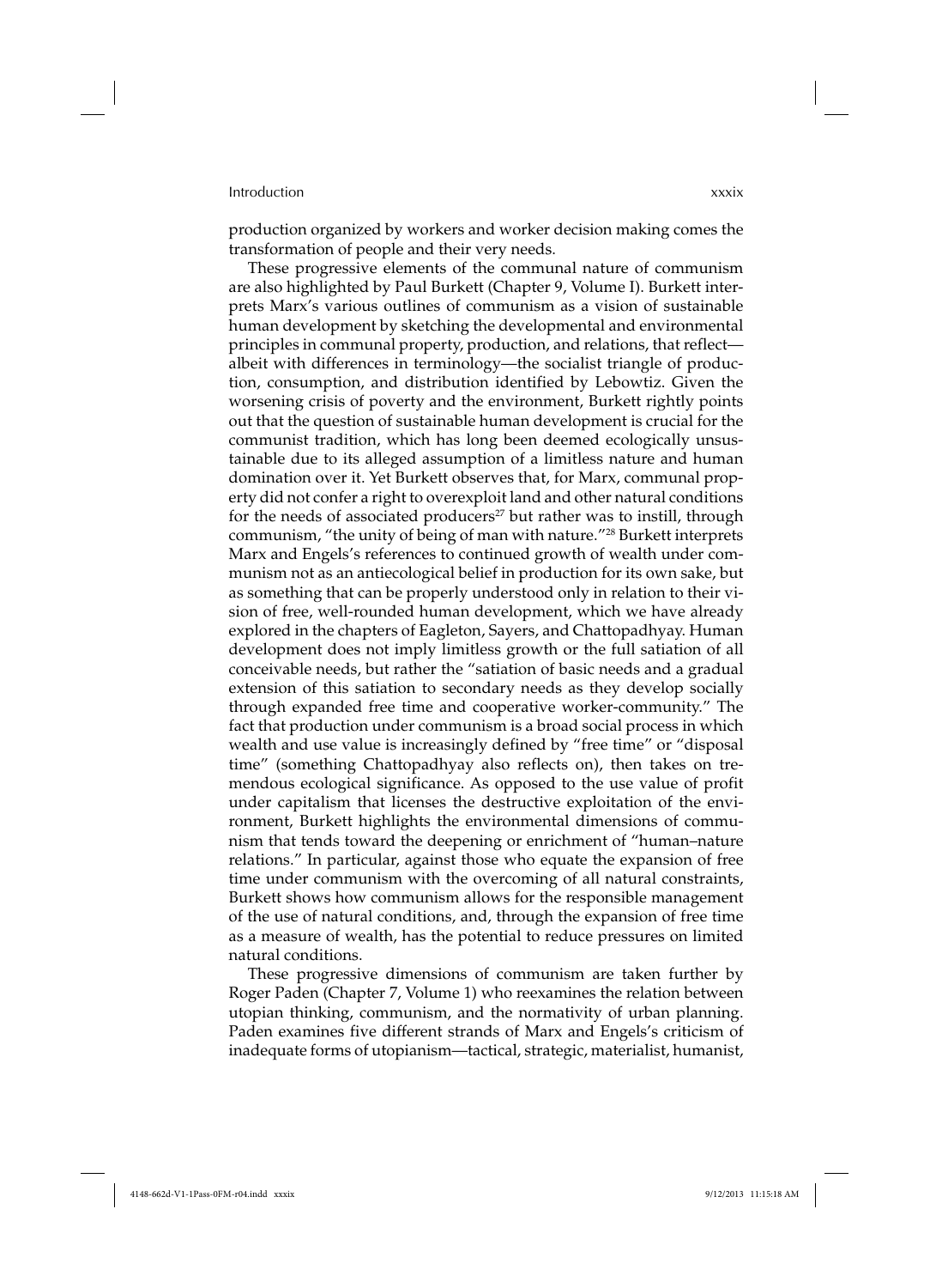production organized by workers and worker decision making comes the transformation of people and their very needs.

These progressive elements of the communal nature of communism are also highlighted by Paul Burkett (Chapter 9, Volume I). Burkett interprets Marx's various outlines of communism as a vision of sustainable human development by sketching the developmental and environmental principles in communal property, production, and relations, that reflect—albeit with differences in terminology—the socialist triangle of production, consumption, and distribution identified by Lebowtiz. Given the worsening crisis of poverty and the environment, Burkett rightly points out that the question of sustainable human development is crucial for the communist tradition, which has long been deemed ecologically unsustainable due to its alleged assumption of a limitless nature and human domination over it. Yet Burkett observes that, for Marx, communal property did not confer a right to overexploit land and other natural conditions for the needs of associated producers[27] but rather was to instill, through communism, "the unity of being of man with nature."[28] Burkett interprets Marx and Engels's references to continued growth of wealth under communism not as an antiecological belief in production for its own sake, but as something that can be properly understood only in relation to their vision of free, well-rounded human development, which we have already explored in the chapters of Eagleton, Sayers, and Chattopadhyay. Human development does not imply limitless growth or the full satiation of all conceivable needs, but rather the "satiation of basic needs and a gradual extension of this satiation to secondary needs as they develop socially through expanded free time and cooperative worker-community." The fact that production under communism is a broad social process in which wealth and use value is increasingly defined by "free time" or "disposal time" (something Chattopadhyay also reflects on), then takes on tremendous ecological significance. As opposed to the use value of profit under capitalism that licenses the destructive exploitation of the environment, Burkett highlights the environmental dimensions of communism that tends toward the deepening or enrichment of "human–nature relations." In particular, against those who equate the expansion of free time under communism with the overcoming of all natural constraints, Burkett shows how communism allows for the responsible management of the use of natural conditions, and, through the expansion of free time as a measure of wealth, has the potential to reduce pressures on limited natural conditions.

These progressive dimensions of communism are taken further by Roger Paden (Chapter 7, Volume 1) who reexamines the relation between utopian thinking, communism, and the normativity of urban planning. Paden examines five different strands of Marx and Engels's criticism of inadequate forms of utopianism—tactical, strategic, materialist, humanist,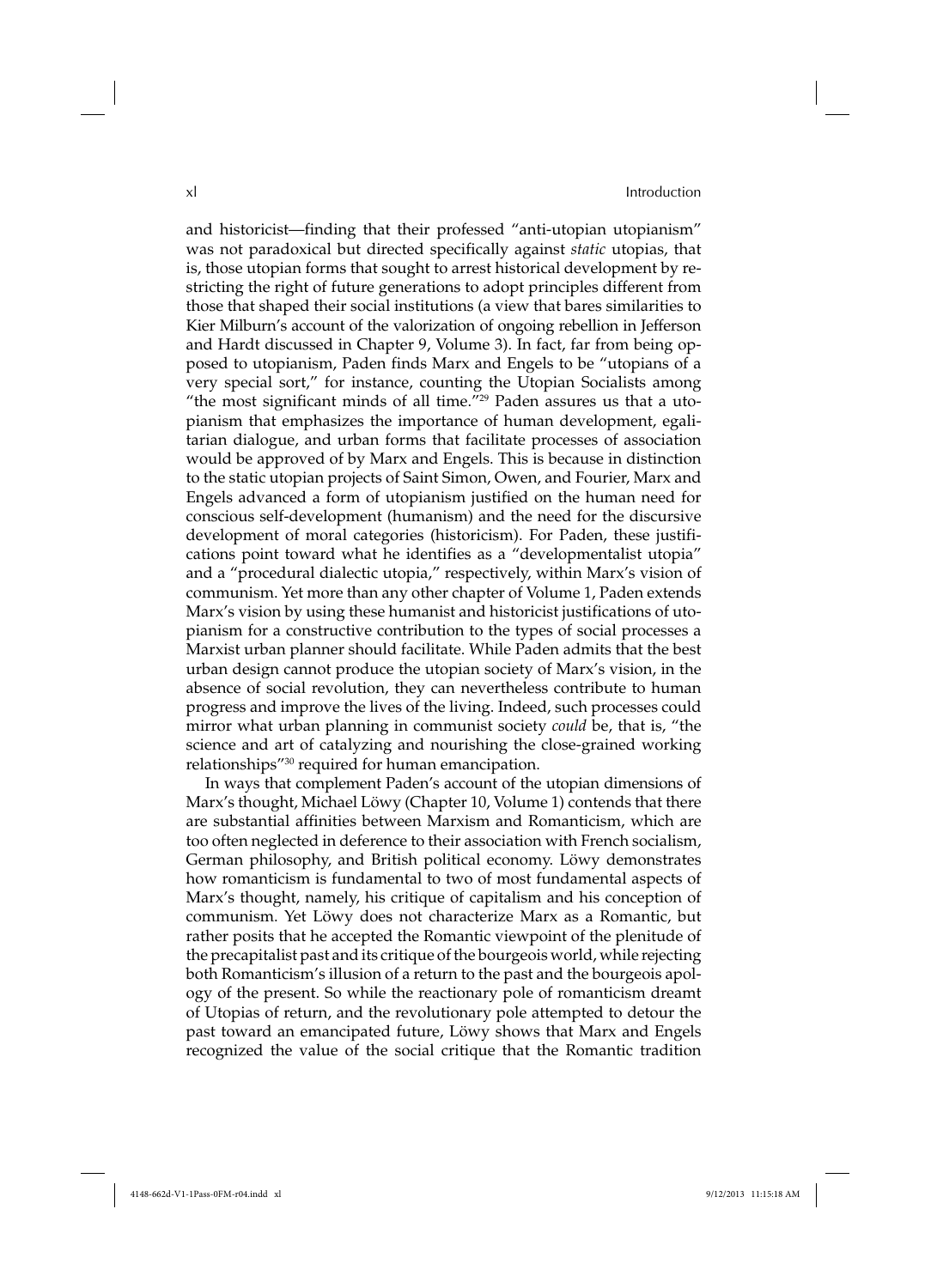and historicist—finding that their professed "anti-utopian utopianism" was not paradoxical but directed specifically against *static* utopias, that is, those utopian forms that sought to arrest historical development by restricting the right of future generations to adopt principles different from those that shaped their social institutions (a view that bares similarities to Kier Milburn's account of the valorization of ongoing rebellion in Jefferson and Hardt discussed in Chapter 9, Volume 3). In fact, far from being opposed to utopianism, Paden finds Marx and Engels to be "utopians of a very special sort," for instance, counting the Utopian Socialists among "the most significant minds of all time."[29] Paden assures us that a utopianism that emphasizes the importance of human development, egalitarian dialogue, and urban forms that facilitate processes of association would be approved of by Marx and Engels. This is because in distinction to the static utopian projects of Saint Simon, Owen, and Fourier, Marx and Engels advanced a form of utopianism justified on the human need for conscious self-development (humanism) and the need for the discursive development of moral categories (historicism). For Paden, these justifications point toward what he identifies as a "developmentalist utopia" and a "procedural dialectic utopia," respectively, within Marx's vision of communism. Yet more than any other chapter of Volume 1, Paden extends Marx's vision by using these humanist and historicist justifications of utopianism for a constructive contribution to the types of social processes a Marxist urban planner should facilitate. While Paden admits that the best urban design cannot produce the utopian society of Marx's vision, in the absence of social revolution, they can nevertheless contribute to human progress and improve the lives of the living. Indeed, such processes could mirror what urban planning in communist society *could* be, that is, "the science and art of catalyzing and nourishing the close-grained working relationships"[30] required for human emancipation.

In ways that complement Paden's account of the utopian dimensions of Marx's thought, Michael Löwy (Chapter 10, Volume 1) contends that there are substantial affinities between Marxism and Romanticism, which are too often neglected in deference to their association with French socialism, German philosophy, and British political economy. Löwy demonstrates how romanticism is fundamental to two of most fundamental aspects of Marx's thought, namely, his critique of capitalism and his conception of communism. Yet Löwy does not characterize Marx as a Romantic, but rather posits that he accepted the Romantic viewpoint of the plenitude of the precapitalist past and its critique of the bourgeois world, while rejecting both Romanticism's illusion of a return to the past and the bourgeois apology of the present. So while the reactionary pole of romanticism dreamt of Utopias of return, and the revolutionary pole attempted to detour the past toward an emancipated future, Löwy shows that Marx and Engels recognized the value of the social critique that the Romantic tradition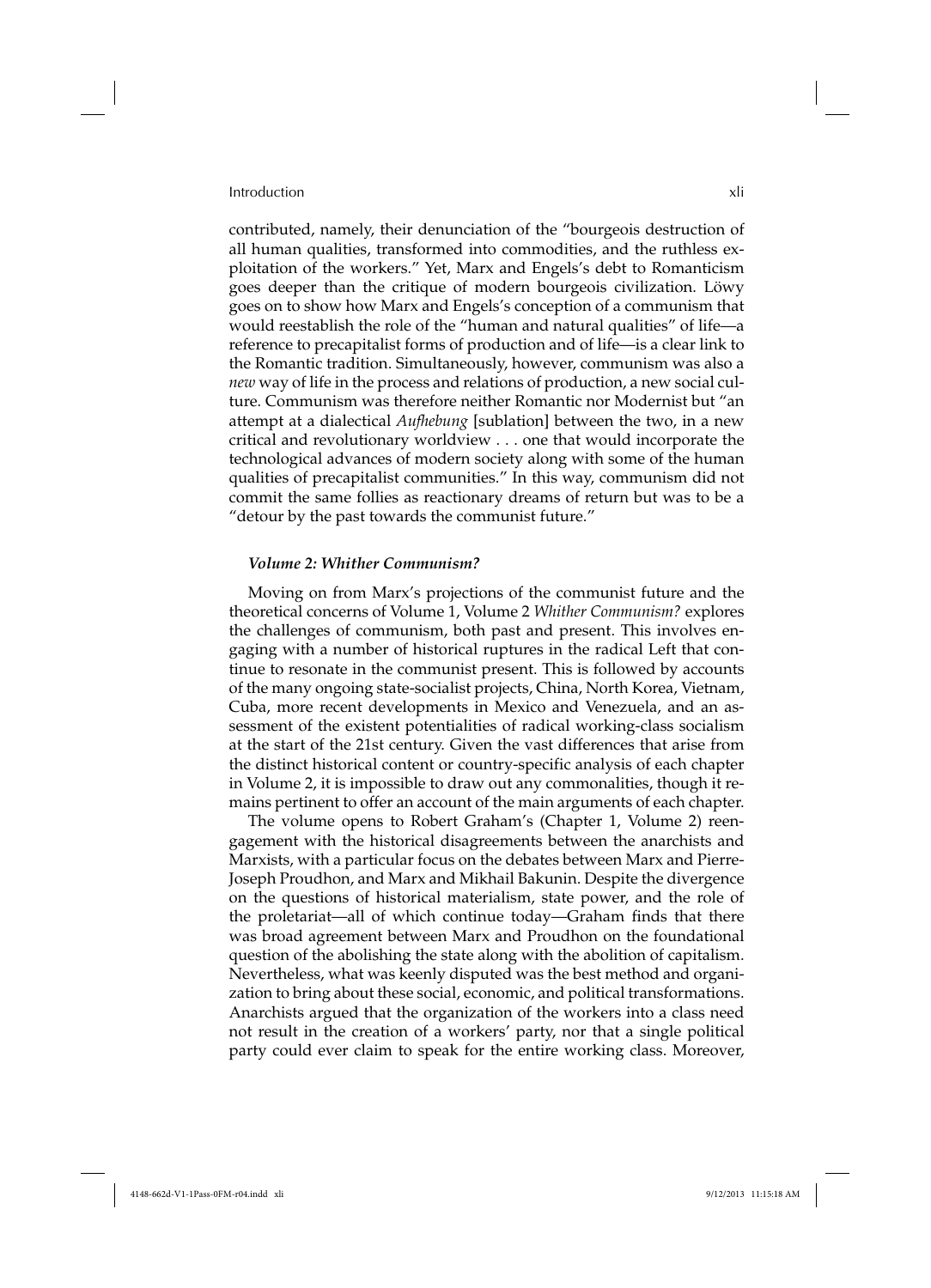contributed, namely, their denunciation of the "bourgeois destruction of all human qualities, transformed into commodities, and the ruthless exploitation of the workers." Yet, Marx and Engels's debt to Romanticism goes deeper than the critique of modern bourgeois civilization. Löwy goes on to show how Marx and Engels's conception of a communism that would reestablish the role of the "human and natural qualities" of life—a reference to precapitalist forms of production and of life—is a clear link to the Romantic tradition. Simultaneously, however, communism was also a *new* way of life in the process and relations of production, a new social culture. Communism was therefore neither Romantic nor Modernist but "an attempt at a dialectical *Aufhebung* [sublation] between the two, in a new critical and revolutionary worldview . . . one that would incorporate the technological advances of modern society along with some of the human qualities of precapitalist communities." In this way, communism did not commit the same follies as reactionary dreams of return but was to be a "detour by the past towards the communist future."

### *Volume 2: Whither Communism?*

Moving on from Marx's projections of the communist future and the theoretical concerns of Volume 1, Volume 2 *Whither Communism?* explores the challenges of communism, both past and present. This involves engaging with a number of historical ruptures in the radical Left that continue to resonate in the communist present. This is followed by accounts of the many ongoing state-socialist projects, China, North Korea, Vietnam, Cuba, more recent developments in Mexico and Venezuela, and an assessment of the existent potentialities of radical working-class socialism at the start of the 21st century. Given the vast differences that arise from the distinct historical content or country-specific analysis of each chapter in Volume 2, it is impossible to draw out any commonalities, though it remains pertinent to offer an account of the main arguments of each chapter.

The volume opens to Robert Graham's (Chapter 1, Volume 2) reengagement with the historical disagreements between the anarchists and Marxists, with a particular focus on the debates between Marx and Pierre-Joseph Proudhon, and Marx and Mikhail Bakunin. Despite the divergence on the questions of historical materialism, state power, and the role of the proletariat—all of which continue today—Graham finds that there was broad agreement between Marx and Proudhon on the foundational question of the abolishing the state along with the abolition of capitalism. Nevertheless, what was keenly disputed was the best method and organization to bring about these social, economic, and political transformations. Anarchists argued that the organization of the workers into a class need not result in the creation of a workers' party, nor that a single political party could ever claim to speak for the entire working class. Moreover,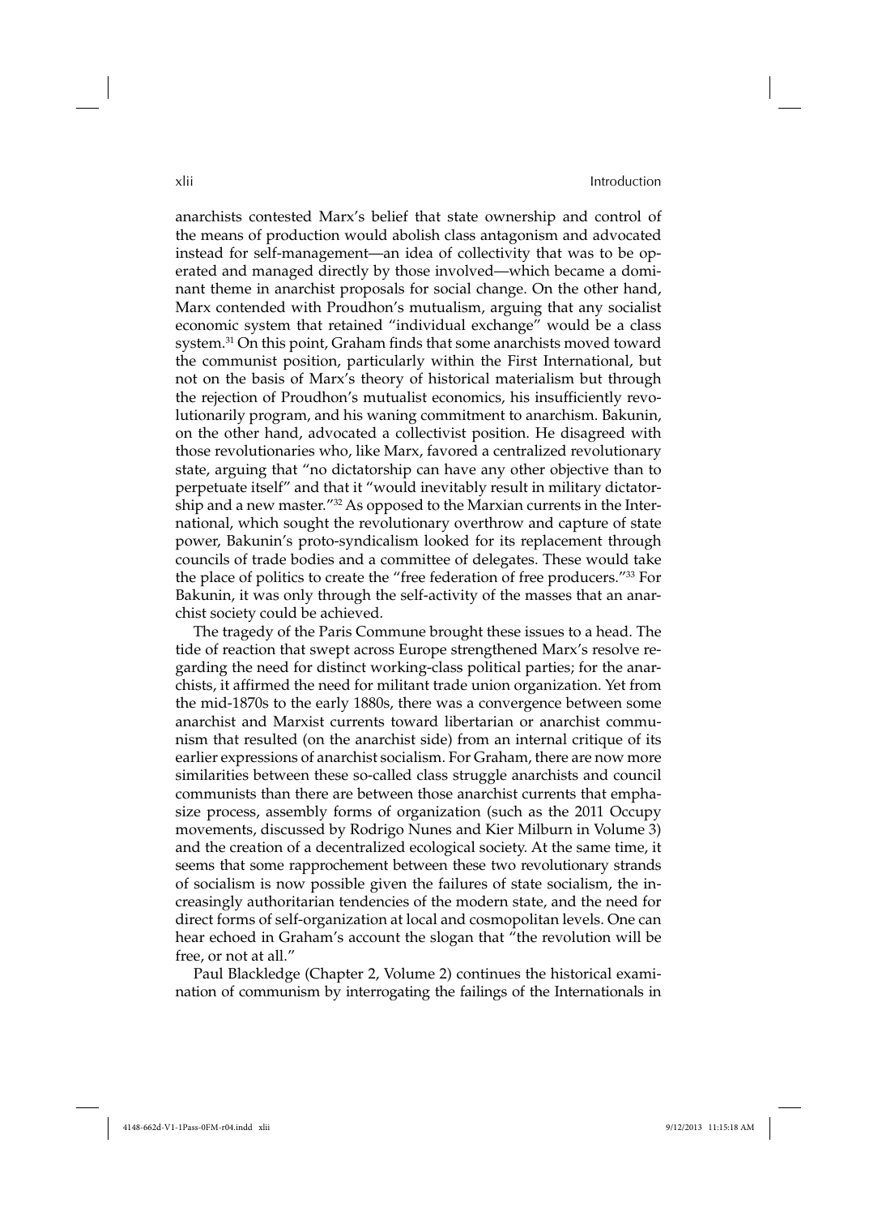anarchists contested Marx's belief that state ownership and control of the means of production would abolish class antagonism and advocated instead for self-management—an idea of collectivity that was to be operated and managed directly by those involved—which became a dominant theme in anarchist proposals for social change. On the other hand, Marx contended with Proudhon's mutualism, arguing that any socialist economic system that retained "individual exchange" would be a class system.[31] On this point, Graham finds that some anarchists moved toward the communist position, particularly within the First International, but not on the basis of Marx's theory of historical materialism but through the rejection of Proudhon's mutualist economics, his insufficiently revolutionarily program, and his waning commitment to anarchism. Bakunin, on the other hand, advocated a collectivist position. He disagreed with those revolutionaries who, like Marx, favored a centralized revolutionary state, arguing that "no dictatorship can have any other objective than to perpetuate itself" and that it "would inevitably result in military dictatorship and a new master."[32] As opposed to the Marxian currents in the International, which sought the revolutionary overthrow and capture of state power, Bakunin's proto-syndicalism looked for its replacement through councils of trade bodies and a committee of delegates. These would take the place of politics to create the "free federation of free producers."[33] For Bakunin, it was only through the self-activity of the masses that an anarchist society could be achieved.

The tragedy of the Paris Commune brought these issues to a head. The tide of reaction that swept across Europe strengthened Marx's resolve regarding the need for distinct working-class political parties; for the anarchists, it affirmed the need for militant trade union organization. Yet from the mid-1870s to the early 1880s, there was a convergence between some anarchist and Marxist currents toward libertarian or anarchist communism that resulted (on the anarchist side) from an internal critique of its earlier expressions of anarchist socialism. For Graham, there are now more similarities between these so-called class struggle anarchists and council communists than there are between those anarchist currents that emphasize process, assembly forms of organization (such as the 2011 Occupy movements, discussed by Rodrigo Nunes and Kier Milburn in Volume 3) and the creation of a decentralized ecological society. At the same time, it seems that some rapprochement between these two revolutionary strands of socialism is now possible given the failures of state socialism, the increasingly authoritarian tendencies of the modern state, and the need for direct forms of self-organization at local and cosmopolitan levels. One can hear echoed in Graham's account the slogan that "the revolution will be free, or not at all."

Paul Blackledge (Chapter 2, Volume 2) continues the historical examination of communism by interrogating the failings of the Internationals in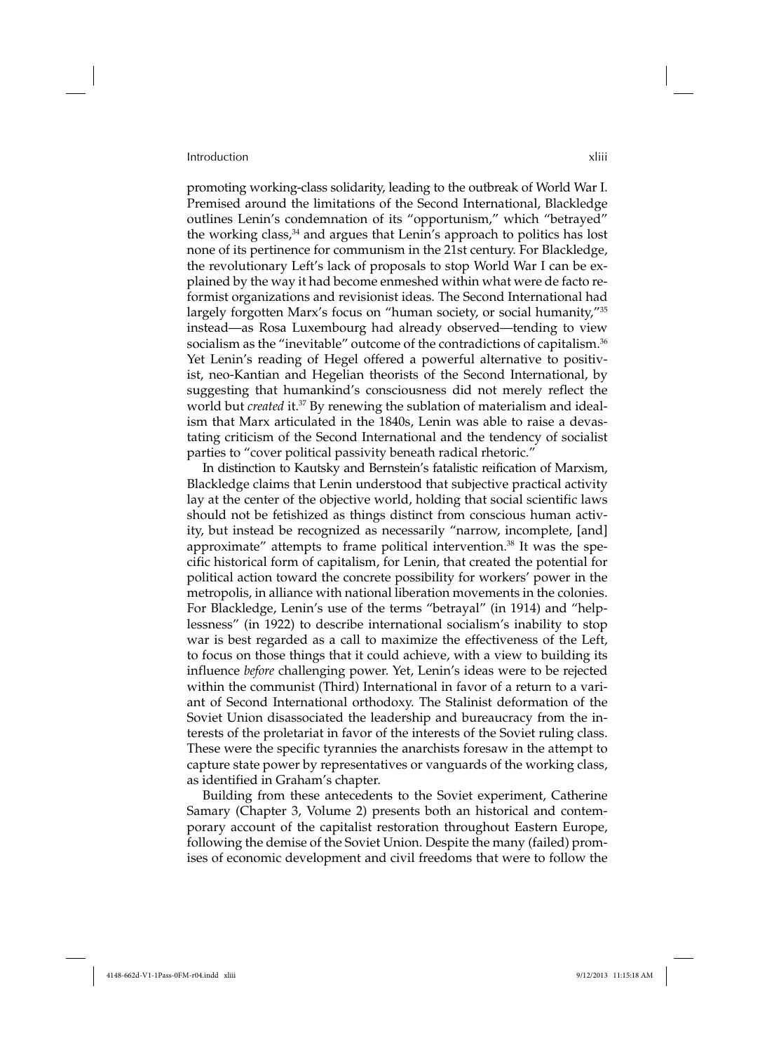promoting working-class solidarity, leading to the outbreak of World War I. Premised around the limitations of the Second International, Blackledge outlines Lenin's condemnation of its "opportunism," which "betrayed" the working class,[34] and argues that Lenin's approach to politics has lost none of its pertinence for communism in the 21st century. For Blackledge, the revolutionary Left's lack of proposals to stop World War I can be explained by the way it had become enmeshed within what were de facto reformist organizations and revisionist ideas. The Second International had largely forgotten Marx's focus on "human society, or social humanity,"[35] instead—as Rosa Luxembourg had already observed—tending to view socialism as the "inevitable" outcome of the contradictions of capitalism.[36] Yet Lenin's reading of Hegel offered a powerful alternative to positivist, neo-Kantian and Hegelian theorists of the Second International, by suggesting that humankind's consciousness did not merely reflect the world but *created* it.[37] By renewing the sublation of materialism and idealism that Marx articulated in the 1840s, Lenin was able to raise a devastating criticism of the Second International and the tendency of socialist parties to "cover political passivity beneath radical rhetoric."

In distinction to Kautsky and Bernstein's fatalistic reification of Marxism, Blackledge claims that Lenin understood that subjective practical activity lay at the center of the objective world, holding that social scientific laws should not be fetishized as things distinct from conscious human activity, but instead be recognized as necessarily "narrow, incomplete, [and] approximate" attempts to frame political intervention.[38] It was the specific historical form of capitalism, for Lenin, that created the potential for political action toward the concrete possibility for workers' power in the metropolis, in alliance with national liberation movements in the colonies. For Blackledge, Lenin's use of the terms "betrayal" (in 1914) and "helplessness" (in 1922) to describe international socialism's inability to stop war is best regarded as a call to maximize the effectiveness of the Left, to focus on those things that it could achieve, with a view to building its influence *before* challenging power. Yet, Lenin's ideas were to be rejected within the communist (Third) International in favor of a return to a variant of Second International orthodoxy. The Stalinist deformation of the Soviet Union disassociated the leadership and bureaucracy from the interests of the proletariat in favor of the interests of the Soviet ruling class. These were the specific tyrannies the anarchists foresaw in the attempt to capture state power by representatives or vanguards of the working class, as identified in Graham's chapter.

Building from these antecedents to the Soviet experiment, Catherine Samary (Chapter 3, Volume 2) presents both an historical and contemporary account of the capitalist restoration throughout Eastern Europe, following the demise of the Soviet Union. Despite the many (failed) promises of economic development and civil freedoms that were to follow the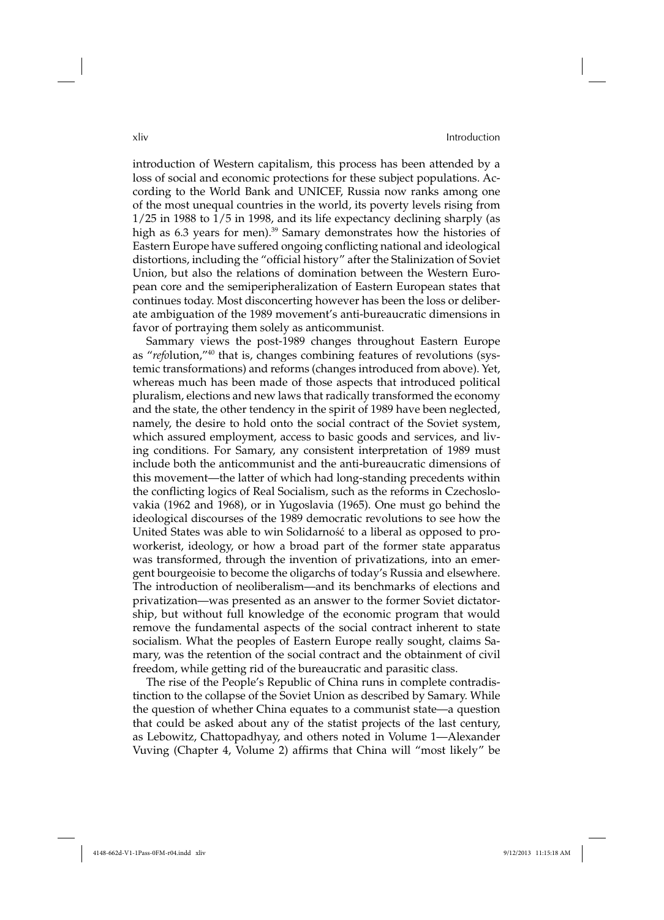introduction of Western capitalism, this process has been attended by a loss of social and economic protections for these subject populations. According to the World Bank and UNICEF, Russia now ranks among one of the most unequal countries in the world, its poverty levels rising from 1/25 in 1988 to 1/5 in 1998, and its life expectancy declining sharply (as high as 6.3 years for men).[39] Samary demonstrates how the histories of Eastern Europe have suffered ongoing conflicting national and ideological distortions, including the "official history" after the Stalinization of Soviet Union, but also the relations of domination between the Western European core and the semiperipheralization of Eastern European states that continues today. Most disconcerting however has been the loss or deliberate ambiguation of the 1989 movement's anti-bureaucratic dimensions in favor of portraying them solely as anticommunist.

Sammary views the post-1989 changes throughout Eastern Europe as "*refo*lution,"[40] that is, changes combining features of revolutions (systemic transformations) and reforms (changes introduced from above). Yet, whereas much has been made of those aspects that introduced political pluralism, elections and new laws that radically transformed the economy and the state, the other tendency in the spirit of 1989 have been neglected, namely, the desire to hold onto the social contract of the Soviet system, which assured employment, access to basic goods and services, and living conditions. For Samary, any consistent interpretation of 1989 must include both the anticommunist and the anti-bureaucratic dimensions of this movement—the latter of which had long-standing precedents within the conflicting logics of Real Socialism, such as the reforms in Czechoslovakia (1962 and 1968), or in Yugoslavia (1965). One must go behind the ideological discourses of the 1989 democratic revolutions to see how the United States was able to win Solidarność to a liberal as opposed to proworkerist, ideology, or how a broad part of the former state apparatus was transformed, through the invention of privatizations, into an emergent bourgeoisie to become the oligarchs of today's Russia and elsewhere. The introduction of neoliberalism—and its benchmarks of elections and privatization—was presented as an answer to the former Soviet dictatorship, but without full knowledge of the economic program that would remove the fundamental aspects of the social contract inherent to state socialism. What the peoples of Eastern Europe really sought, claims Samary, was the retention of the social contract and the obtainment of civil freedom, while getting rid of the bureaucratic and parasitic class.

The rise of the People's Republic of China runs in complete contradistinction to the collapse of the Soviet Union as described by Samary. While the question of whether China equates to a communist state—a question that could be asked about any of the statist projects of the last century, as Lebowitz, Chattopadhyay, and others noted in Volume 1—Alexander Vuving (Chapter 4, Volume 2) affirms that China will "most likely" be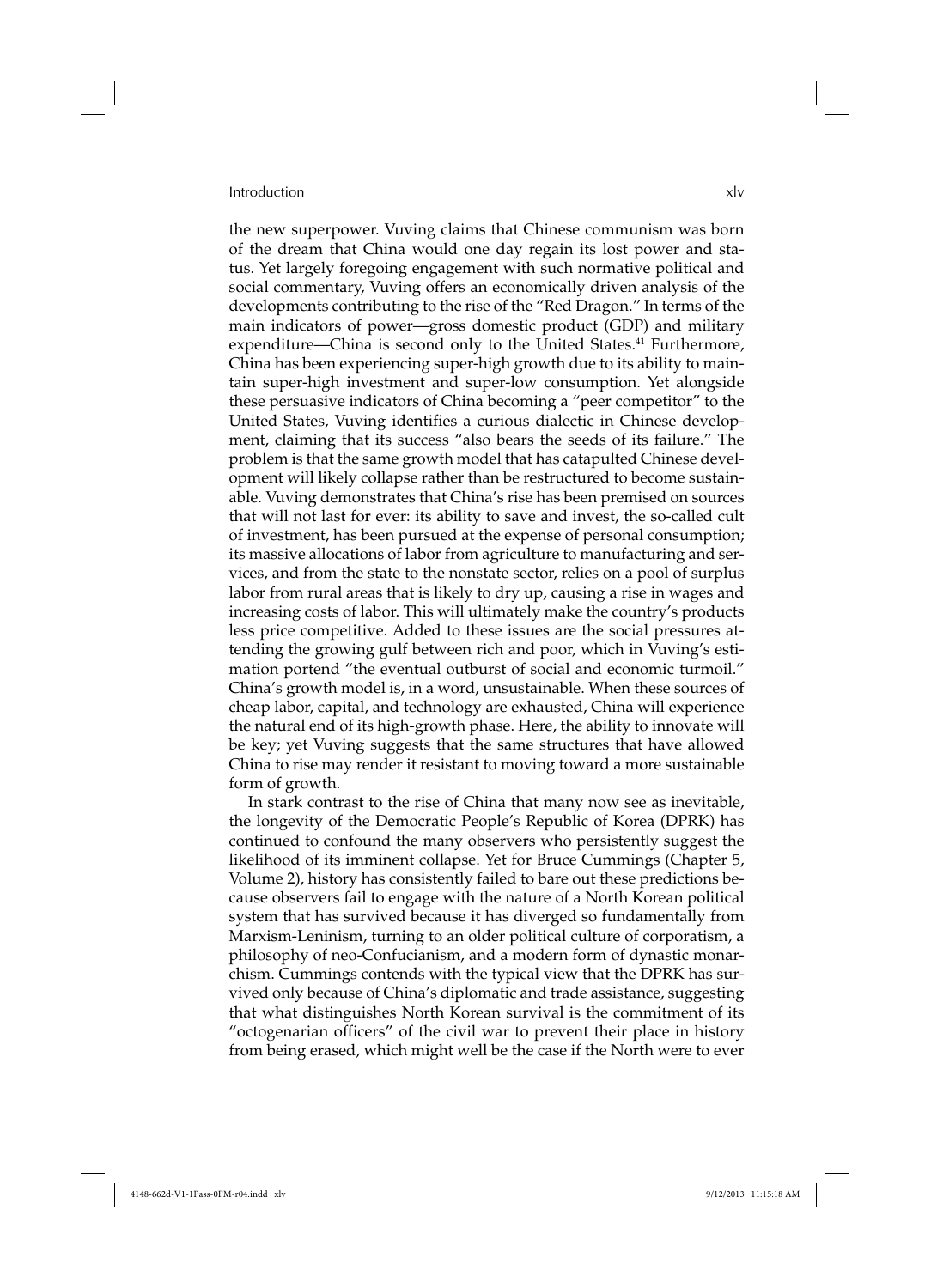the new superpower. Vuving claims that Chinese communism was born of the dream that China would one day regain its lost power and status. Yet largely foregoing engagement with such normative political and social commentary, Vuving offers an economically driven analysis of the developments contributing to the rise of the "Red Dragon." In terms of the main indicators of power—gross domestic product (GDP) and military expenditure—China is second only to the United States.[41] Furthermore, China has been experiencing super-high growth due to its ability to maintain super-high investment and super-low consumption. Yet alongside these persuasive indicators of China becoming a "peer competitor" to the United States, Vuving identifies a curious dialectic in Chinese development, claiming that its success "also bears the seeds of its failure." The problem is that the same growth model that has catapulted Chinese development will likely collapse rather than be restructured to become sustainable. Vuving demonstrates that China's rise has been premised on sources that will not last for ever: its ability to save and invest, the so-called cult of investment, has been pursued at the expense of personal consumption; its massive allocations of labor from agriculture to manufacturing and services, and from the state to the nonstate sector, relies on a pool of surplus labor from rural areas that is likely to dry up, causing a rise in wages and increasing costs of labor. This will ultimately make the country's products less price competitive. Added to these issues are the social pressures attending the growing gulf between rich and poor, which in Vuving's estimation portend "the eventual outburst of social and economic turmoil." China's growth model is, in a word, unsustainable. When these sources of cheap labor, capital, and technology are exhausted, China will experience the natural end of its high-growth phase. Here, the ability to innovate will be key; yet Vuving suggests that the same structures that have allowed China to rise may render it resistant to moving toward a more sustainable form of growth.

In stark contrast to the rise of China that many now see as inevitable, the longevity of the Democratic People's Republic of Korea (DPRK) has continued to confound the many observers who persistently suggest the likelihood of its imminent collapse. Yet for Bruce Cummings (Chapter 5, Volume 2), history has consistently failed to bare out these predictions because observers fail to engage with the nature of a North Korean political system that has survived because it has diverged so fundamentally from Marxism-Leninism, turning to an older political culture of corporatism, a philosophy of neo-Confucianism, and a modern form of dynastic monarchism. Cummings contends with the typical view that the DPRK has survived only because of China's diplomatic and trade assistance, suggesting that what distinguishes North Korean survival is the commitment of its "octogenarian officers" of the civil war to prevent their place in history from being erased, which might well be the case if the North were to ever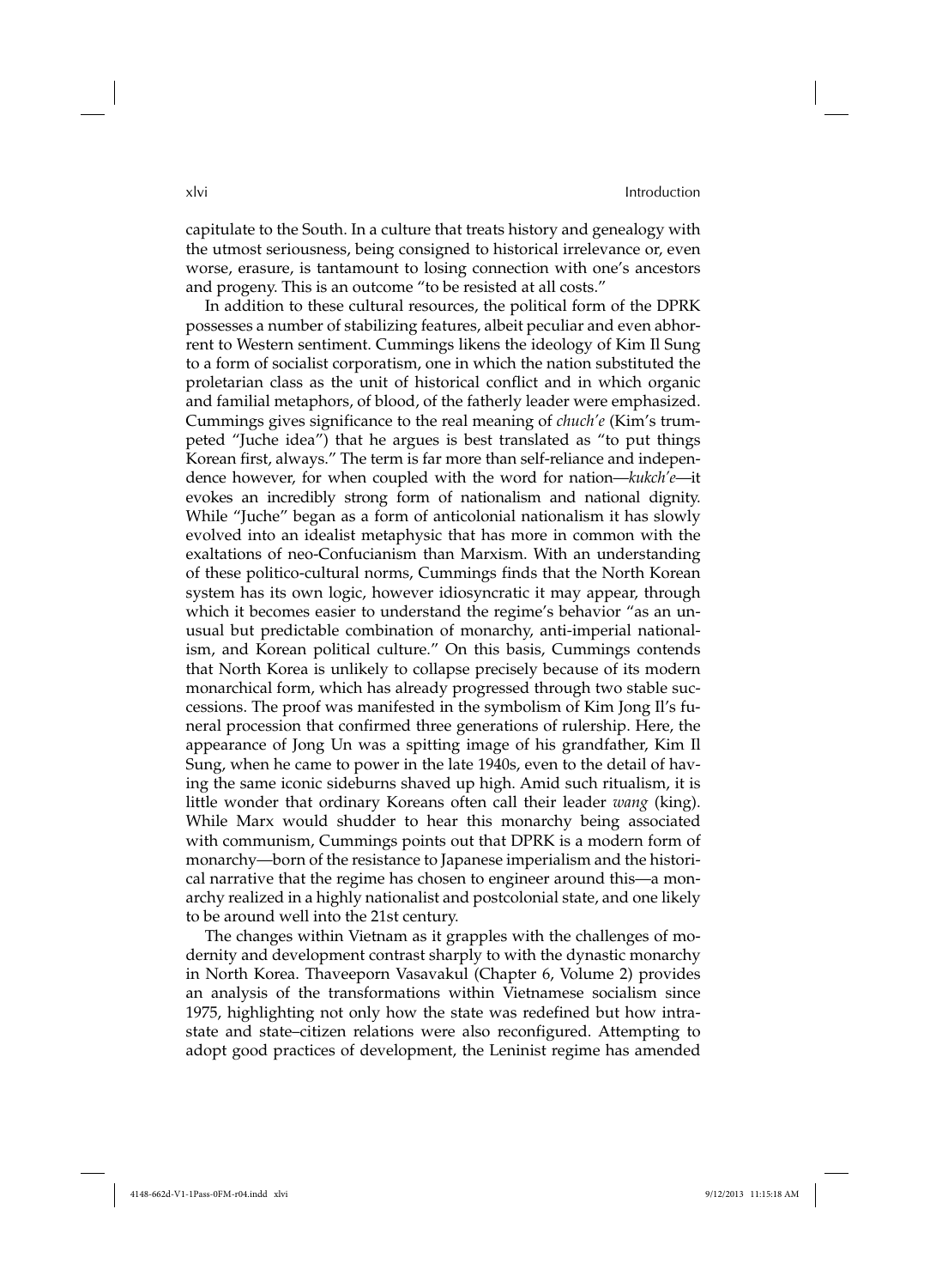capitulate to the South. In a culture that treats history and genealogy with the utmost seriousness, being consigned to historical irrelevance or, even worse, erasure, is tantamount to losing connection with one's ancestors and progeny. This is an outcome "to be resisted at all costs."

In addition to these cultural resources, the political form of the DPRK possesses a number of stabilizing features, albeit peculiar and even abhorrent to Western sentiment. Cummings likens the ideology of Kim Il Sung to a form of socialist corporatism, one in which the nation substituted the proletarian class as the unit of historical conflict and in which organic and familial metaphors, of blood, of the fatherly leader were emphasized. Cummings gives significance to the real meaning of *chuch'e* (Kim's trumpeted "Juche idea") that he argues is best translated as "to put things Korean first, always." The term is far more than self-reliance and independence however, for when coupled with the word for nation—*kukch'e*—it evokes an incredibly strong form of nationalism and national dignity. While "Juche" began as a form of anticolonial nationalism it has slowly evolved into an idealist metaphysic that has more in common with the exaltations of neo-Confucianism than Marxism. With an understanding of these politico-cultural norms, Cummings finds that the North Korean system has its own logic, however idiosyncratic it may appear, through which it becomes easier to understand the regime's behavior "as an unusual but predictable combination of monarchy, anti-imperial nationalism, and Korean political culture." On this basis, Cummings contends that North Korea is unlikely to collapse precisely because of its modern monarchical form, which has already progressed through two stable successions. The proof was manifested in the symbolism of Kim Jong Il's funeral procession that confirmed three generations of rulership. Here, the appearance of Jong Un was a spitting image of his grandfather, Kim Il Sung, when he came to power in the late 1940s, even to the detail of having the same iconic sideburns shaved up high. Amid such ritualism, it is little wonder that ordinary Koreans often call their leader *wang* (king). While Marx would shudder to hear this monarchy being associated with communism, Cummings points out that DPRK is a modern form of monarchy—born of the resistance to Japanese imperialism and the historical narrative that the regime has chosen to engineer around this—a monarchy realized in a highly nationalist and postcolonial state, and one likely to be around well into the 21st century.

The changes within Vietnam as it grapples with the challenges of modernity and development contrast sharply to with the dynastic monarchy in North Korea. Thaveeporn Vasavakul (Chapter 6, Volume 2) provides an analysis of the transformations within Vietnamese socialism since 1975, highlighting not only how the state was redefined but how intrastate and state–citizen relations were also reconfigured. Attempting to adopt good practices of development, the Leninist regime has amended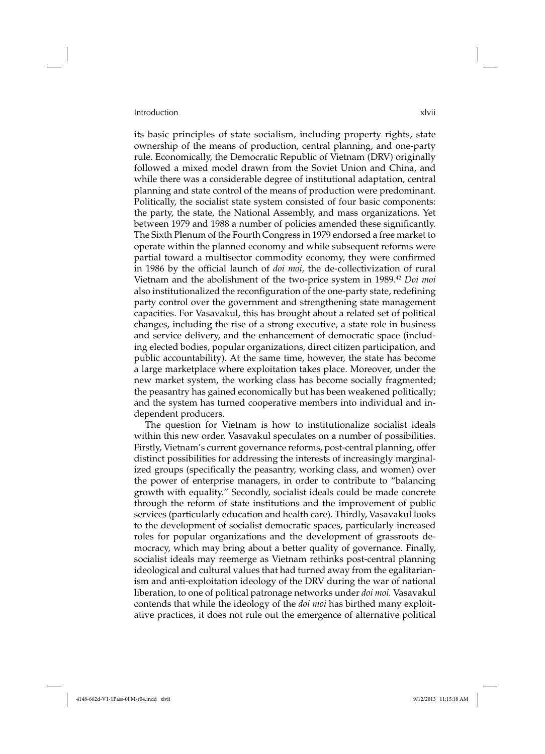its basic principles of state socialism, including property rights, state ownership of the means of production, central planning, and one-party rule. Economically, the Democratic Republic of Vietnam (DRV) originally followed a mixed model drawn from the Soviet Union and China, and while there was a considerable degree of institutional adaptation, central planning and state control of the means of production were predominant. Politically, the socialist state system consisted of four basic components: the party, the state, the National Assembly, and mass organizations. Yet between 1979 and 1988 a number of policies amended these significantly. The Sixth Plenum of the Fourth Congress in 1979 endorsed a free market to operate within the planned economy and while subsequent reforms were partial toward a multisector commodity economy, they were confirmed in 1986 by the official launch of *doi moi,* the de-collectivization of rural Vietnam and the abolishment of the two-price system in 1989.[42] *Doi moi* also institutionalized the reconfiguration of the one-party state, redefining party control over the government and strengthening state management capacities. For Vasavakul, this has brought about a related set of political changes, including the rise of a strong executive, a state role in business and service delivery, and the enhancement of democratic space (including elected bodies, popular organizations, direct citizen participation, and public accountability). At the same time, however, the state has become a large marketplace where exploitation takes place. Moreover, under the new market system, the working class has become socially fragmented; the peasantry has gained economically but has been weakened politically; and the system has turned cooperative members into individual and independent producers.

The question for Vietnam is how to institutionalize socialist ideals within this new order. Vasavakul speculates on a number of possibilities. Firstly, Vietnam's current governance reforms, post-central planning, offer distinct possibilities for addressing the interests of increasingly marginalized groups (specifically the peasantry, working class, and women) over the power of enterprise managers, in order to contribute to "balancing growth with equality." Secondly, socialist ideals could be made concrete through the reform of state institutions and the improvement of public services (particularly education and health care). Thirdly, Vasavakul looks to the development of socialist democratic spaces, particularly increased roles for popular organizations and the development of grassroots democracy, which may bring about a better quality of governance. Finally, socialist ideals may reemerge as Vietnam rethinks post-central planning ideological and cultural values that had turned away from the egalitarianism and anti-exploitation ideology of the DRV during the war of national liberation, to one of political patronage networks under *doi moi.* Vasavakul contends that while the ideology of the *doi moi* has birthed many exploitative practices, it does not rule out the emergence of alternative political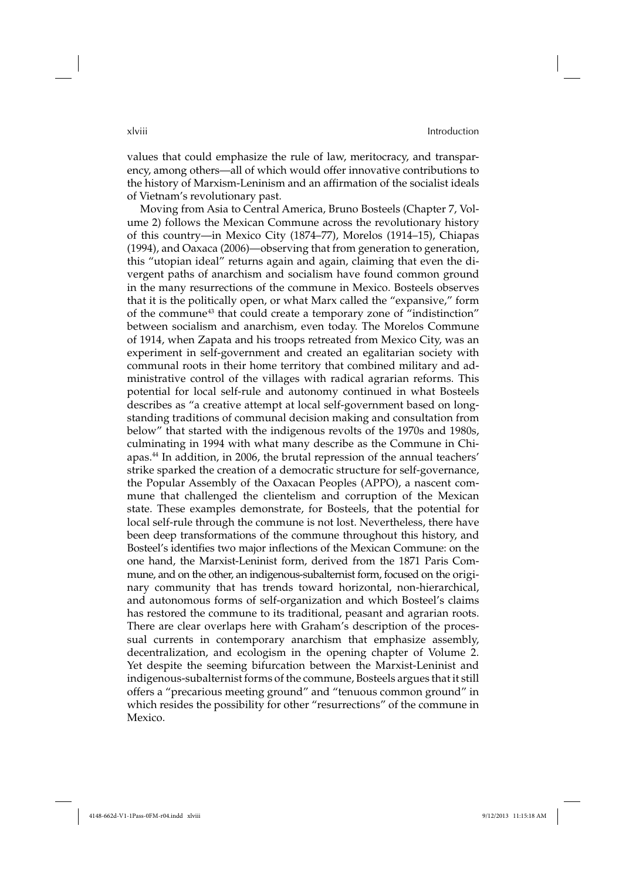values that could emphasize the rule of law, meritocracy, and transparency, among others—all of which would offer innovative contributions to the history of Marxism-Leninism and an affirmation of the socialist ideals of Vietnam's revolutionary past.

Moving from Asia to Central America, Bruno Bosteels (Chapter 7, Volume 2) follows the Mexican Commune across the revolutionary history of this country—in Mexico City (1874–77), Morelos (1914–15), Chiapas (1994), and Oaxaca (2006)—observing that from generation to generation, this "utopian ideal" returns again and again, claiming that even the divergent paths of anarchism and socialism have found common ground in the many resurrections of the commune in Mexico. Bosteels observes that it is the politically open, or what Marx called the "expansive," form of the commune[43] that could create a temporary zone of "indistinction" between socialism and anarchism, even today. The Morelos Commune of 1914, when Zapata and his troops retreated from Mexico City, was an experiment in self-government and created an egalitarian society with communal roots in their home territory that combined military and administrative control of the villages with radical agrarian reforms. This potential for local self-rule and autonomy continued in what Bosteels describes as "a creative attempt at local self-government based on longstanding traditions of communal decision making and consultation from below" that started with the indigenous revolts of the 1970s and 1980s, culminating in 1994 with what many describe as the Commune in Chiapas.[44] In addition, in 2006, the brutal repression of the annual teachers' strike sparked the creation of a democratic structure for self-governance, the Popular Assembly of the Oaxacan Peoples (APPO), a nascent commune that challenged the clientelism and corruption of the Mexican state. These examples demonstrate, for Bosteels, that the potential for local self-rule through the commune is not lost. Nevertheless, there have been deep transformations of the commune throughout this history, and Bosteel's identifies two major inflections of the Mexican Commune: on the one hand, the Marxist-Leninist form, derived from the 1871 Paris Commune, and on the other, an indigenous-subalternist form, focused on the originary community that has trends toward horizontal, non-hierarchical, and autonomous forms of self-organization and which Bosteel's claims has restored the commune to its traditional, peasant and agrarian roots. There are clear overlaps here with Graham's description of the processual currents in contemporary anarchism that emphasize assembly, decentralization, and ecologism in the opening chapter of Volume 2. Yet despite the seeming bifurcation between the Marxist-Leninist and indigenous-subalternist forms of the commune, Bosteels argues that it still offers a "precarious meeting ground" and "tenuous common ground" in which resides the possibility for other "resurrections" of the commune in Mexico.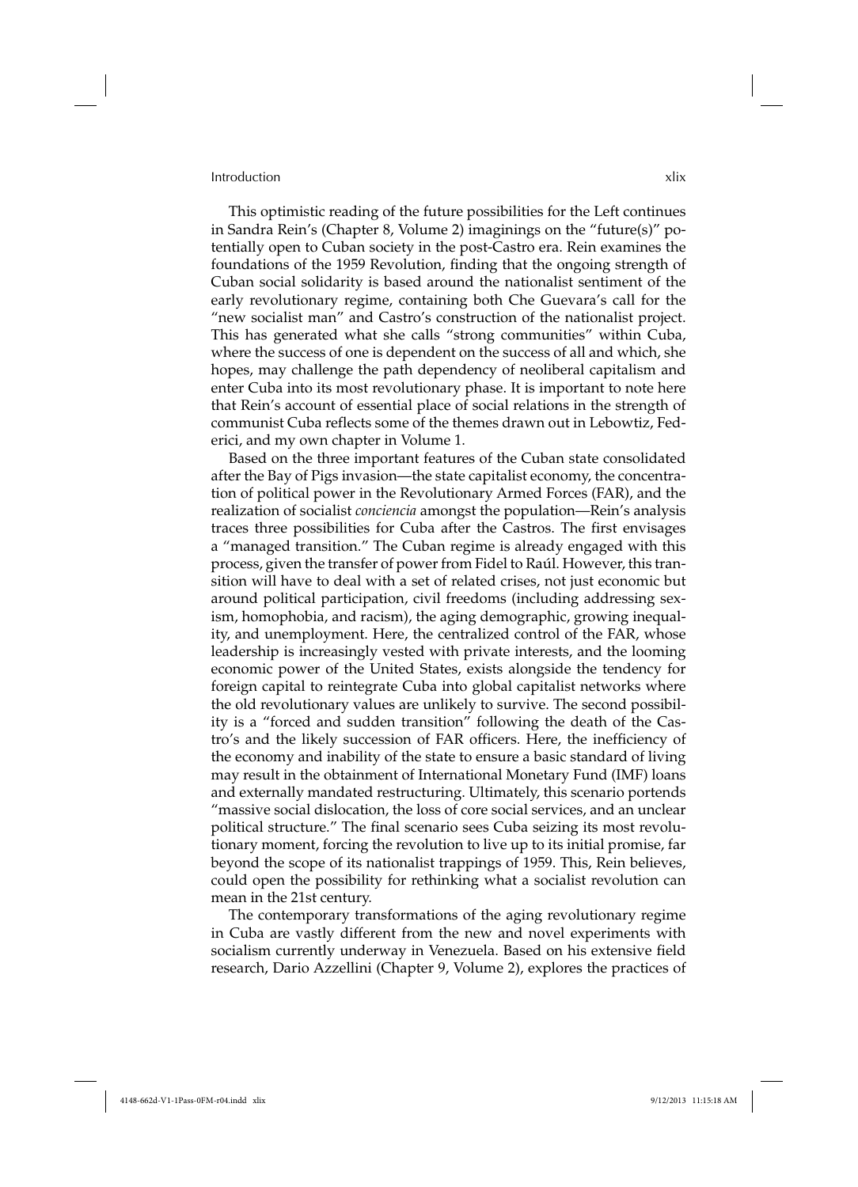This optimistic reading of the future possibilities for the Left continues in Sandra Rein's (Chapter 8, Volume 2) imaginings on the "future(s)" potentially open to Cuban society in the post-Castro era. Rein examines the foundations of the 1959 Revolution, finding that the ongoing strength of Cuban social solidarity is based around the nationalist sentiment of the early revolutionary regime, containing both Che Guevara's call for the "new socialist man" and Castro's construction of the nationalist project. This has generated what she calls "strong communities" within Cuba, where the success of one is dependent on the success of all and which, she hopes, may challenge the path dependency of neoliberal capitalism and enter Cuba into its most revolutionary phase. It is important to note here that Rein's account of essential place of social relations in the strength of communist Cuba reflects some of the themes drawn out in Lebowtiz, Federici, and my own chapter in Volume 1.

Based on the three important features of the Cuban state consolidated after the Bay of Pigs invasion—the state capitalist economy, the concentration of political power in the Revolutionary Armed Forces (FAR), and the realization of socialist *conciencia* amongst the population—Rein's analysis traces three possibilities for Cuba after the Castros. The first envisages a "managed transition." The Cuban regime is already engaged with this process, given the transfer of power from Fidel to Raúl. However, this transition will have to deal with a set of related crises, not just economic but around political participation, civil freedoms (including addressing sexism, homophobia, and racism), the aging demographic, growing inequality, and unemployment. Here, the centralized control of the FAR, whose leadership is increasingly vested with private interests, and the looming economic power of the United States, exists alongside the tendency for foreign capital to reintegrate Cuba into global capitalist networks where the old revolutionary values are unlikely to survive. The second possibility is a "forced and sudden transition" following the death of the Castro's and the likely succession of FAR officers. Here, the inefficiency of the economy and inability of the state to ensure a basic standard of living may result in the obtainment of International Monetary Fund (IMF) loans and externally mandated restructuring. Ultimately, this scenario portends "massive social dislocation, the loss of core social services, and an unclear political structure." The final scenario sees Cuba seizing its most revolutionary moment, forcing the revolution to live up to its initial promise, far beyond the scope of its nationalist trappings of 1959. This, Rein believes, could open the possibility for rethinking what a socialist revolution can mean in the 21st century.

The contemporary transformations of the aging revolutionary regime in Cuba are vastly different from the new and novel experiments with socialism currently underway in Venezuela. Based on his extensive field research, Dario Azzellini (Chapter 9, Volume 2), explores the practices of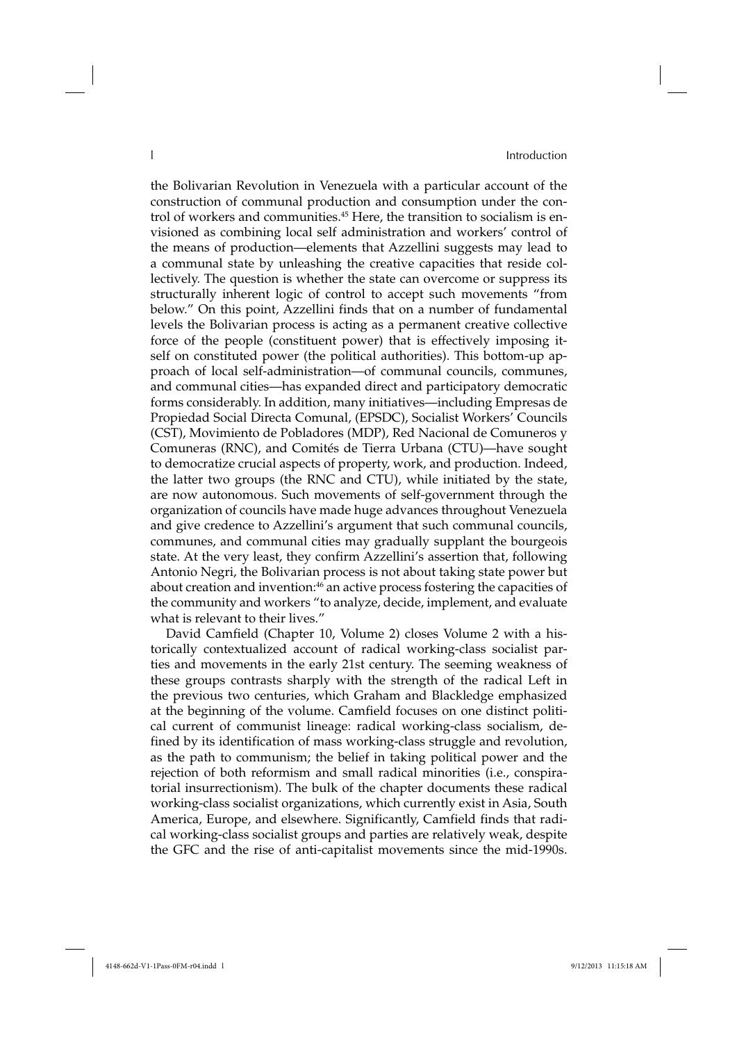the Bolivarian Revolution in Venezuela with a particular account of the construction of communal production and consumption under the control of workers and communities.[45] Here, the transition to socialism is envisioned as combining local self administration and workers' control of the means of production—elements that Azzellini suggests may lead to a communal state by unleashing the creative capacities that reside collectively. The question is whether the state can overcome or suppress its structurally inherent logic of control to accept such movements "from below." On this point, Azzellini finds that on a number of fundamental levels the Bolivarian process is acting as a permanent creative collective force of the people (constituent power) that is effectively imposing itself on constituted power (the political authorities). This bottom-up approach of local self-administration—of communal councils, communes, and communal cities—has expanded direct and participatory democratic forms considerably. In addition, many initiatives—including Empresas de Propiedad Social Directa Comunal, (EPSDC), Socialist Workers' Councils (CST), Movimiento de Pobladores (MDP), Red Nacional de Comuneros y Comuneras (RNC), and Comités de Tierra Urbana (CTU)—have sought to democratize crucial aspects of property, work, and production. Indeed, the latter two groups (the RNC and CTU), while initiated by the state, are now autonomous. Such movements of self-government through the organization of councils have made huge advances throughout Venezuela and give credence to Azzellini's argument that such communal councils, communes, and communal cities may gradually supplant the bourgeois state. At the very least, they confirm Azzellini's assertion that, following Antonio Negri, the Bolivarian process is not about taking state power but about creation and invention:[46] an active process fostering the capacities of the community and workers "to analyze, decide, implement, and evaluate what is relevant to their lives."

David Camfield (Chapter 10, Volume 2) closes Volume 2 with a historically contextualized account of radical working-class socialist parties and movements in the early 21st century. The seeming weakness of these groups contrasts sharply with the strength of the radical Left in the previous two centuries, which Graham and Blackledge emphasized at the beginning of the volume. Camfield focuses on one distinct political current of communist lineage: radical working-class socialism, defined by its identification of mass working-class struggle and revolution, as the path to communism; the belief in taking political power and the rejection of both reformism and small radical minorities (i.e., conspiratorial insurrectionism). The bulk of the chapter documents these radical working-class socialist organizations, which currently exist in Asia, South America, Europe, and elsewhere. Significantly, Camfield finds that radical working-class socialist groups and parties are relatively weak, despite the GFC and the rise of anti-capitalist movements since the mid-1990s.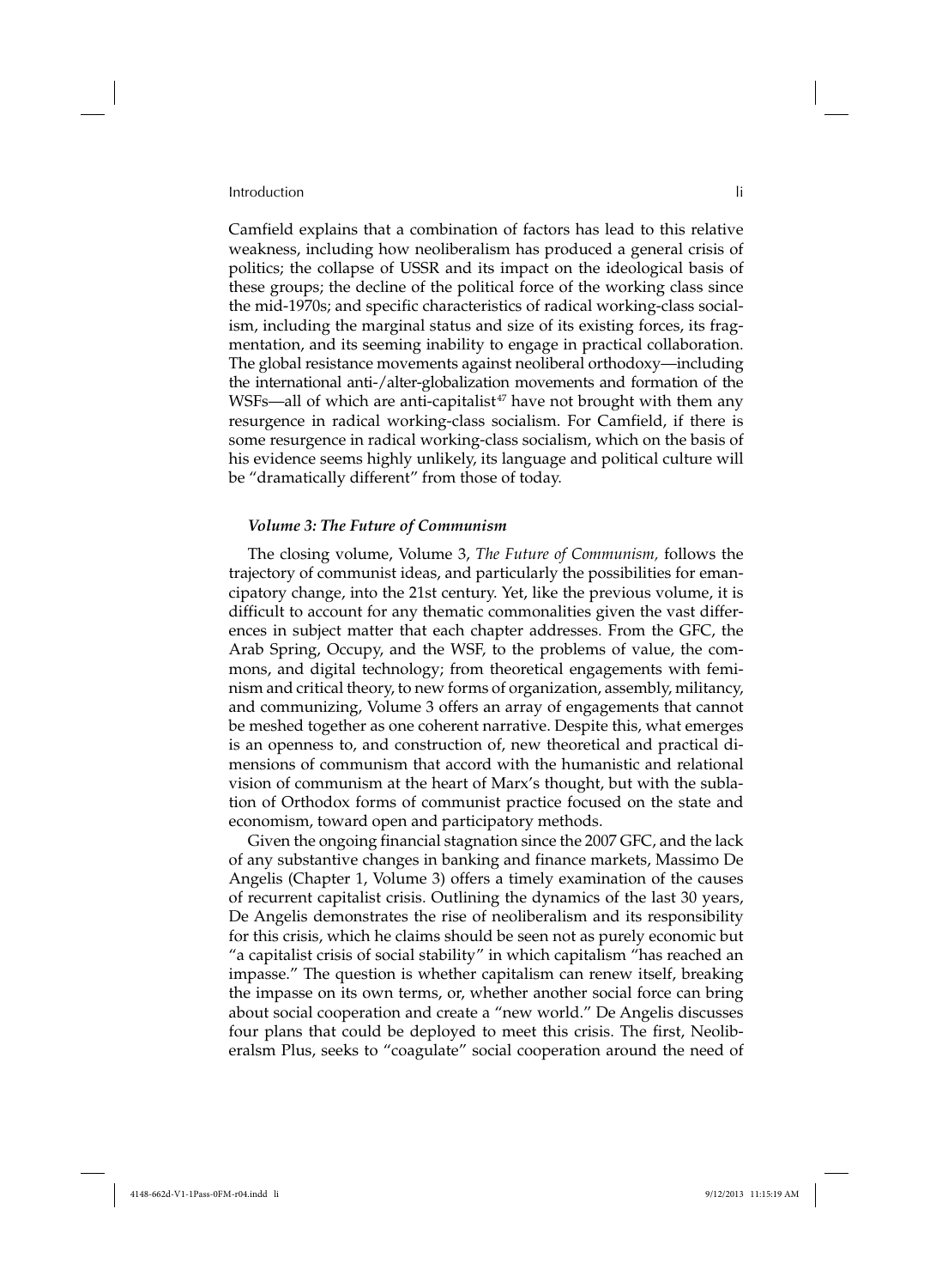Camfield explains that a combination of factors has lead to this relative weakness, including how neoliberalism has produced a general crisis of politics; the collapse of USSR and its impact on the ideological basis of these groups; the decline of the political force of the working class since the mid-1970s; and specific characteristics of radical working-class socialism, including the marginal status and size of its existing forces, its fragmentation, and its seeming inability to engage in practical collaboration. The global resistance movements against neoliberal orthodoxy—including the international anti-/alter-globalization movements and formation of the WSFs—all of which are anti-capitalist[47] have not brought with them any resurgence in radical working-class socialism. For Camfield, if there is some resurgence in radical working-class socialism, which on the basis of his evidence seems highly unlikely, its language and political culture will be "dramatically different" from those of today.

### *Volume 3: The Future of Communism*

The closing volume, Volume 3, *The Future of Communism,* follows the trajectory of communist ideas, and particularly the possibilities for emancipatory change, into the 21st century. Yet, like the previous volume, it is difficult to account for any thematic commonalities given the vast differences in subject matter that each chapter addresses. From the GFC, the Arab Spring, Occupy, and the WSF, to the problems of value, the commons, and digital technology; from theoretical engagements with feminism and critical theory, to new forms of organization, assembly, militancy, and communizing, Volume 3 offers an array of engagements that cannot be meshed together as one coherent narrative. Despite this, what emerges is an openness to, and construction of, new theoretical and practical dimensions of communism that accord with the humanistic and relational vision of communism at the heart of Marx's thought, but with the sublation of Orthodox forms of communist practice focused on the state and economism, toward open and participatory methods.

Given the ongoing financial stagnation since the 2007 GFC, and the lack of any substantive changes in banking and finance markets, Massimo De Angelis (Chapter 1, Volume 3) offers a timely examination of the causes of recurrent capitalist crisis. Outlining the dynamics of the last 30 years, De Angelis demonstrates the rise of neoliberalism and its responsibility for this crisis, which he claims should be seen not as purely economic but "a capitalist crisis of social stability" in which capitalism "has reached an impasse." The question is whether capitalism can renew itself, breaking the impasse on its own terms, or, whether another social force can bring about social cooperation and create a "new world." De Angelis discusses four plans that could be deployed to meet this crisis. The first, Neoliberalsm Plus, seeks to "coagulate" social cooperation around the need of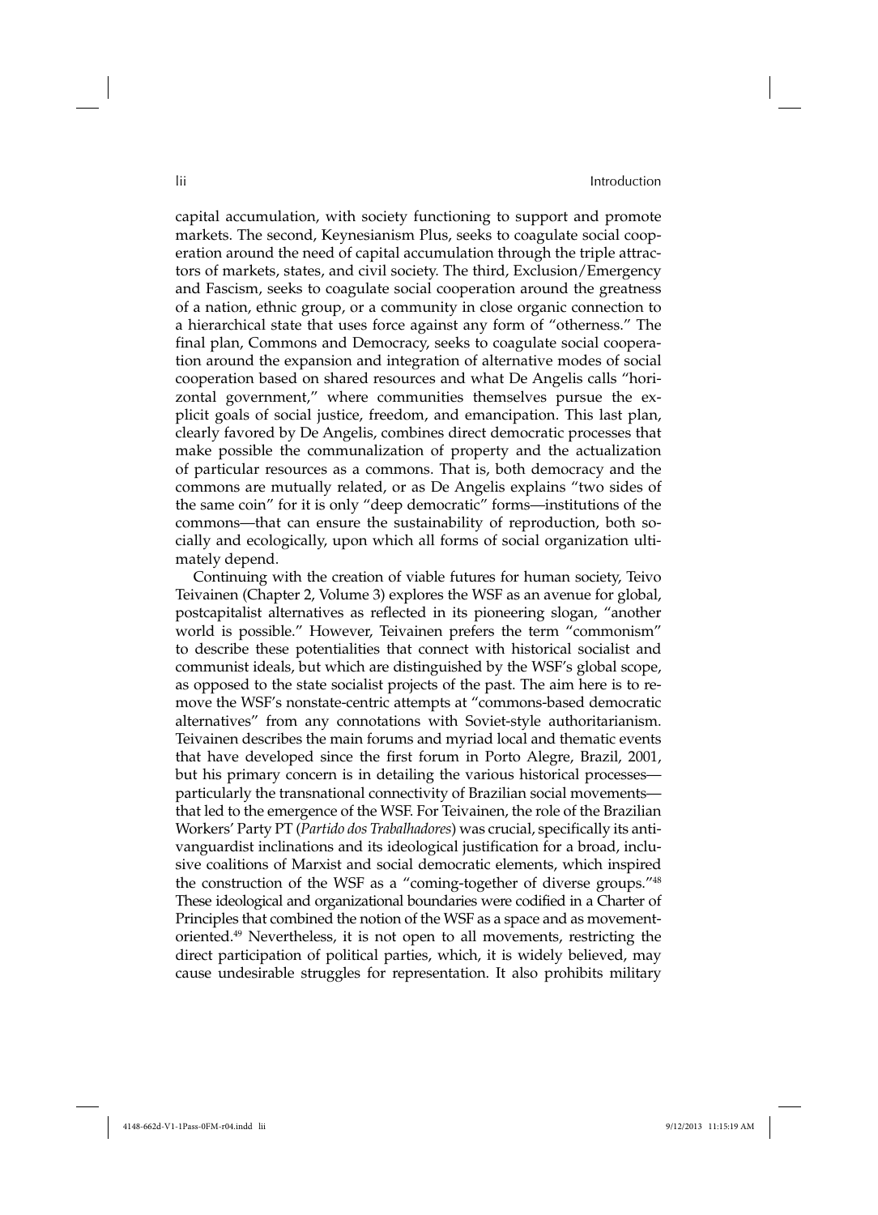capital accumulation, with society functioning to support and promote markets. The second, Keynesianism Plus, seeks to coagulate social cooperation around the need of capital accumulation through the triple attractors of markets, states, and civil society. The third, Exclusion/Emergency and Fascism, seeks to coagulate social cooperation around the greatness of a nation, ethnic group, or a community in close organic connection to a hierarchical state that uses force against any form of "otherness." The final plan, Commons and Democracy, seeks to coagulate social cooperation around the expansion and integration of alternative modes of social cooperation based on shared resources and what De Angelis calls "horizontal government," where communities themselves pursue the explicit goals of social justice, freedom, and emancipation. This last plan, clearly favored by De Angelis, combines direct democratic processes that make possible the communalization of property and the actualization of particular resources as a commons. That is, both democracy and the commons are mutually related, or as De Angelis explains "two sides of the same coin" for it is only "deep democratic" forms—institutions of the commons—that can ensure the sustainability of reproduction, both socially and ecologically, upon which all forms of social organization ultimately depend.

Continuing with the creation of viable futures for human society, Teivo Teivainen (Chapter 2, Volume 3) explores the WSF as an avenue for global, postcapitalist alternatives as reflected in its pioneering slogan, "another world is possible." However, Teivainen prefers the term "commonism" to describe these potentialities that connect with historical socialist and communist ideals, but which are distinguished by the WSF's global scope, as opposed to the state socialist projects of the past. The aim here is to remove the WSF's nonstate-centric attempts at "commons-based democratic alternatives" from any connotations with Soviet-style authoritarianism. Teivainen describes the main forums and myriad local and thematic events that have developed since the first forum in Porto Alegre, Brazil, 2001, but his primary concern is in detailing the various historical processes—particularly the transnational connectivity of Brazilian social movements—that led to the emergence of the WSF. For Teivainen, the role of the Brazilian Workers' Party PT (*Partido dos Trabalhadores*) was crucial, specifically its antivanguardist inclinations and its ideological justification for a broad, inclusive coalitions of Marxist and social democratic elements, which inspired the construction of the WSF as a "coming-together of diverse groups."[48] These ideological and organizational boundaries were codified in a Charter of Principles that combined the notion of the WSF as a space and as movement-oriented.[49] Nevertheless, it is not open to all movements, restricting the direct participation of political parties, which, it is widely believed, may cause undesirable struggles for representation. It also prohibits military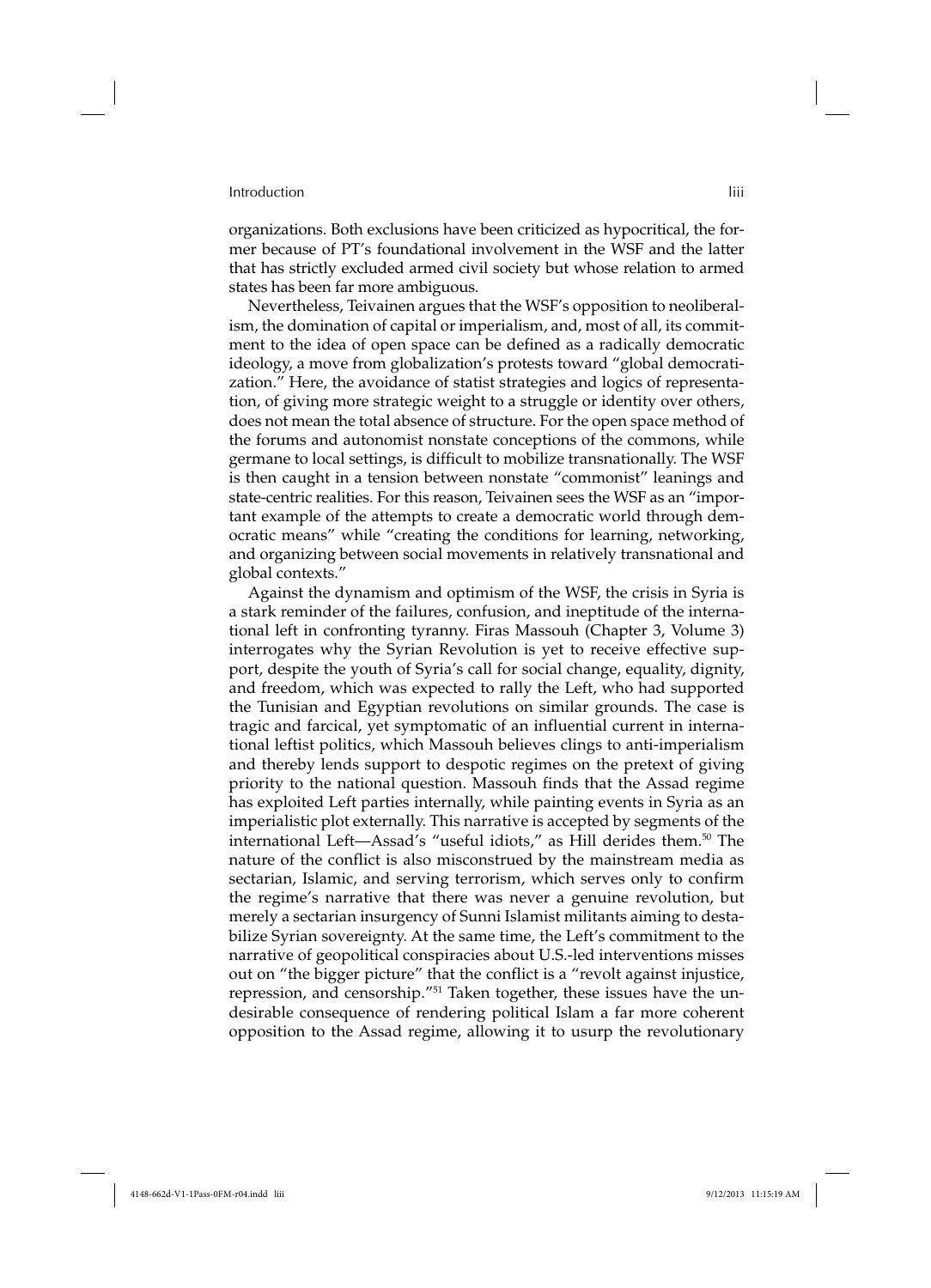organizations. Both exclusions have been criticized as hypocritical, the former because of PT's foundational involvement in the WSF and the latter that has strictly excluded armed civil society but whose relation to armed states has been far more ambiguous.

Nevertheless, Teivainen argues that the WSF's opposition to neoliberalism, the domination of capital or imperialism, and, most of all, its commitment to the idea of open space can be defined as a radically democratic ideology, a move from globalization's protests toward "global democratization." Here, the avoidance of statist strategies and logics of representation, of giving more strategic weight to a struggle or identity over others, does not mean the total absence of structure. For the open space method of the forums and autonomist nonstate conceptions of the commons, while germane to local settings, is difficult to mobilize transnationally. The WSF is then caught in a tension between nonstate "commonist" leanings and state-centric realities. For this reason, Teivainen sees the WSF as an "important example of the attempts to create a democratic world through democratic means" while "creating the conditions for learning, networking, and organizing between social movements in relatively transnational and global contexts."

Against the dynamism and optimism of the WSF, the crisis in Syria is a stark reminder of the failures, confusion, and ineptitude of the international left in confronting tyranny. Firas Massouh (Chapter 3, Volume 3) interrogates why the Syrian Revolution is yet to receive effective support, despite the youth of Syria's call for social change, equality, dignity, and freedom, which was expected to rally the Left, who had supported the Tunisian and Egyptian revolutions on similar grounds. The case is tragic and farcical, yet symptomatic of an influential current in international leftist politics, which Massouh believes clings to anti-imperialism and thereby lends support to despotic regimes on the pretext of giving priority to the national question. Massouh finds that the Assad regime has exploited Left parties internally, while painting events in Syria as an imperialistic plot externally. This narrative is accepted by segments of the international Left—Assad's "useful idiots," as Hill derides them.[50] The nature of the conflict is also misconstrued by the mainstream media as sectarian, Islamic, and serving terrorism, which serves only to confirm the regime's narrative that there was never a genuine revolution, but merely a sectarian insurgency of Sunni Islamist militants aiming to destabilize Syrian sovereignty. At the same time, the Left's commitment to the narrative of geopolitical conspiracies about U.S.-led interventions misses out on "the bigger picture" that the conflict is a "revolt against injustice, repression, and censorship."[51] Taken together, these issues have the undesirable consequence of rendering political Islam a far more coherent opposition to the Assad regime, allowing it to usurp the revolutionary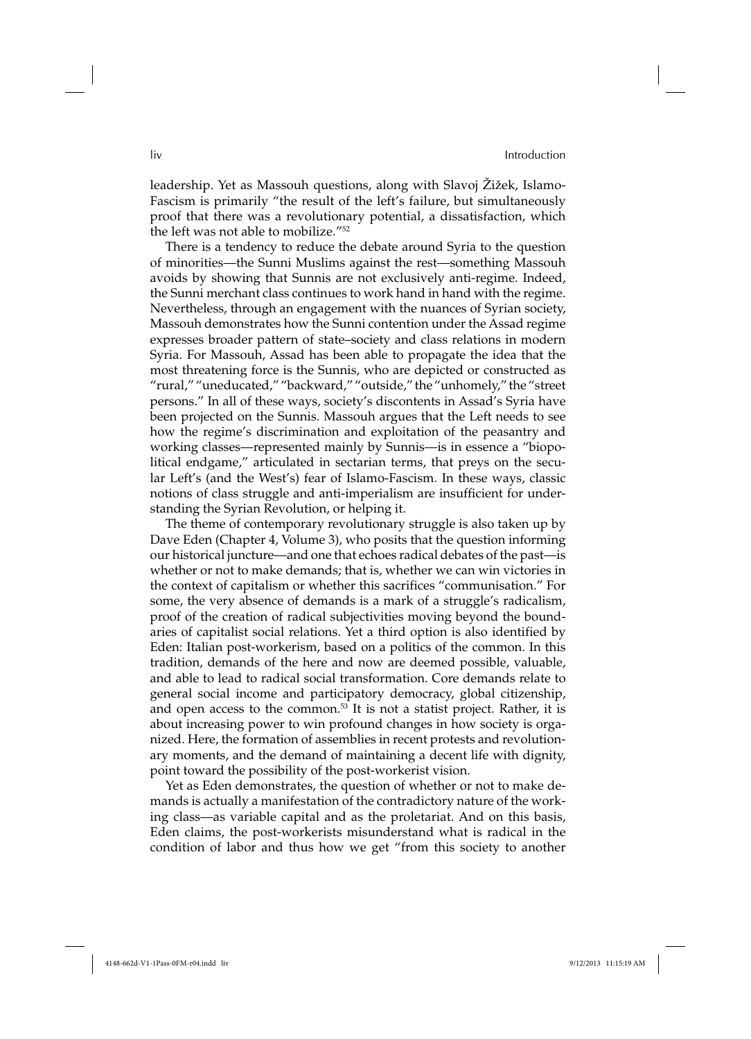leadership. Yet as Massouh questions, along with Slavoj Žižek, Islamo-Fascism is primarily "the result of the left's failure, but simultaneously proof that there was a revolutionary potential, a dissatisfaction, which the left was not able to mobilize."[52]

There is a tendency to reduce the debate around Syria to the question of minorities—the Sunni Muslims against the rest—something Massouh avoids by showing that Sunnis are not exclusively anti-regime. Indeed, the Sunni merchant class continues to work hand in hand with the regime. Nevertheless, through an engagement with the nuances of Syrian society, Massouh demonstrates how the Sunni contention under the Assad regime expresses broader pattern of state–society and class relations in modern Syria. For Massouh, Assad has been able to propagate the idea that the most threatening force is the Sunnis, who are depicted or constructed as "rural," "uneducated," "backward," "outside," the "unhomely," the "street persons." In all of these ways, society's discontents in Assad's Syria have been projected on the Sunnis. Massouh argues that the Left needs to see how the regime's discrimination and exploitation of the peasantry and working classes—represented mainly by Sunnis—is in essence a "biopolitical endgame," articulated in sectarian terms, that preys on the secular Left's (and the West's) fear of Islamo-Fascism. In these ways, classic notions of class struggle and anti-imperialism are insufficient for understanding the Syrian Revolution, or helping it.

The theme of contemporary revolutionary struggle is also taken up by Dave Eden (Chapter 4, Volume 3), who posits that the question informing our historical juncture—and one that echoes radical debates of the past—is whether or not to make demands; that is, whether we can win victories in the context of capitalism or whether this sacrifices "communisation." For some, the very absence of demands is a mark of a struggle's radicalism, proof of the creation of radical subjectivities moving beyond the boundaries of capitalist social relations. Yet a third option is also identified by Eden: Italian post-workerism, based on a politics of the common. In this tradition, demands of the here and now are deemed possible, valuable, and able to lead to radical social transformation. Core demands relate to general social income and participatory democracy, global citizenship, and open access to the common.[53] It is not a statist project. Rather, it is about increasing power to win profound changes in how society is organized. Here, the formation of assemblies in recent protests and revolutionary moments, and the demand of maintaining a decent life with dignity, point toward the possibility of the post-workerist vision.

Yet as Eden demonstrates, the question of whether or not to make demands is actually a manifestation of the contradictory nature of the working class—as variable capital and as the proletariat. And on this basis, Eden claims, the post-workerists misunderstand what is radical in the condition of labor and thus how we get "from this society to another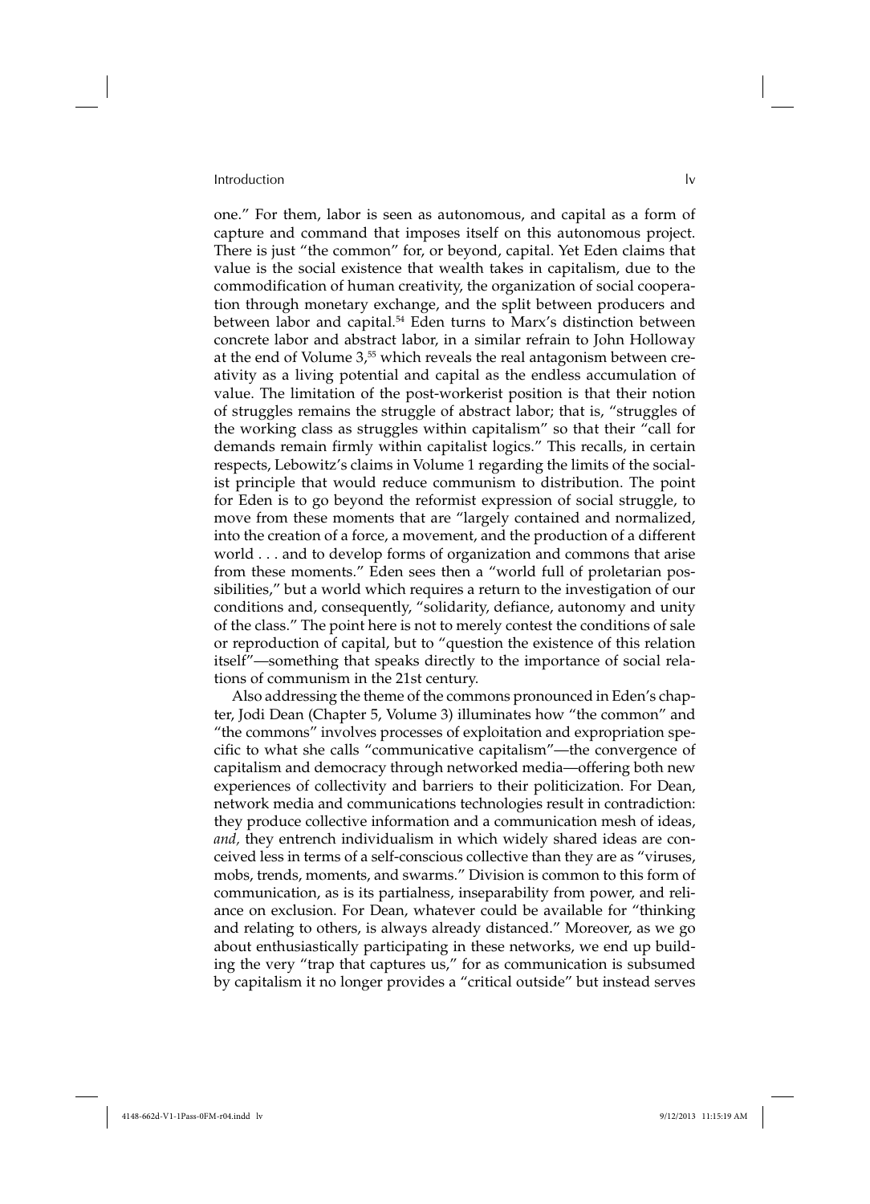one." For them, labor is seen as autonomous, and capital as a form of capture and command that imposes itself on this autonomous project. There is just "the common" for, or beyond, capital. Yet Eden claims that value is the social existence that wealth takes in capitalism, due to the commodification of human creativity, the organization of social cooperation through monetary exchange, and the split between producers and between labor and capital.[54] Eden turns to Marx's distinction between concrete labor and abstract labor, in a similar refrain to John Holloway at the end of Volume 3,[55] which reveals the real antagonism between creativity as a living potential and capital as the endless accumulation of value. The limitation of the post-workerist position is that their notion of struggles remains the struggle of abstract labor; that is, "struggles of the working class as struggles within capitalism" so that their "call for demands remain firmly within capitalist logics." This recalls, in certain respects, Lebowitz's claims in Volume 1 regarding the limits of the socialist principle that would reduce communism to distribution. The point for Eden is to go beyond the reformist expression of social struggle, to move from these moments that are "largely contained and normalized, into the creation of a force, a movement, and the production of a different world . . . and to develop forms of organization and commons that arise from these moments." Eden sees then a "world full of proletarian possibilities," but a world which requires a return to the investigation of our conditions and, consequently, "solidarity, defiance, autonomy and unity of the class." The point here is not to merely contest the conditions of sale or reproduction of capital, but to "question the existence of this relation itself"—something that speaks directly to the importance of social relations of communism in the 21st century.

Also addressing the theme of the commons pronounced in Eden's chapter, Jodi Dean (Chapter 5, Volume 3) illuminates how "the common" and "the commons" involves processes of exploitation and expropriation specific to what she calls "communicative capitalism"—the convergence of capitalism and democracy through networked media—offering both new experiences of collectivity and barriers to their politicization. For Dean, network media and communications technologies result in contradiction: they produce collective information and a communication mesh of ideas, *and,* they entrench individualism in which widely shared ideas are conceived less in terms of a self-conscious collective than they are as "viruses, mobs, trends, moments, and swarms." Division is common to this form of communication, as is its partialness, inseparability from power, and reliance on exclusion. For Dean, whatever could be available for "thinking and relating to others, is always already distanced." Moreover, as we go about enthusiastically participating in these networks, we end up building the very "trap that captures us," for as communication is subsumed by capitalism it no longer provides a "critical outside" but instead serves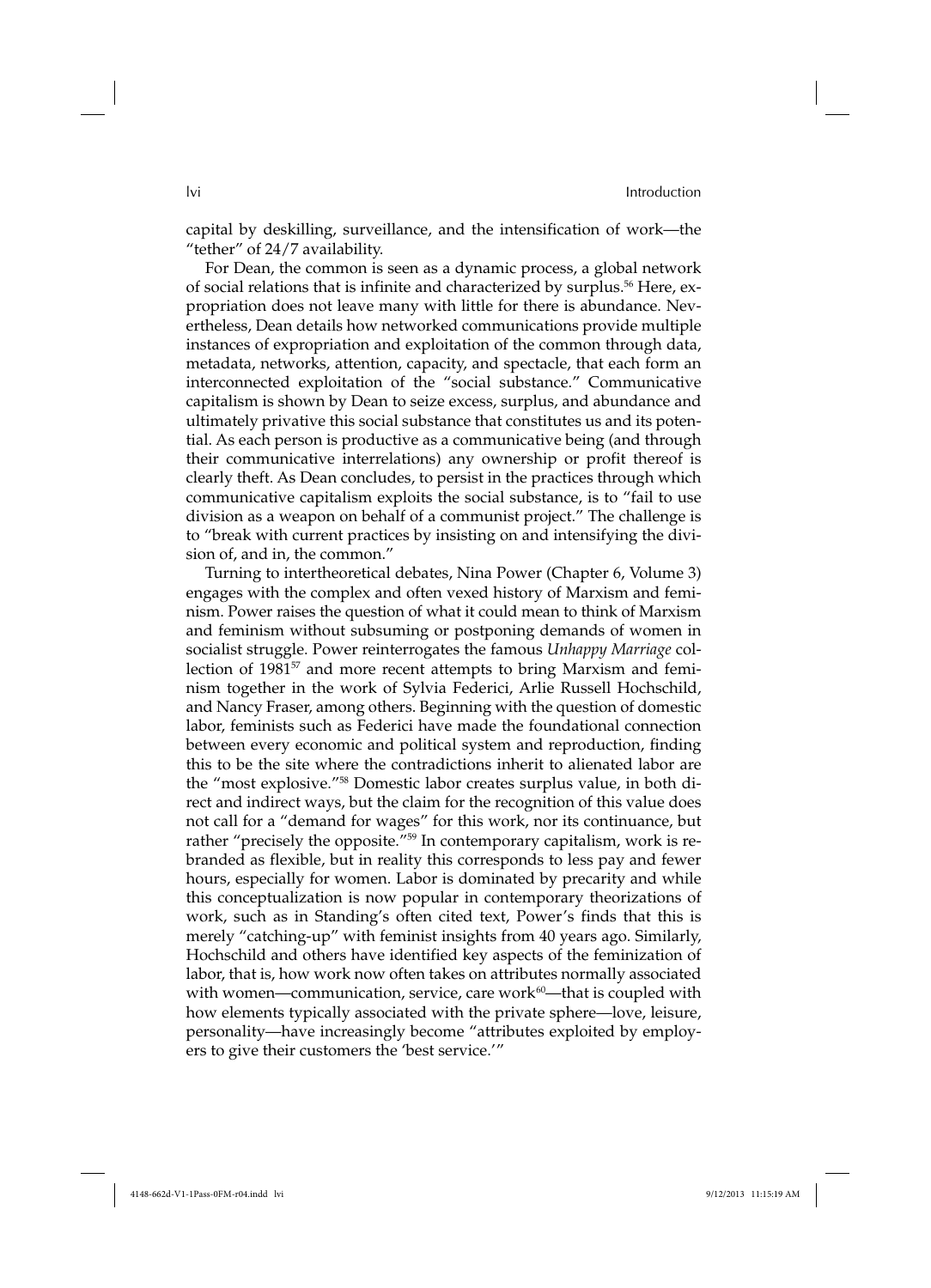capital by deskilling, surveillance, and the intensification of work—the "tether" of 24/7 availability.

For Dean, the common is seen as a dynamic process, a global network of social relations that is infinite and characterized by surplus.[56] Here, expropriation does not leave many with little for there is abundance. Nevertheless, Dean details how networked communications provide multiple instances of expropriation and exploitation of the common through data, metadata, networks, attention, capacity, and spectacle, that each form an interconnected exploitation of the "social substance." Communicative capitalism is shown by Dean to seize excess, surplus, and abundance and ultimately privative this social substance that constitutes us and its potential. As each person is productive as a communicative being (and through their communicative interrelations) any ownership or profit thereof is clearly theft. As Dean concludes, to persist in the practices through which communicative capitalism exploits the social substance, is to "fail to use division as a weapon on behalf of a communist project." The challenge is to "break with current practices by insisting on and intensifying the division of, and in, the common."

Turning to intertheoretical debates, Nina Power (Chapter 6, Volume 3) engages with the complex and often vexed history of Marxism and feminism. Power raises the question of what it could mean to think of Marxism and feminism without subsuming or postponing demands of women in socialist struggle. Power reinterrogates the famous *Unhappy Marriage* collection of 1981[57] and more recent attempts to bring Marxism and feminism together in the work of Sylvia Federici, Arlie Russell Hochschild, and Nancy Fraser, among others. Beginning with the question of domestic labor, feminists such as Federici have made the foundational connection between every economic and political system and reproduction, finding this to be the site where the contradictions inherit to alienated labor are the "most explosive."[58] Domestic labor creates surplus value, in both direct and indirect ways, but the claim for the recognition of this value does not call for a "demand for wages" for this work, nor its continuance, but rather "precisely the opposite."[59] In contemporary capitalism, work is rebranded as flexible, but in reality this corresponds to less pay and fewer hours, especially for women. Labor is dominated by precarity and while this conceptualization is now popular in contemporary theorizations of work, such as in Standing's often cited text, Power's finds that this is merely "catching-up" with feminist insights from 40 years ago. Similarly, Hochschild and others have identified key aspects of the feminization of labor, that is, how work now often takes on attributes normally associated with women—communication, service, care work[60]—that is coupled with how elements typically associated with the private sphere—love, leisure, personality—have increasingly become "attributes exploited by employers to give their customers the 'best service.'"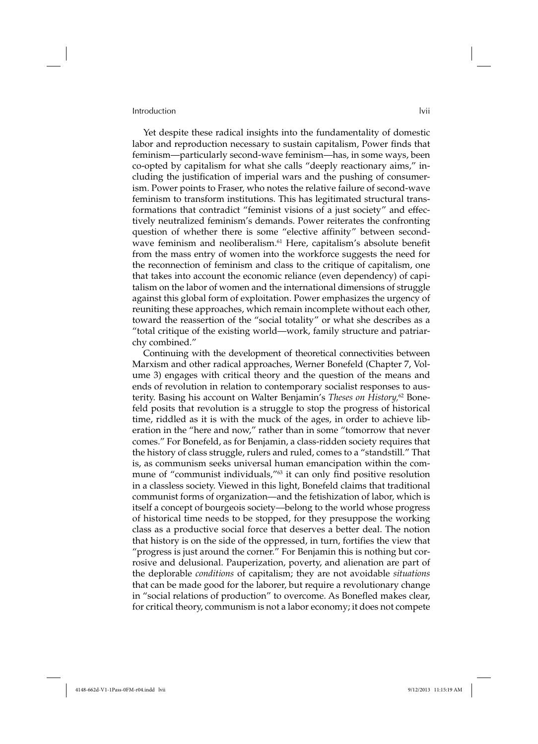Yet despite these radical insights into the fundamentality of domestic labor and reproduction necessary to sustain capitalism, Power finds that feminism—particularly second-wave feminism—has, in some ways, been co-opted by capitalism for what she calls "deeply reactionary aims," including the justification of imperial wars and the pushing of consumerism. Power points to Fraser, who notes the relative failure of second-wave feminism to transform institutions. This has legitimated structural transformations that contradict "feminist visions of a just society" and effectively neutralized feminism's demands. Power reiterates the confronting question of whether there is some "elective affinity" between second-wave feminism and neoliberalism.[61] Here, capitalism's absolute benefit from the mass entry of women into the workforce suggests the need for the reconnection of feminism and class to the critique of capitalism, one that takes into account the economic reliance (even dependency) of capitalism on the labor of women and the international dimensions of struggle against this global form of exploitation. Power emphasizes the urgency of reuniting these approaches, which remain incomplete without each other, toward the reassertion of the "social totality" or what she describes as a "total critique of the existing world—work, family structure and patriarchy combined."

Continuing with the development of theoretical connectivities between Marxism and other radical approaches, Werner Bonefeld (Chapter 7, Volume 3) engages with critical theory and the question of the means and ends of revolution in relation to contemporary socialist responses to austerity. Basing his account on Walter Benjamin's *Theses on History*,[62] Bonefeld posits that revolution is a struggle to stop the progress of historical time, riddled as it is with the muck of the ages, in order to achieve liberation in the "here and now," rather than in some "tomorrow that never comes." For Bonefeld, as for Benjamin, a class-ridden society requires that the history of class struggle, rulers and ruled, comes to a "standstill." That is, as communism seeks universal human emancipation within the commune of "communist individuals,"[63] it can only find positive resolution in a classless society. Viewed in this light, Bonefeld claims that traditional communist forms of organization—and the fetishization of labor, which is itself a concept of bourgeois society—belong to the world whose progress of historical time needs to be stopped, for they presuppose the working class as a productive social force that deserves a better deal. The notion that history is on the side of the oppressed, in turn, fortifies the view that "progress is just around the corner." For Benjamin this is nothing but corrosive and delusional. Pauperization, poverty, and alienation are part of the deplorable *conditions* of capitalism; they are not avoidable *situations* that can be made good for the laborer, but require a revolutionary change in "social relations of production" to overcome. As Bonefled makes clear, for critical theory, communism is not a labor economy; it does not compete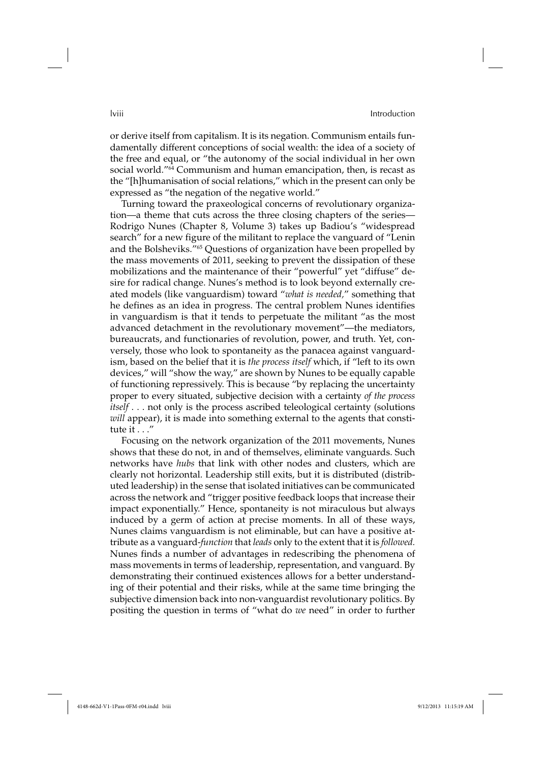or derive itself from capitalism. It is its negation. Communism entails fundamentally different conceptions of social wealth: the idea of a society of the free and equal, or "the autonomy of the social individual in her own social world."[64] Communism and human emancipation, then, is recast as the "[h]humanisation of social relations," which in the present can only be expressed as "the negation of the negative world."

Turning toward the praxeological concerns of revolutionary organization—a theme that cuts across the three closing chapters of the series—Rodrigo Nunes (Chapter 8, Volume 3) takes up Badiou's "widespread search" for a new figure of the militant to replace the vanguard of "Lenin and the Bolsheviks."[65] Questions of organization have been propelled by the mass movements of 2011, seeking to prevent the dissipation of these mobilizations and the maintenance of their "powerful" yet "diffuse" desire for radical change. Nunes's method is to look beyond externally created models (like vanguardism) toward "*what is needed*," something that he defines as an idea in progress. The central problem Nunes identifies in vanguardism is that it tends to perpetuate the militant "as the most advanced detachment in the revolutionary movement"—the mediators, bureaucrats, and functionaries of revolution, power, and truth. Yet, conversely, those who look to spontaneity as the panacea against vanguardism, based on the belief that it is *the process itself* which, if "left to its own devices," will "show the way," are shown by Nunes to be equally capable of functioning repressively. This is because "by replacing the uncertainty proper to every situated, subjective decision with a certainty *of the process itself* . . . not only is the process ascribed teleological certainty (solutions *will* appear), it is made into something external to the agents that constitute it . . ."

Focusing on the network organization of the 2011 movements, Nunes shows that these do not, in and of themselves, eliminate vanguards. Such networks have *hubs* that link with other nodes and clusters, which are clearly not horizontal. Leadership still exits, but it is distributed (distributed leadership) in the sense that isolated initiatives can be communicated across the network and "trigger positive feedback loops that increase their impact exponentially." Hence, spontaneity is not miraculous but always induced by a germ of action at precise moments. In all of these ways, Nunes claims vanguardism is not eliminable, but can have a positive attribute as a vanguard-*function* that *leads* only to the extent that it is *followed.* Nunes finds a number of advantages in redescribing the phenomena of mass movements in terms of leadership, representation, and vanguard. By demonstrating their continued existences allows for a better understanding of their potential and their risks, while at the same time bringing the subjective dimension back into non-vanguardist revolutionary politics. By positing the question in terms of "what do *we* need" in order to further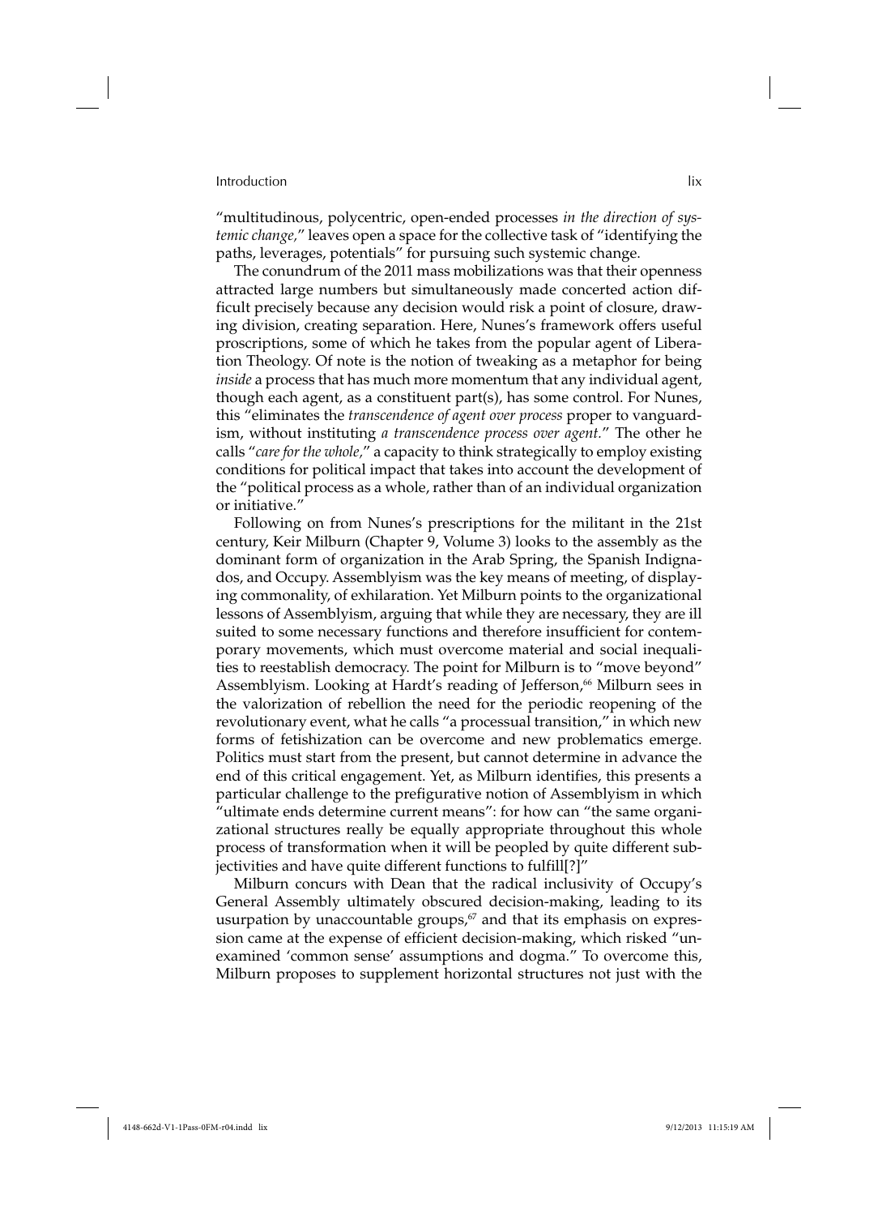"multitudinous, polycentric, open-ended processes *in the direction of systemic change,*" leaves open a space for the collective task of "identifying the paths, leverages, potentials" for pursuing such systemic change.

The conundrum of the 2011 mass mobilizations was that their openness attracted large numbers but simultaneously made concerted action difficult precisely because any decision would risk a point of closure, drawing division, creating separation. Here, Nunes's framework offers useful proscriptions, some of which he takes from the popular agent of Liberation Theology. Of note is the notion of tweaking as a metaphor for being *inside* a process that has much more momentum that any individual agent, though each agent, as a constituent part(s), has some control. For Nunes, this "eliminates the *transcendence of agent over process* proper to vanguardism, without instituting *a transcendence process over agent.*" The other he calls "*care for the whole,*" a capacity to think strategically to employ existing conditions for political impact that takes into account the development of the "political process as a whole, rather than of an individual organization or initiative."

Following on from Nunes's prescriptions for the militant in the 21st century, Keir Milburn (Chapter 9, Volume 3) looks to the assembly as the dominant form of organization in the Arab Spring, the Spanish Indignados, and Occupy. Assemblyism was the key means of meeting, of displaying commonality, of exhilaration. Yet Milburn points to the organizational lessons of Assemblyism, arguing that while they are necessary, they are ill suited to some necessary functions and therefore insufficient for contemporary movements, which must overcome material and social inequalities to reestablish democracy. The point for Milburn is to "move beyond" Assemblyism. Looking at Hardt's reading of Jefferson,[66] Milburn sees in the valorization of rebellion the need for the periodic reopening of the revolutionary event, what he calls "a processual transition," in which new forms of fetishization can be overcome and new problematics emerge. Politics must start from the present, but cannot determine in advance the end of this critical engagement. Yet, as Milburn identifies, this presents a particular challenge to the prefigurative notion of Assemblyism in which "ultimate ends determine current means": for how can "the same organizational structures really be equally appropriate throughout this whole process of transformation when it will be peopled by quite different subjectivities and have quite different functions to fulfill[?]"

Milburn concurs with Dean that the radical inclusivity of Occupy's General Assembly ultimately obscured decision-making, leading to its usurpation by unaccountable groups,[67] and that its emphasis on expression came at the expense of efficient decision-making, which risked "unexamined 'common sense' assumptions and dogma." To overcome this, Milburn proposes to supplement horizontal structures not just with the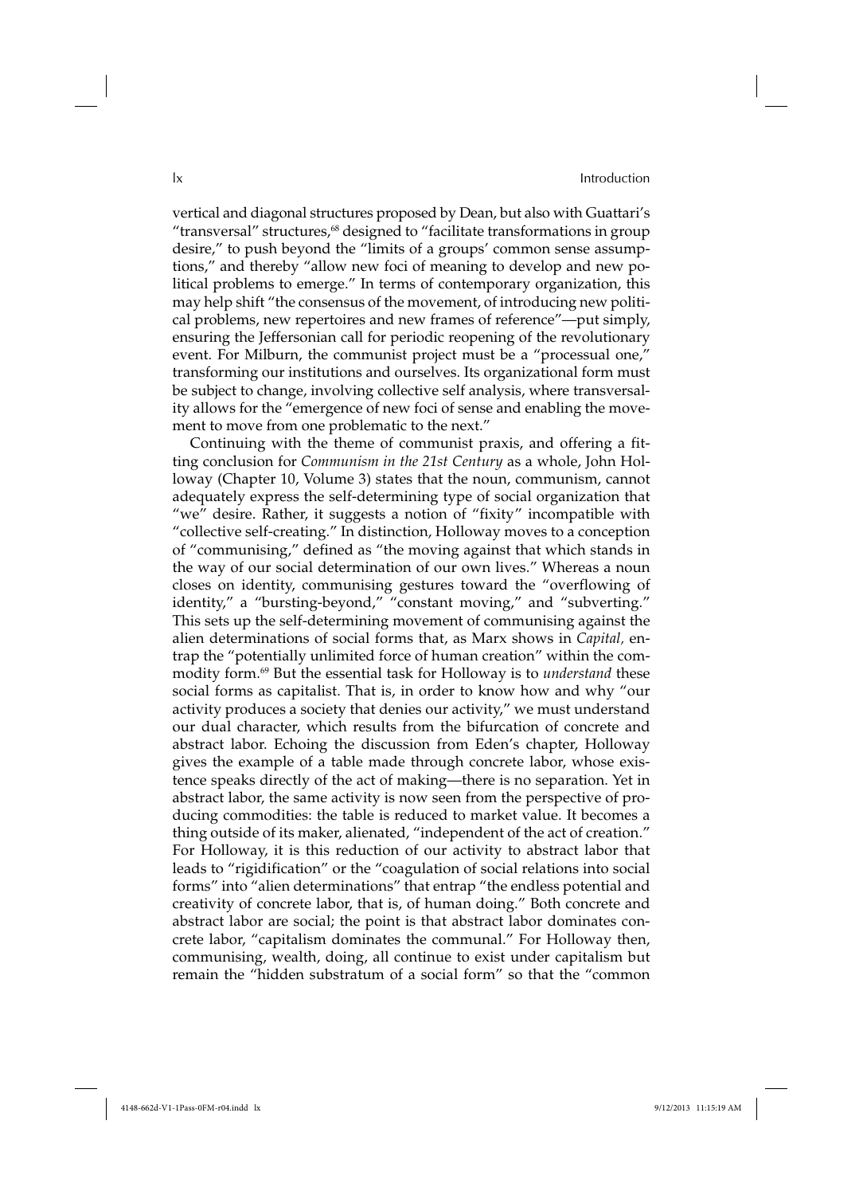vertical and diagonal structures proposed by Dean, but also with Guattari's "transversal" structures,[68] designed to "facilitate transformations in group desire," to push beyond the "limits of a groups' common sense assumptions," and thereby "allow new foci of meaning to develop and new political problems to emerge." In terms of contemporary organization, this may help shift "the consensus of the movement, of introducing new political problems, new repertoires and new frames of reference"—put simply, ensuring the Jeffersonian call for periodic reopening of the revolutionary event. For Milburn, the communist project must be a "processual one," transforming our institutions and ourselves. Its organizational form must be subject to change, involving collective self analysis, where transversality allows for the "emergence of new foci of sense and enabling the movement to move from one problematic to the next."

Continuing with the theme of communist praxis, and offering a fitting conclusion for *Communism in the 21st Century* as a whole, John Holloway (Chapter 10, Volume 3) states that the noun, communism, cannot adequately express the self-determining type of social organization that "we" desire. Rather, it suggests a notion of "fixity" incompatible with "collective self-creating." In distinction, Holloway moves to a conception of "communising," defined as "the moving against that which stands in the way of our social determination of our own lives." Whereas a noun closes on identity, communising gestures toward the "overflowing of identity," a "bursting-beyond," "constant moving," and "subverting." This sets up the self-determining movement of communising against the alien determinations of social forms that, as Marx shows in *Capital,* entrap the "potentially unlimited force of human creation" within the commodity form.[69] But the essential task for Holloway is to *understand* these social forms as capitalist. That is, in order to know how and why "our activity produces a society that denies our activity," we must understand our dual character, which results from the bifurcation of concrete and abstract labor. Echoing the discussion from Eden's chapter, Holloway gives the example of a table made through concrete labor, whose existence speaks directly of the act of making—there is no separation. Yet in abstract labor, the same activity is now seen from the perspective of producing commodities: the table is reduced to market value. It becomes a thing outside of its maker, alienated, "independent of the act of creation." For Holloway, it is this reduction of our activity to abstract labor that leads to "rigidification" or the "coagulation of social relations into social forms" into "alien determinations" that entrap "the endless potential and creativity of concrete labor, that is, of human doing." Both concrete and abstract labor are social; the point is that abstract labor dominates concrete labor, "capitalism dominates the communal." For Holloway then, communising, wealth, doing, all continue to exist under capitalism but remain the "hidden substratum of a social form" so that the "common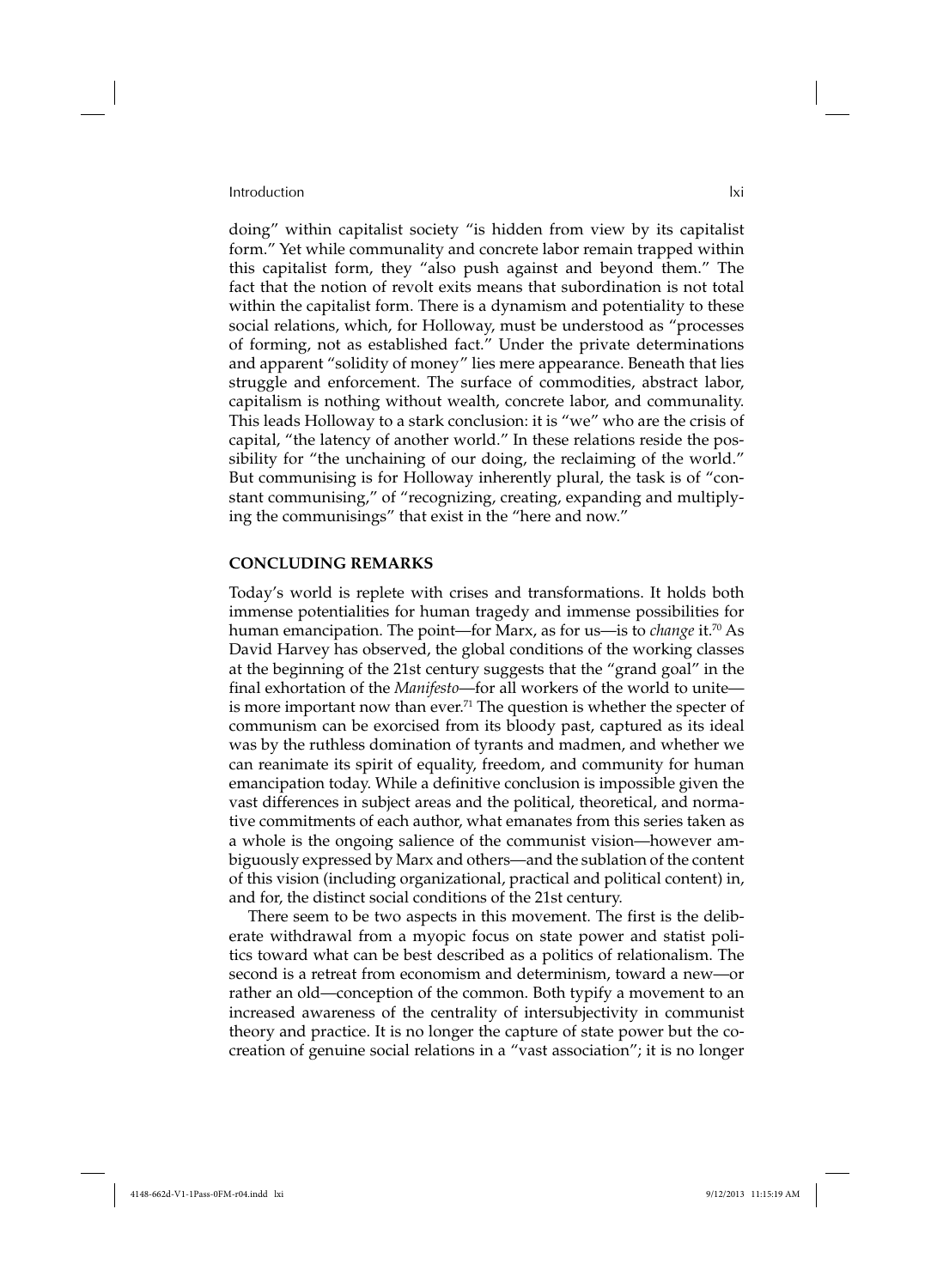doing" within capitalist society "is hidden from view by its capitalist form." Yet while communality and concrete labor remain trapped within this capitalist form, they "also push against and beyond them." The fact that the notion of revolt exits means that subordination is not total within the capitalist form. There is a dynamism and potentiality to these social relations, which, for Holloway, must be understood as "processes of forming, not as established fact." Under the private determinations and apparent "solidity of money" lies mere appearance. Beneath that lies struggle and enforcement. The surface of commodities, abstract labor, capitalism is nothing without wealth, concrete labor, and communality. This leads Holloway to a stark conclusion: it is "we" who are the crisis of capital, "the latency of another world." In these relations reside the possibility for "the unchaining of our doing, the reclaiming of the world." But communising is for Holloway inherently plural, the task is of "constant communising," of "recognizing, creating, expanding and multiplying the communisings" that exist in the "here and now."

## CONCLUDING REMARKS

Today's world is replete with crises and transformations. It holds both immense potentialities for human tragedy and immense possibilities for human emancipation. The point—for Marx, as for us—is to *change* it.[70] As David Harvey has observed, the global conditions of the working classes at the beginning of the 21st century suggests that the "grand goal" in the final exhortation of the *Manifesto*—for all workers of the world to unite—is more important now than ever.[71] The question is whether the specter of communism can be exorcised from its bloody past, captured as its ideal was by the ruthless domination of tyrants and madmen, and whether we can reanimate its spirit of equality, freedom, and community for human emancipation today. While a definitive conclusion is impossible given the vast differences in subject areas and the political, theoretical, and normative commitments of each author, what emanates from this series taken as a whole is the ongoing salience of the communist vision—however ambiguously expressed by Marx and others—and the sublation of the content of this vision (including organizational, practical and political content) in, and for, the distinct social conditions of the 21st century.

There seem to be two aspects in this movement. The first is the deliberate withdrawal from a myopic focus on state power and statist politics toward what can be best described as a politics of relationalism. The second is a retreat from economism and determinism, toward a new—or rather an old—conception of the common. Both typify a movement to an increased awareness of the centrality of intersubjectivity in communist theory and practice. It is no longer the capture of state power but the cocreation of genuine social relations in a "vast association"; it is no longer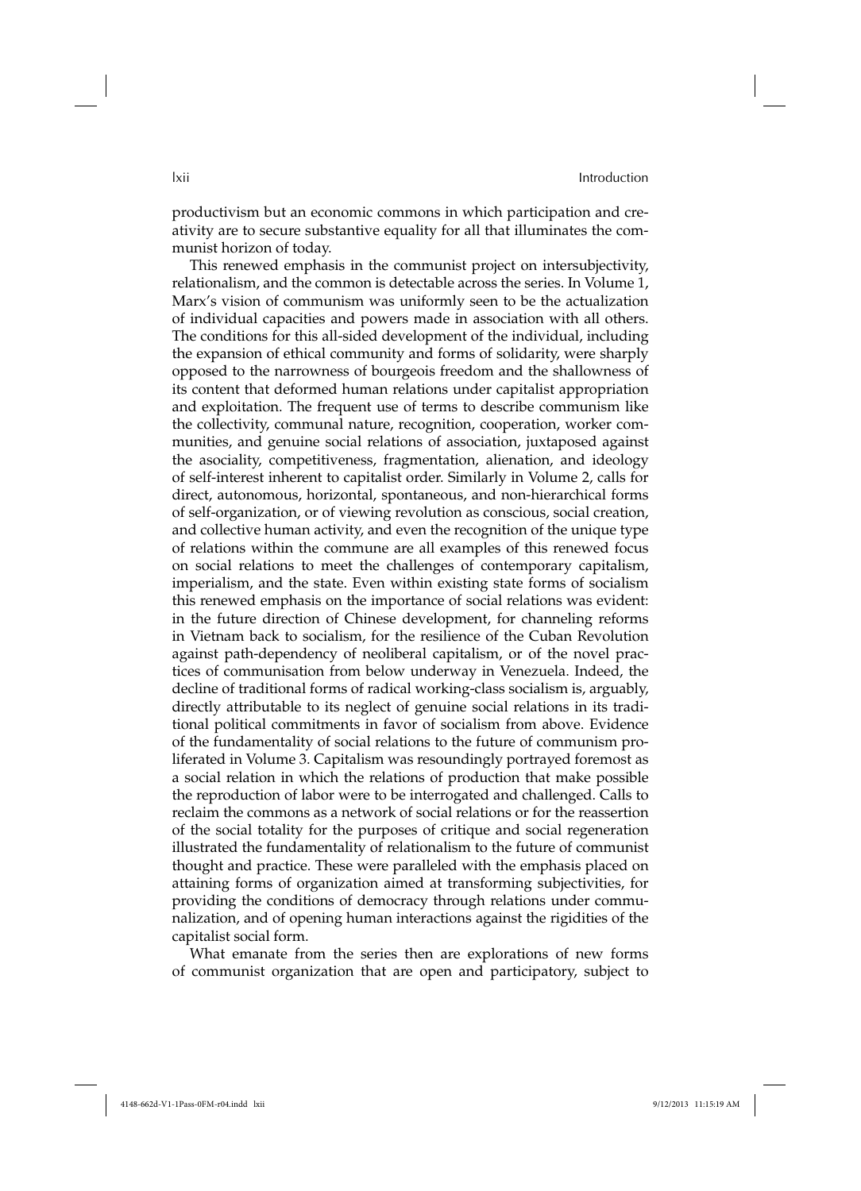productivism but an economic commons in which participation and creativity are to secure substantive equality for all that illuminates the communist horizon of today.

This renewed emphasis in the communist project on intersubjectivity, relationalism, and the common is detectable across the series. In Volume 1, Marx's vision of communism was uniformly seen to be the actualization of individual capacities and powers made in association with all others. The conditions for this all-sided development of the individual, including the expansion of ethical community and forms of solidarity, were sharply opposed to the narrowness of bourgeois freedom and the shallowness of its content that deformed human relations under capitalist appropriation and exploitation. The frequent use of terms to describe communism like the collectivity, communal nature, recognition, cooperation, worker communities, and genuine social relations of association, juxtaposed against the asociality, competitiveness, fragmentation, alienation, and ideology of self-interest inherent to capitalist order. Similarly in Volume 2, calls for direct, autonomous, horizontal, spontaneous, and non-hierarchical forms of self-organization, or of viewing revolution as conscious, social creation, and collective human activity, and even the recognition of the unique type of relations within the commune are all examples of this renewed focus on social relations to meet the challenges of contemporary capitalism, imperialism, and the state. Even within existing state forms of socialism this renewed emphasis on the importance of social relations was evident: in the future direction of Chinese development, for channeling reforms in Vietnam back to socialism, for the resilience of the Cuban Revolution against path-dependency of neoliberal capitalism, or of the novel practices of communisation from below underway in Venezuela. Indeed, the decline of traditional forms of radical working-class socialism is, arguably, directly attributable to its neglect of genuine social relations in its traditional political commitments in favor of socialism from above. Evidence of the fundamentality of social relations to the future of communism proliferated in Volume 3. Capitalism was resoundingly portrayed foremost as a social relation in which the relations of production that make possible the reproduction of labor were to be interrogated and challenged. Calls to reclaim the commons as a network of social relations or for the reassertion of the social totality for the purposes of critique and social regeneration illustrated the fundamentality of relationalism to the future of communist thought and practice. These were paralleled with the emphasis placed on attaining forms of organization aimed at transforming subjectivities, for providing the conditions of democracy through relations under communalization, and of opening human interactions against the rigidities of the capitalist social form.

What emanate from the series then are explorations of new forms of communist organization that are open and participatory, subject to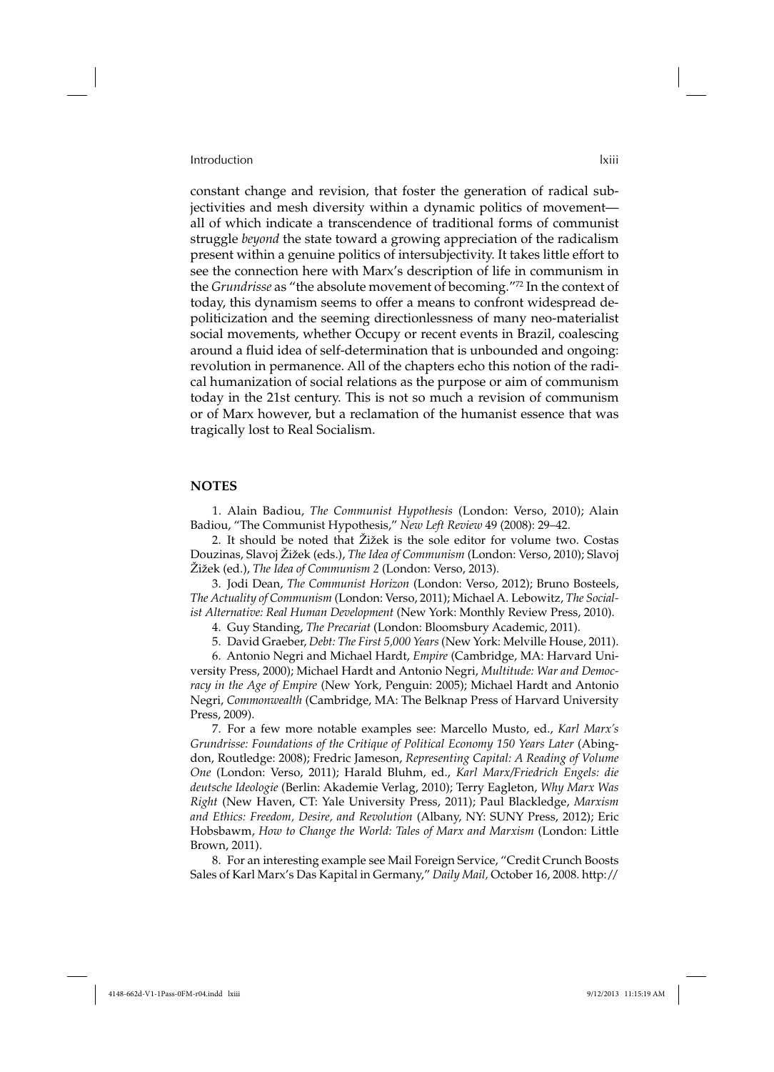constant change and revision, that foster the generation of radical subjectivities and mesh diversity within a dynamic politics of movement—all of which indicate a transcendence of traditional forms of communist struggle *beyond* the state toward a growing appreciation of the radicalism present within a genuine politics of intersubjectivity. It takes little effort to see the connection here with Marx's description of life in communism in the *Grundrisse* as "the absolute movement of becoming."[72] In the context of today, this dynamism seems to offer a means to confront widespread depoliticization and the seeming directionlessness of many neo-materialist social movements, whether Occupy or recent events in Brazil, coalescing around a fluid idea of self-determination that is unbounded and ongoing: revolution in permanence. All of the chapters echo this notion of the radical humanization of social relations as the purpose or aim of communism today in the 21st century. This is not so much a revision of communism or of Marx however, but a reclamation of the humanist essence that was tragically lost to Real Socialism.

## NOTES

1. Alain Badiou, *The Communist Hypothesis* (London: Verso, 2010); Alain Badiou, "The Communist Hypothesis," *New Left Review* 49 (2008): 29–42.

2. It should be noted that Žižek is the sole editor for volume two. Costas Douzinas, Slavoj Žižek (eds.), *The Idea of Communism* (London: Verso, 2010); Slavoj Žižek (ed.), *The Idea of Communism 2* (London: Verso, 2013).

3. Jodi Dean, *The Communist Horizon* (London: Verso, 2012); Bruno Bosteels, *The Actuality of Communism* (London: Verso, 2011); Michael A. Lebowitz, *The Socialist Alternative: Real Human Development* (New York: Monthly Review Press, 2010).

4. Guy Standing, *The Precariat* (London: Bloomsbury Academic, 2011).

5. David Graeber, *Debt: The First 5,000 Years* (New York: Melville House, 2011).

6. Antonio Negri and Michael Hardt, *Empire* (Cambridge, MA: Harvard University Press, 2000); Michael Hardt and Antonio Negri, *Multitude: War and Democracy in the Age of Empire* (New York, Penguin: 2005); Michael Hardt and Antonio Negri, *Commonwealth* (Cambridge, MA: The Belknap Press of Harvard University Press, 2009).

7. For a few more notable examples see: Marcello Musto, ed., *Karl Marx's Grundrisse: Foundations of the Critique of Political Economy 150 Years Later* (Abingdon, Routledge: 2008); Fredric Jameson, *Representing Capital: A Reading of Volume One* (London: Verso, 2011); Harald Bluhm, ed., *Karl Marx/Friedrich Engels: die deutsche Ideologie* (Berlin: Akademie Verlag, 2010); Terry Eagleton, *Why Marx Was Right* (New Haven, CT: Yale University Press, 2011); Paul Blackledge, *Marxism and Ethics: Freedom, Desire, and Revolution* (Albany, NY: SUNY Press, 2012); Eric Hobsbawm, *How to Change the World: Tales of Marx and Marxism* (London: Little Brown, 2011).

8. For an interesting example see Mail Foreign Service, "Credit Crunch Boosts Sales of Karl Marx's Das Kapital in Germany," *Daily Mail*, October 16, 2008. http://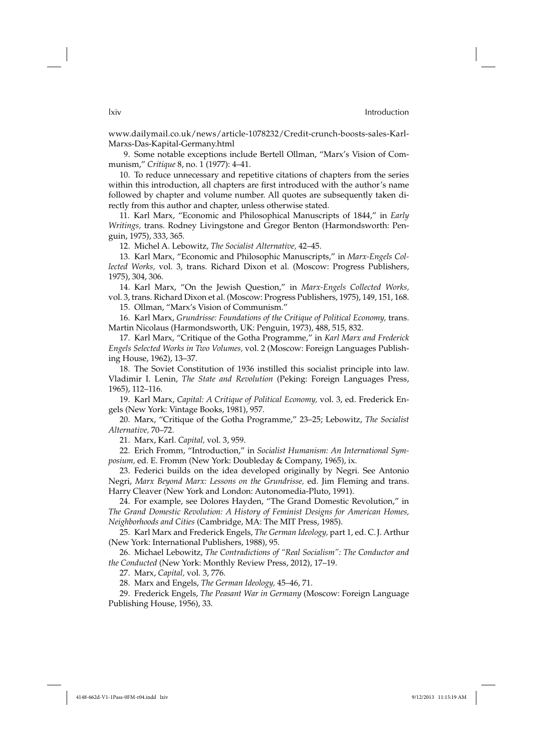www.dailymail.co.uk/news/article-1078232/Credit-crunch-boosts-sales-Karl-Marxs-Das-Kapital-Germany.html

9. Some notable exceptions include Bertell Ollman, "Marx's Vision of Communism," *Critique* 8, no. 1 (1977): 4–41.

10. To reduce unnecessary and repetitive citations of chapters from the series within this introduction, all chapters are first introduced with the author's name followed by chapter and volume number. All quotes are subsequently taken directly from this author and chapter, unless otherwise stated.

11. Karl Marx, "Economic and Philosophical Manuscripts of 1844," in *Early Writings,* trans. Rodney Livingstone and Gregor Benton (Harmondsworth: Penguin, 1975), 333, 365.

12. Michel A. Lebowitz, *The Socialist Alternative,* 42–45.

13. Karl Marx, "Economic and Philosophic Manuscripts," in *Marx-Engels Collected Works,* vol. 3, trans. Richard Dixon et al. (Moscow: Progress Publishers, 1975), 304, 306.

14. Karl Marx, "On the Jewish Question," in *Marx-Engels Collected Works,* vol. 3, trans. Richard Dixon et al. (Moscow: Progress Publishers, 1975), 149, 151, 168.

15. Ollman, "Marx's Vision of Communism."

16. Karl Marx, *Grundrisse: Foundations of the Critique of Political Economy,* trans. Martin Nicolaus (Harmondsworth, UK: Penguin, 1973), 488, 515, 832.

17. Karl Marx, "Critique of the Gotha Programme," in *Karl Marx and Frederick Engels Selected Works in Two Volumes,* vol. 2 (Moscow: Foreign Languages Publishing House, 1962), 13–37.

18. The Soviet Constitution of 1936 instilled this socialist principle into law. Vladimir I. Lenin, *The State and Revolution* (Peking: Foreign Languages Press, 1965), 112–116.

19. Karl Marx, *Capital: A Critique of Political Economy,* vol. 3, ed. Frederick Engels (New York: Vintage Books, 1981), 957.

20. Marx, "Critique of the Gotha Programme," 23–25; Lebowitz, *The Socialist Alternative,* 70–72.

21. Marx, Karl. *Capital,* vol. 3, 959.

22. Erich Fromm, "Introduction," in *Socialist Humanism: An International Symposium,* ed. E. Fromm (New York: Doubleday & Company, 1965), ix.

23. Federici builds on the idea developed originally by Negri. See Antonio Negri, *Marx Beyond Marx: Lessons on the Grundrisse,* ed. Jim Fleming and trans. Harry Cleaver (New York and London: Autonomedia-Pluto, 1991).

24. For example, see Dolores Hayden, "The Grand Domestic Revolution," in *The Grand Domestic Revolution: A History of Feminist Designs for American Homes, Neighborhoods and Cities* (Cambridge, MA: The MIT Press, 1985).

25. Karl Marx and Frederick Engels, *The German Ideology,* part 1, ed. C. J. Arthur (New York: International Publishers, 1988), 95.

26. Michael Lebowitz, *The Contradictions of "Real Socialism": The Conductor and the Conducted* (New York: Monthly Review Press, 2012), 17–19.

27. Marx, *Capital,* vol. 3, 776.

28. Marx and Engels, *The German Ideology,* 45–46, 71.

29. Frederick Engels, *The Peasant War in Germany* (Moscow: Foreign Language Publishing House, 1956), 33.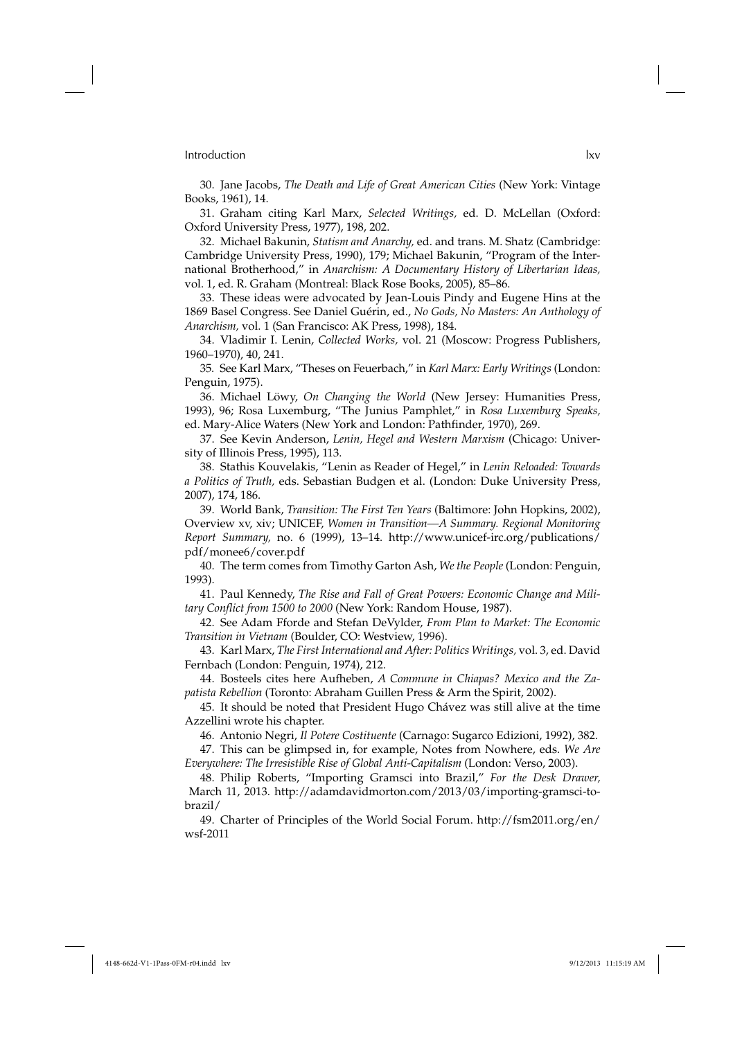30. Jane Jacobs, *The Death and Life of Great American Cities* (New York: Vintage Books, 1961), 14.

31. Graham citing Karl Marx, *Selected Writings,* ed. D. McLellan (Oxford: Oxford University Press, 1977), 198, 202.

32. Michael Bakunin, *Statism and Anarchy,* ed. and trans. M. Shatz (Cambridge: Cambridge University Press, 1990), 179; Michael Bakunin, "Program of the International Brotherhood," in *Anarchism: A Documentary History of Libertarian Ideas,* vol. 1, ed. R. Graham (Montreal: Black Rose Books, 2005), 85–86.

33. These ideas were advocated by Jean-Louis Pindy and Eugene Hins at the 1869 Basel Congress. See Daniel Guérin, ed., *No Gods, No Masters: An Anthology of Anarchism,* vol. 1 (San Francisco: AK Press, 1998), 184.

34. Vladimir I. Lenin, *Collected Works,* vol. 21 (Moscow: Progress Publishers, 1960–1970), 40, 241.

35. See Karl Marx, "Theses on Feuerbach," in *Karl Marx: Early Writings* (London: Penguin, 1975).

36. Michael Löwy, *On Changing the World* (New Jersey: Humanities Press, 1993), 96; Rosa Luxemburg, "The Junius Pamphlet," in *Rosa Luxemburg Speaks,* ed. Mary-Alice Waters (New York and London: Pathfinder, 1970), 269.

37. See Kevin Anderson, *Lenin, Hegel and Western Marxism* (Chicago: University of Illinois Press, 1995), 113.

38. Stathis Kouvelakis, "Lenin as Reader of Hegel," in *Lenin Reloaded: Towards a Politics of Truth,* eds. Sebastian Budgen et al. (London: Duke University Press, 2007), 174, 186.

39. World Bank, *Transition: The First Ten Years* (Baltimore: John Hopkins, 2002), Overview xv, xiv; UNICEF, *Women in Transition—A Summary. Regional Monitoring Report Summary,* no. 6 (1999), 13–14. http://www.unicef-irc.org/publications/pdf/monee6/cover.pdf

40. The term comes from Timothy Garton Ash, *We the People* (London: Penguin, 1993).

41. Paul Kennedy, *The Rise and Fall of Great Powers: Economic Change and Military Conflict from 1500 to 2000* (New York: Random House, 1987).

42. See Adam Fforde and Stefan DeVylder, *From Plan to Market: The Economic Transition in Vietnam* (Boulder, CO: Westview, 1996).

43. Karl Marx, *The First International and After: Politics Writings,* vol. 3, ed. David Fernbach (London: Penguin, 1974), 212.

44. Bosteels cites here Aufheben, *A Commune in Chiapas? Mexico and the Zapatista Rebellion* (Toronto: Abraham Guillen Press & Arm the Spirit, 2002).

45. It should be noted that President Hugo Chávez was still alive at the time Azzellini wrote his chapter.

46. Antonio Negri, *Il Potere Costituente* (Carnago: Sugarco Edizioni, 1992), 382.

47. This can be glimpsed in, for example, Notes from Nowhere, eds. *We Are Everywhere: The Irresistible Rise of Global Anti-Capitalism* (London: Verso, 2003).

48. Philip Roberts, "Importing Gramsci into Brazil," *For the Desk Drawer,* March 11, 2013. http://adamdavidmorton.com/2013/03/importing-gramsci-to-brazil/

49. Charter of Principles of the World Social Forum. http://fsm2011.org/en/wsf-2011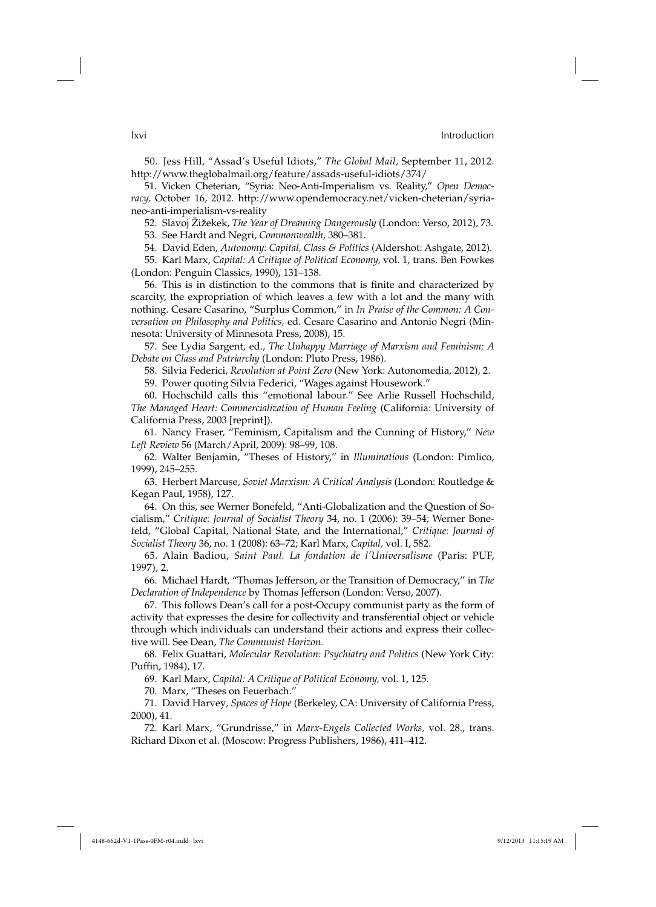50. Jess Hill, "Assad's Useful Idiots," *The Global Mail,* September 11, 2012. http://www.theglobalmail.org/feature/assads-useful-idiots/374/

51. Vicken Cheterian, "Syria: Neo-Anti-Imperialism vs. Reality," *Open Democracy,* October 16, 2012. http://www.opendemocracy.net/vicken-cheterian/syria-neo-anti-imperialism-vs-reality

52. Slavoj Žižekek, *The Year of Dreaming Dangerously* (London: Verso, 2012), 73.

53. See Hardt and Negri, *Commonwealth,* 380–381.

54. David Eden, *Autonomy: Capital, Class & Politics* (Aldershot: Ashgate, 2012).

55. Karl Marx, *Capital: A Critique of Political Economy,* vol. 1, trans. Ben Fowkes (London: Penguin Classics, 1990), 131–138.

56. This is in distinction to the commons that is finite and characterized by scarcity, the expropriation of which leaves a few with a lot and the many with nothing. Cesare Casarino, "Surplus Common," in *In Praise of the Common: A Conversation on Philosophy and Politics,* ed. Cesare Casarino and Antonio Negri (Minnesota: University of Minnesota Press, 2008), 15.

57. See Lydia Sargent, ed., *The Unhappy Marriage of Marxism and Feminism: A Debate on Class and Patriarchy* (London: Pluto Press, 1986).

58. Silvia Federici, *Revolution at Point Zero* (New York: Autonomedia, 2012), 2.

59. Power quoting Silvia Federici, "Wages against Housework."

60. Hochschild calls this "emotional labour." See Arlie Russell Hochschild, *The Managed Heart: Commercialization of Human Feeling* (California: University of California Press, 2003 [reprint]).

61. Nancy Fraser, "Feminism, Capitalism and the Cunning of History," *New Left Review* 56 (March/April, 2009): 98–99, 108.

62. Walter Benjamin, "Theses of History," in *Illuminations* (London: Pimlico, 1999), 245–255.

63. Herbert Marcuse, *Soviet Marxism: A Critical Analysis* (London: Routledge & Kegan Paul, 1958), 127.

64. On this, see Werner Bonefeld, "Anti-Globalization and the Question of Socialism," *Critique: Journal of Socialist Theory* 34, no. 1 (2006): 39–54; Werner Bonefeld, "Global Capital, National State, and the International," *Critique: Journal of Socialist Theory* 36, no. 1 (2008): 63–72; Karl Marx, *Capital,* vol. I, 582.

65. Alain Badiou, *Saint Paul. La fondation de l'Universalisme* (Paris: PUF, 1997), 2.

66. Michael Hardt, "Thomas Jefferson, or the Transition of Democracy," in *The Declaration of Independence* by Thomas Jefferson (London: Verso, 2007).

67. This follows Dean's call for a post-Occupy communist party as the form of activity that expresses the desire for collectivity and transferential object or vehicle through which individuals can understand their actions and express their collective will. See Dean, *The Communist Horizon.*

68. Felix Guattari, *Molecular Revolution: Psychiatry and Politics* (New York City: Puffin, 1984), 17.

69. Karl Marx, *Capital: A Critique of Political Economy,* vol. 1, 125.

70. Marx, "Theses on Feuerbach."

71. David Harvey, *Spaces of Hope* (Berkeley, CA: University of California Press, 2000), 41.

72. Karl Marx, "Grundrisse," in *Marx-Engels Collected Works,* vol. 28., trans. Richard Dixon et al. (Moscow: Progress Publishers, 1986), 411–412.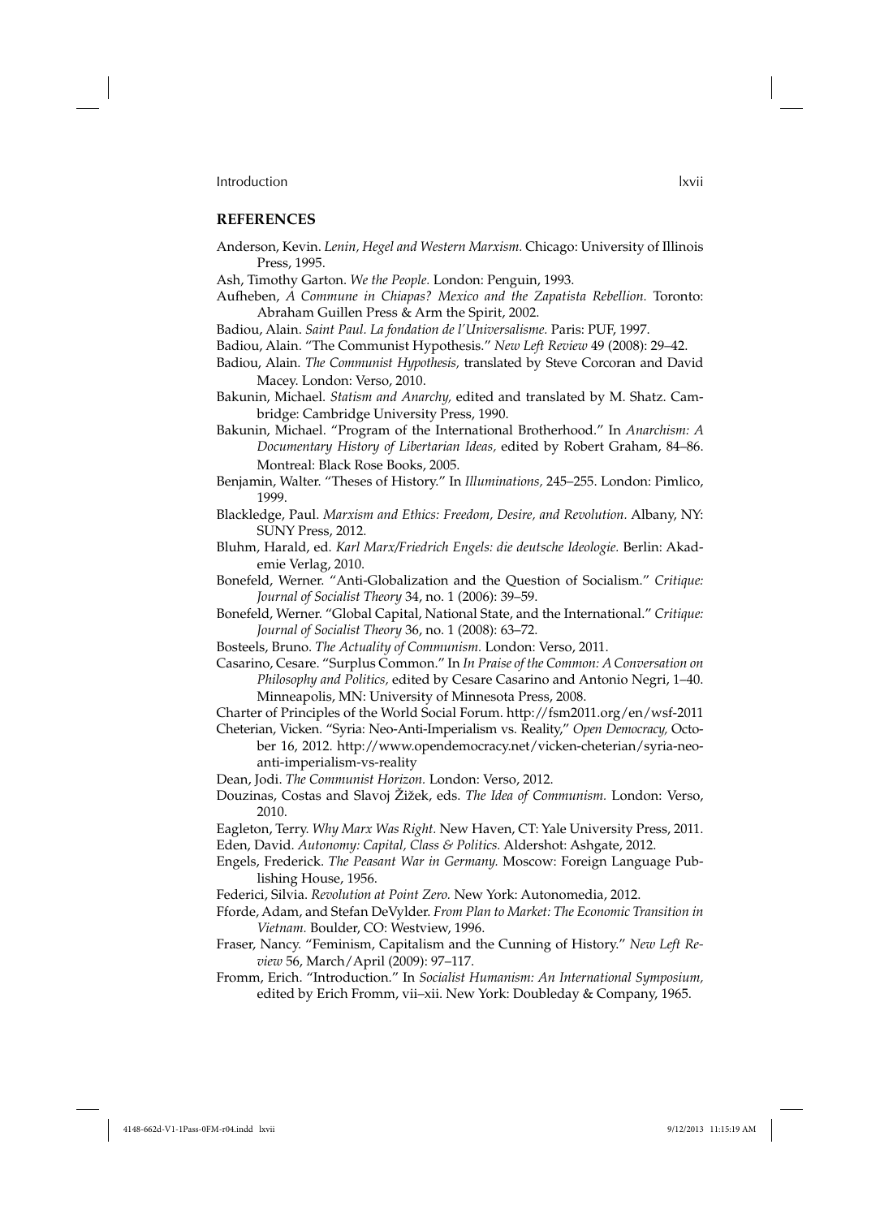## REFERENCES

Anderson, Kevin. *Lenin, Hegel and Western Marxism.* Chicago: University of Illinois Press, 1995.

Ash, Timothy Garton. *We the People.* London: Penguin, 1993.

Aufheben, *A Commune in Chiapas? Mexico and the Zapatista Rebellion.* Toronto: Abraham Guillen Press & Arm the Spirit, 2002.

Badiou, Alain. *Saint Paul. La fondation de l'Universalisme.* Paris: PUF, 1997.

Badiou, Alain. "The Communist Hypothesis." *New Left Review* 49 (2008): 29–42.

Badiou, Alain. *The Communist Hypothesis,* translated by Steve Corcoran and David Macey. London: Verso, 2010.

Bakunin, Michael. *Statism and Anarchy,* edited and translated by M. Shatz. Cambridge: Cambridge University Press, 1990.

Bakunin, Michael. "Program of the International Brotherhood." In *Anarchism: A Documentary History of Libertarian Ideas,* edited by Robert Graham, 84–86. Montreal: Black Rose Books, 2005.

Benjamin, Walter. "Theses of History." In *Illuminations,* 245–255. London: Pimlico, 1999.

Blackledge, Paul. *Marxism and Ethics: Freedom, Desire, and Revolution.* Albany, NY: SUNY Press, 2012.

Bluhm, Harald, ed. *Karl Marx/Friedrich Engels: die deutsche Ideologie.* Berlin: Akademie Verlag, 2010.

Bonefeld, Werner. "Anti-Globalization and the Question of Socialism." *Critique: Journal of Socialist Theory* 34, no. 1 (2006): 39–59.

Bonefeld, Werner. "Global Capital, National State, and the International." *Critique: Journal of Socialist Theory* 36, no. 1 (2008): 63–72.

Bosteels, Bruno. *The Actuality of Communism.* London: Verso, 2011.

Casarino, Cesare. "Surplus Common." In *In Praise of the Common: A Conversation on Philosophy and Politics,* edited by Cesare Casarino and Antonio Negri, 1–40. Minneapolis, MN: University of Minnesota Press, 2008.

Charter of Principles of the World Social Forum. http://fsm2011.org/en/wsf-2011

Cheterian, Vicken. "Syria: Neo-Anti-Imperialism vs. Reality," *Open Democracy,* October 16, 2012. http://www.opendemocracy.net/vicken-cheterian/syria-neo-anti-imperialism-vs-reality

Dean, Jodi. *The Communist Horizon.* London: Verso, 2012.

Douzinas, Costas and Slavoj Žižek, eds. *The Idea of Communism.* London: Verso, 2010.

Eagleton, Terry. *Why Marx Was Right.* New Haven, CT: Yale University Press, 2011.

Eden, David. *Autonomy: Capital, Class & Politics.* Aldershot: Ashgate, 2012.

Engels, Frederick. *The Peasant War in Germany.* Moscow: Foreign Language Publishing House, 1956.

Federici, Silvia. *Revolution at Point Zero.* New York: Autonomedia, 2012.

Fforde, Adam, and Stefan DeVylder. *From Plan to Market: The Economic Transition in Vietnam.* Boulder, CO: Westview, 1996.

Fraser, Nancy. "Feminism, Capitalism and the Cunning of History." *New Left Review* 56, March/April (2009): 97–117.

Fromm, Erich. "Introduction." In *Socialist Humanism: An International Symposium,* edited by Erich Fromm, vii–xii. New York: Doubleday & Company, 1965.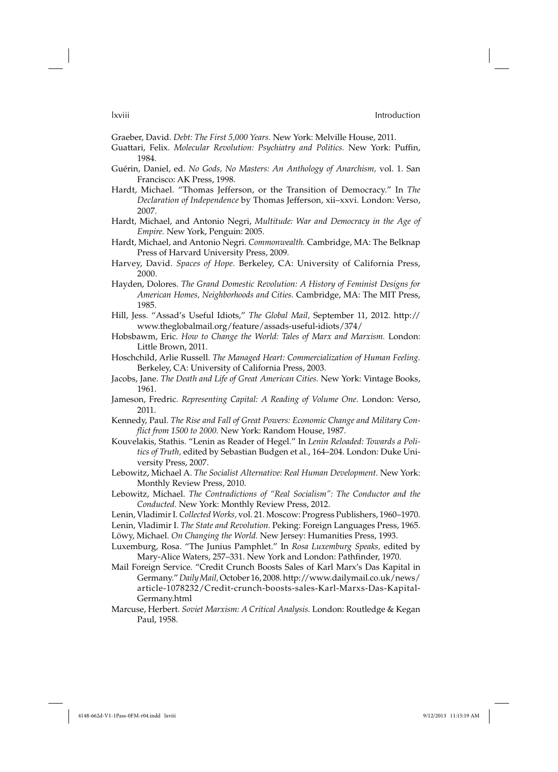Graeber, David. *Debt: The First 5,000 Years.* New York: Melville House, 2011.

Guattari, Felix. *Molecular Revolution: Psychiatry and Politics.* New York: Puffin, 1984.

Guérin, Daniel, ed. *No Gods, No Masters: An Anthology of Anarchism,* vol. 1. San Francisco: AK Press, 1998.

Hardt, Michael. "Thomas Jefferson, or the Transition of Democracy." In *The Declaration of Independence* by Thomas Jefferson, xii–xxvi. London: Verso, 2007.

Hardt, Michael, and Antonio Negri, *Multitude: War and Democracy in the Age of Empire.* New York, Penguin: 2005.

Hardt, Michael, and Antonio Negri. *Commonwealth.* Cambridge, MA: The Belknap Press of Harvard University Press, 2009.

Harvey, David. *Spaces of Hope.* Berkeley, CA: University of California Press, 2000.

Hayden, Dolores. *The Grand Domestic Revolution: A History of Feminist Designs for American Homes, Neighborhoods and Cities.* Cambridge, MA: The MIT Press, 1985.

Hill, Jess. "Assad's Useful Idiots," *The Global Mail,* September 11, 2012. http://www.theglobalmail.org/feature/assads-useful-idiots/374/

Hobsbawm, Eric. *How to Change the World: Tales of Marx and Marxism.* London: Little Brown, 2011.

Hoschchild, Arlie Russell. *The Managed Heart: Commercialization of Human Feeling.* Berkeley, CA: University of California Press, 2003.

Jacobs, Jane. *The Death and Life of Great American Cities.* New York: Vintage Books, 1961.

Jameson, Fredric. *Representing Capital: A Reading of Volume One.* London: Verso, 2011.

Kennedy, Paul. *The Rise and Fall of Great Powers: Economic Change and Military Conflict from 1500 to 2000.* New York: Random House, 1987.

Kouvelakis, Stathis. "Lenin as Reader of Hegel." In *Lenin Reloaded: Towards a Politics of Truth,* edited by Sebastian Budgen et al., 164–204. London: Duke University Press, 2007.

Lebowitz, Michael A. *The Socialist Alternative: Real Human Development.* New York: Monthly Review Press, 2010.

Lebowitz, Michael. *The Contradictions of "Real Socialism": The Conductor and the Conducted.* New York: Monthly Review Press, 2012.

Lenin, Vladimir I. *Collected Works,* vol. 21. Moscow: Progress Publishers, 1960–1970.

Lenin, Vladimir I. *The State and Revolution.* Peking: Foreign Languages Press, 1965.

Löwy, Michael. *On Changing the World.* New Jersey: Humanities Press, 1993.

Luxemburg, Rosa. "The Junius Pamphlet." In *Rosa Luxemburg Speaks,* edited by Mary-Alice Waters, 257–331. New York and London: Pathfinder, 1970.

Mail Foreign Service. "Credit Crunch Boosts Sales of Karl Marx's Das Kapital in Germany." *Daily Mail,* October 16, 2008. http://www.dailymail.co.uk/news/article-1078232/Credit-crunch-boosts-sales-Karl-Marxs-Das-Kapital-Germany.html

Marcuse, Herbert. *Soviet Marxism: A Critical Analysis.* London: Routledge & Kegan Paul, 1958.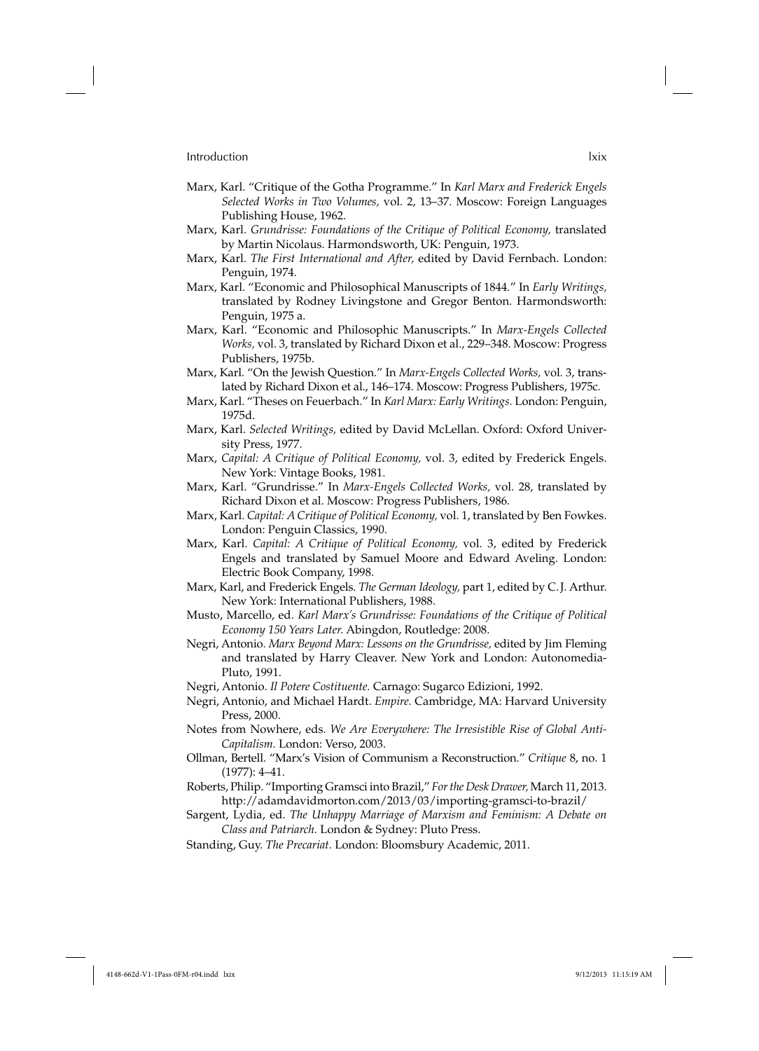Marx, Karl. "Critique of the Gotha Programme." In *Karl Marx and Frederick Engels Selected Works in Two Volumes,* vol. 2, 13–37. Moscow: Foreign Languages Publishing House, 1962.

Marx, Karl. *Grundrisse: Foundations of the Critique of Political Economy,* translated by Martin Nicolaus. Harmondsworth, UK: Penguin, 1973.

Marx, Karl. *The First International and After,* edited by David Fernbach. London: Penguin, 1974.

Marx, Karl. "Economic and Philosophical Manuscripts of 1844." In *Early Writings,* translated by Rodney Livingstone and Gregor Benton. Harmondsworth: Penguin, 1975 a.

Marx, Karl. "Economic and Philosophic Manuscripts." In *Marx-Engels Collected Works,* vol. 3, translated by Richard Dixon et al., 229–348. Moscow: Progress Publishers, 1975b.

Marx, Karl. "On the Jewish Question." In *Marx-Engels Collected Works,* vol. 3, translated by Richard Dixon et al., 146–174. Moscow: Progress Publishers, 1975c.

Marx, Karl. "Theses on Feuerbach." In *Karl Marx: Early Writings.* London: Penguin, 1975d.

Marx, Karl. *Selected Writings,* edited by David McLellan. Oxford: Oxford University Press, 1977.

Marx, *Capital: A Critique of Political Economy,* vol. 3, edited by Frederick Engels. New York: Vintage Books, 1981.

Marx, Karl. "Grundrisse." In *Marx-Engels Collected Works,* vol. 28, translated by Richard Dixon et al. Moscow: Progress Publishers, 1986.

Marx, Karl. *Capital: A Critique of Political Economy,* vol. 1, translated by Ben Fowkes. London: Penguin Classics, 1990.

Marx, Karl. *Capital: A Critique of Political Economy,* vol. 3, edited by Frederick Engels and translated by Samuel Moore and Edward Aveling. London: Electric Book Company, 1998.

Marx, Karl, and Frederick Engels. *The German Ideology,* part 1, edited by C. J. Arthur. New York: International Publishers, 1988.

Musto, Marcello, ed. *Karl Marx's Grundrisse: Foundations of the Critique of Political Economy 150 Years Later.* Abingdon, Routledge: 2008.

Negri, Antonio. *Marx Beyond Marx: Lessons on the Grundrisse,* edited by Jim Fleming and translated by Harry Cleaver. New York and London: Autonomedia-Pluto, 1991.

Negri, Antonio. *Il Potere Costituente.* Carnago: Sugarco Edizioni, 1992.

Negri, Antonio, and Michael Hardt. *Empire.* Cambridge, MA: Harvard University Press, 2000.

Notes from Nowhere, eds. *We Are Everywhere: The Irresistible Rise of Global Anti-Capitalism.* London: Verso, 2003.

Ollman, Bertell. "Marx's Vision of Communism a Reconstruction." *Critique* 8, no. 1 (1977): 4–41.

Roberts, Philip. "Importing Gramsci into Brazil," *For the Desk Drawer,* March 11, 2013. http://adamdavidmorton.com/2013/03/importing-gramsci-to-brazil/

Sargent, Lydia, ed. *The Unhappy Marriage of Marxism and Feminism: A Debate on Class and Patriarch.* London & Sydney: Pluto Press.

Standing, Guy. *The Precariat.* London: Bloomsbury Academic, 2011.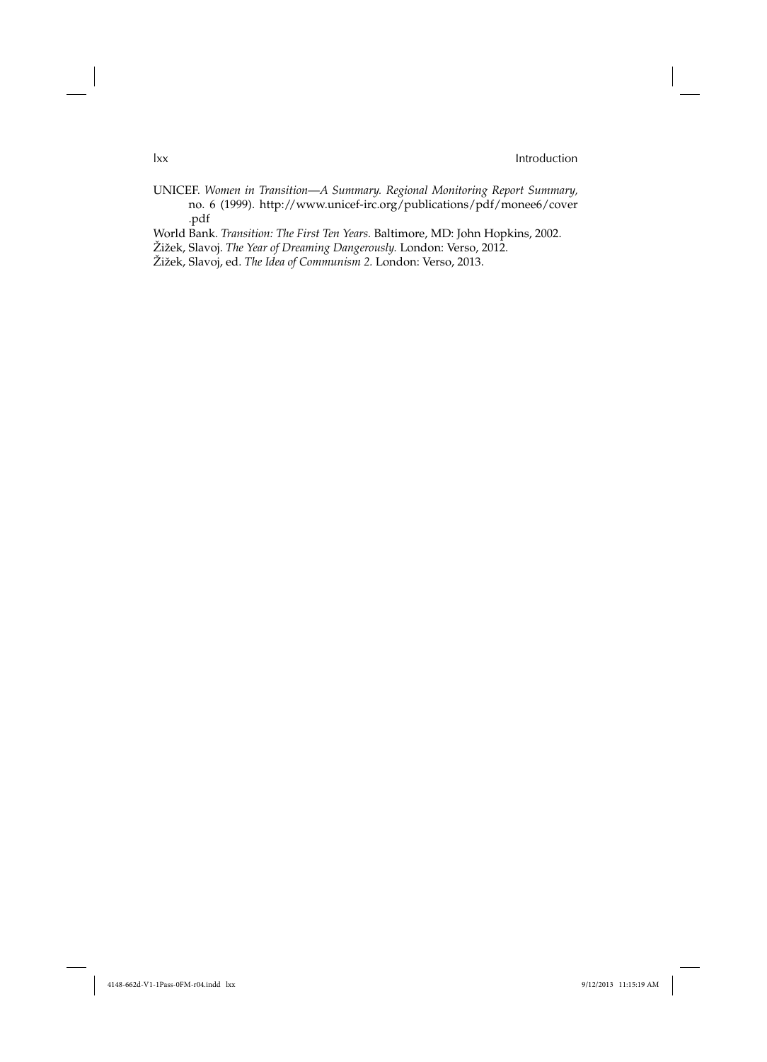UNICEF. *Women in Transition—A Summary. Regional Monitoring Report Summary,* no. 6 (1999). http://www.unicef-irc.org/publications/pdf/monee6/cover.pdf

World Bank. *Transition: The First Ten Years.* Baltimore, MD: John Hopkins, 2002.

Žižek, Slavoj. *The Year of Dreaming Dangerously.* London: Verso, 2012.

Žižek, Slavoj, ed. *The Idea of Communism 2.* London: Verso, 2013.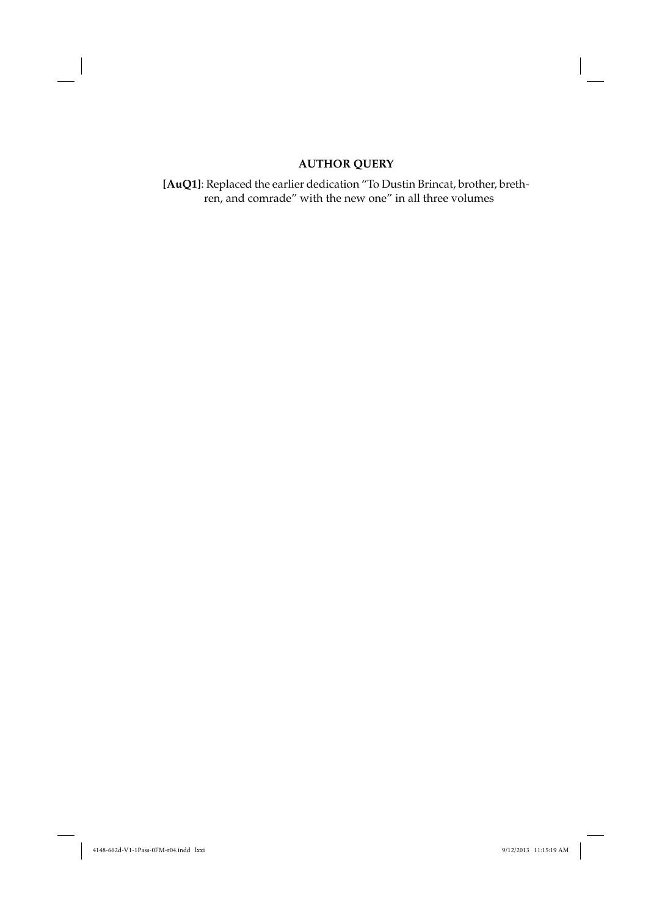## AUTHOR QUERY

**[AuQ1]**: Replaced the earlier dedication "To Dustin Brincat, brother, brethren, and comrade" with the new one" in all three volumes